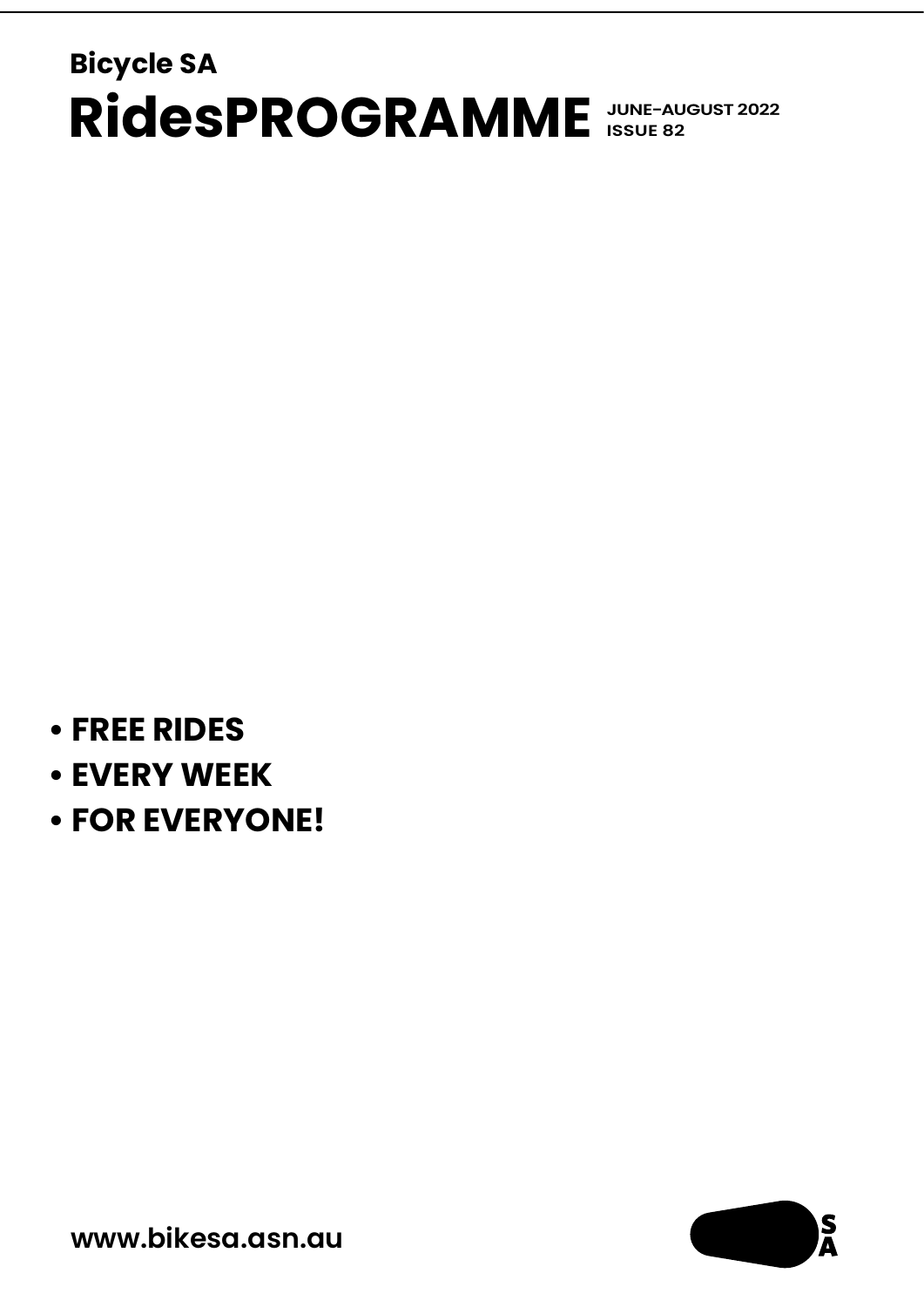**Bicycle SA**

# RidesPROGRAMME

**JUNE-AUGUST 2022**
**ISSUE 82**

- **FREE RIDES**
- **EVERY WEEK**
- **FOR EVERYONE!**

**www.bikesa.asn.au**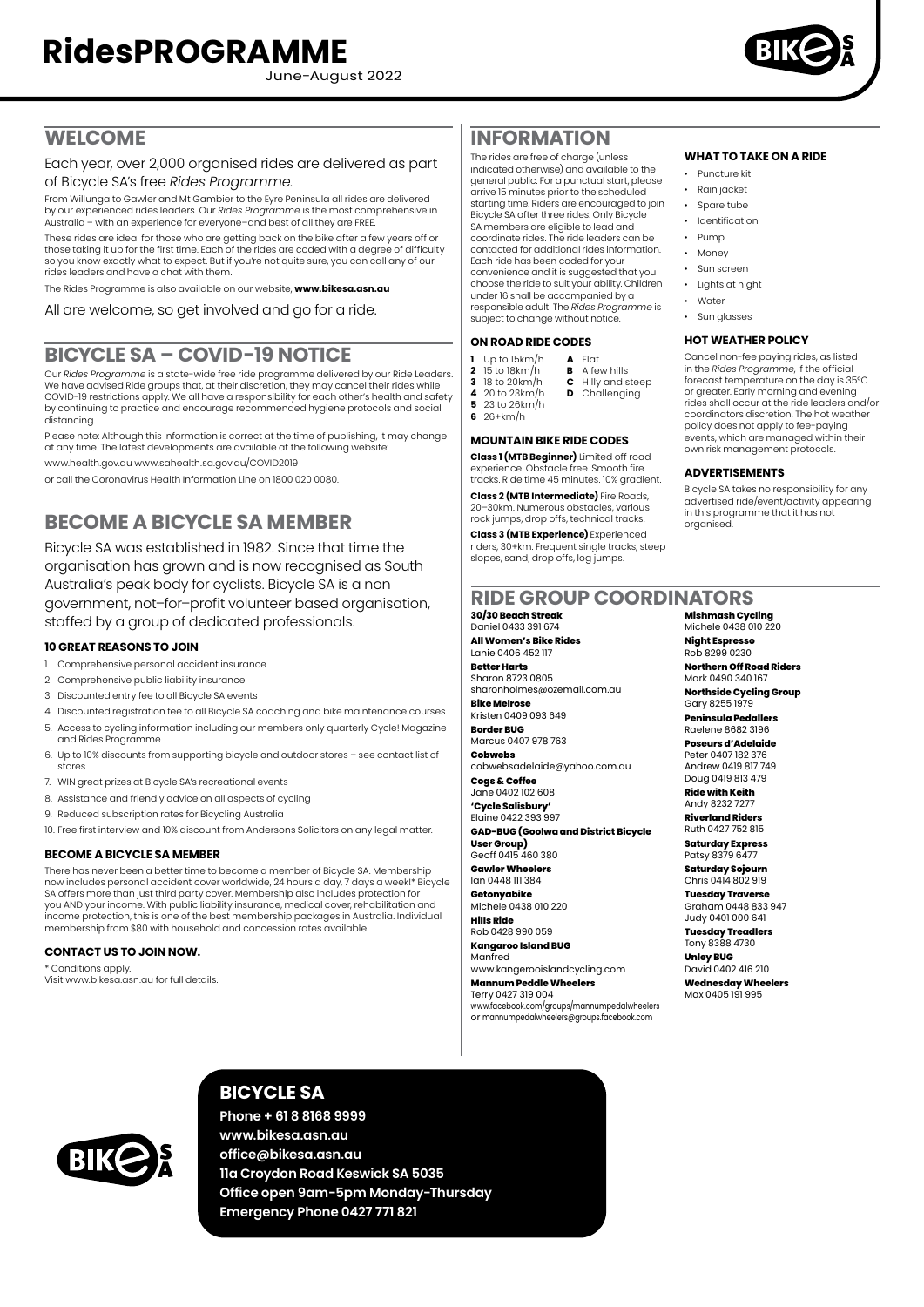# RidesPROGRAMME

June-August 2022

## WELCOME

Each year, over 2,000 organised rides are delivered as part of Bicycle SA's free *Rides Programme.*

From Willunga to Gawler and Mt Gambier to the Eyre Peninsula all rides are delivered by our experienced rides leaders. Our *Rides Programme* is the most comprehensive in Australia – with an experience for everyone–and best of all they are FREE.

These rides are ideal for those who are getting back on the bike after a few years off or those taking it up for the first time. Each of the rides are coded with a degree of difficulty so you know exactly what to expect. But if you're not quite sure, you can call any of our rides leaders and have a chat with them.

The Rides Programme is also available on our website, **www.bikesa.asn.au**

All are welcome, so get involved and go for a ride.

## BICYCLE SA – COVID-19 NOTICE

Our *Rides Programme* is a state-wide free ride programme delivered by our Ride Leaders. We have advised Ride groups that, at their discretion, they may cancel their rides while COVID-19 restrictions apply. We all have a responsibility for each other's health and safety by continuing to practice and encourage recommended hygiene protocols and social distancing.

Please note: Although this information is correct at the time of publishing, it may change at any time. The latest developments are available at the following website:

www.health.gov.au www.sahealth.sa.gov.au/COVID2019

or call the Coronavirus Health Information Line on 1800 020 0080.

## BECOME A BICYCLE SA MEMBER

Bicycle SA was established in 1982. Since that time the organisation has grown and is now recognised as South Australia's peak body for cyclists. Bicycle SA is a non government, not–for–profit volunteer based organisation, staffed by a group of dedicated professionals.

### 10 GREAT REASONS TO JOIN

1. Comprehensive personal accident insurance
2. Comprehensive public liability insurance
3. Discounted entry fee to all Bicycle SA events
4. Discounted registration fee to all Bicycle SA coaching and bike maintenance courses
5. Access to cycling information including our members only quarterly Cycle! Magazine and Rides Programme
6. Up to 10% discounts from supporting bicycle and outdoor stores – see contact list of stores
7. WIN great prizes at Bicycle SA's recreational events
8. Assistance and friendly advice on all aspects of cycling
9. Reduced subscription rates for Bicycling Australia
10. Free first interview and 10% discount from Andersons Solicitors on any legal matter.

### BECOME A BICYCLE SA MEMBER

There has never been a better time to become a member of Bicycle SA. Membership now includes personal accident cover worldwide, 24 hours a day, 7 days a week!* Bicycle SA offers more than just third party cover. Membership also includes protection for you AND your income. With public liability insurance, medical cover, rehabilitation and income protection, this is one of the best membership packages in Australia. Individual membership from $80 with household and concession rates available.

### CONTACT US TO JOIN NOW.

* Conditions apply.
Visit www.bikesa.asn.au for full details.

## INFORMATION

The rides are free of charge (unless indicated otherwise) and available to the general public. For a punctual start, please arrive 15 minutes prior to the scheduled starting time. Riders are encouraged to join Bicycle SA after three rides. Only Bicycle SA members are eligible to lead and coordinate rides. The ride leaders can be contacted for additional rides information. Each ride has been coded for your convenience and it is suggested that you choose the ride to suit your ability. Children under 16 shall be accompanied by a responsible adult. The *Rides Programme* is subject to change without notice.

### ON ROAD RIDE CODES

- **1** Up to 15km/h
- **2** 15 to 18km/h
- **3** 18 to 20km/h
- **4** 20 to 23km/h
- **5** 23 to 26km/h
- **6** 26+km/h

- **A** Flat
- **B** A few hills
- **C** Hilly and steep
- **D** Challenging

### MOUNTAIN BIKE RIDE CODES

**Class 1 (MTB Beginner)** Limited off road experience. Obstacle free. Smooth fire tracks. Ride time 45 minutes. 10% gradient.

**Class 2 (MTB Intermediate)** Fire Roads, 20–30km. Numerous obstacles, various rock jumps, drop offs, technical tracks.

**Class 3 (MTB Experience)** Experienced riders, 30+km. Frequent single tracks, steep slopes, sand, drop offs, log jumps.

### WHAT TO TAKE ON A RIDE

- Puncture kit
- Rain jacket
- Spare tube
- Identification
- Pump
- Money
- Sun screen
- Lights at night
- Water
- Sun glasses

### HOT WEATHER POLICY

Cancel non-fee paying rides, as listed in the *Rides Programme*, if the official forecast temperature on the day is 35°C or greater. Early morning and evening rides shall occur at the ride leaders and/or coordinators discretion. The hot weather policy does not apply to fee-paying events, which are managed within their own risk management protocols.

### ADVERTISEMENTS

Bicycle SA takes no responsibility for any advertised ride/event/activity appearing in this programme that it has not organised.

## RIDE GROUP COORDINATORS

**30/30 Beach Streak**
Daniel 0433 391 674

**All Women's Bike Rides**
Lanie 0406 452 117

**Better Harts**
Sharon 8723 0805
sharonholmes@ozemail.com.au

**Bike Melrose**
Kristen 0409 093 649

**Border BUG**
Marcus 0407 978 763

**Cobwebs**
cobwebsadelaide@yahoo.com.au

**Cogs & Coffee**
Jane 0402 102 608

**'Cycle Salisbury'**
Elaine 0422 393 997

**GAD-BUG (Goolwa and District Bicycle User Group)**
Geoff 0415 460 380

**Gawler Wheelers**
Ian 0448 111 384

**Getonyabike**
Michele 0438 010 220

**Hills Ride**
Rob 0428 990 059

**Kangaroo Island BUG**
Manfred
www.kangerooislandcycling.com

**Mannum Peddle Wheelers**
Terry 0427 319 004
www.facebook.com/groups/mannumpedalwheelers or mannumpedalwheelers@groups.facebook.com

**Mishmash Cycling**
Michele 0438 010 220

**Night Espresso**
Rob 8299 0230

**Northern Off Road Riders**
Mark 0490 340 167

**Northside Cycling Group**
Gary 8255 1979

**Peninsula Pedallers**
Raelene 8682 3196

**Poseurs d'Adelaide**
Peter 0407 182 376
Andrew 0419 817 749
Doug 0419 813 479

**Ride with Keith**
Andy 8232 7277

**Riverland Riders**
Ruth 0427 752 815

**Saturday Express**
Patsy 8379 6477

**Saturday Sojourn**
Chris 0414 802 919

**Tuesday Traverse**
Graham 0448 833 947
Judy 0401 000 641

**Tuesday Treadlers**
Tony 8388 4730

**Unley BUG**
David 0402 416 210

**Wednesday Wheelers**
Max 0405 191 995

## BICYCLE SA

**Phone + 61 8 8168 9999**
**www.bikesa.asn.au**
**office@bikesa.asn.au**
**11a Croydon Road Keswick SA 5035**
**Office open 9am-5pm Monday-Thursday**
**Emergency Phone 0427 771 821**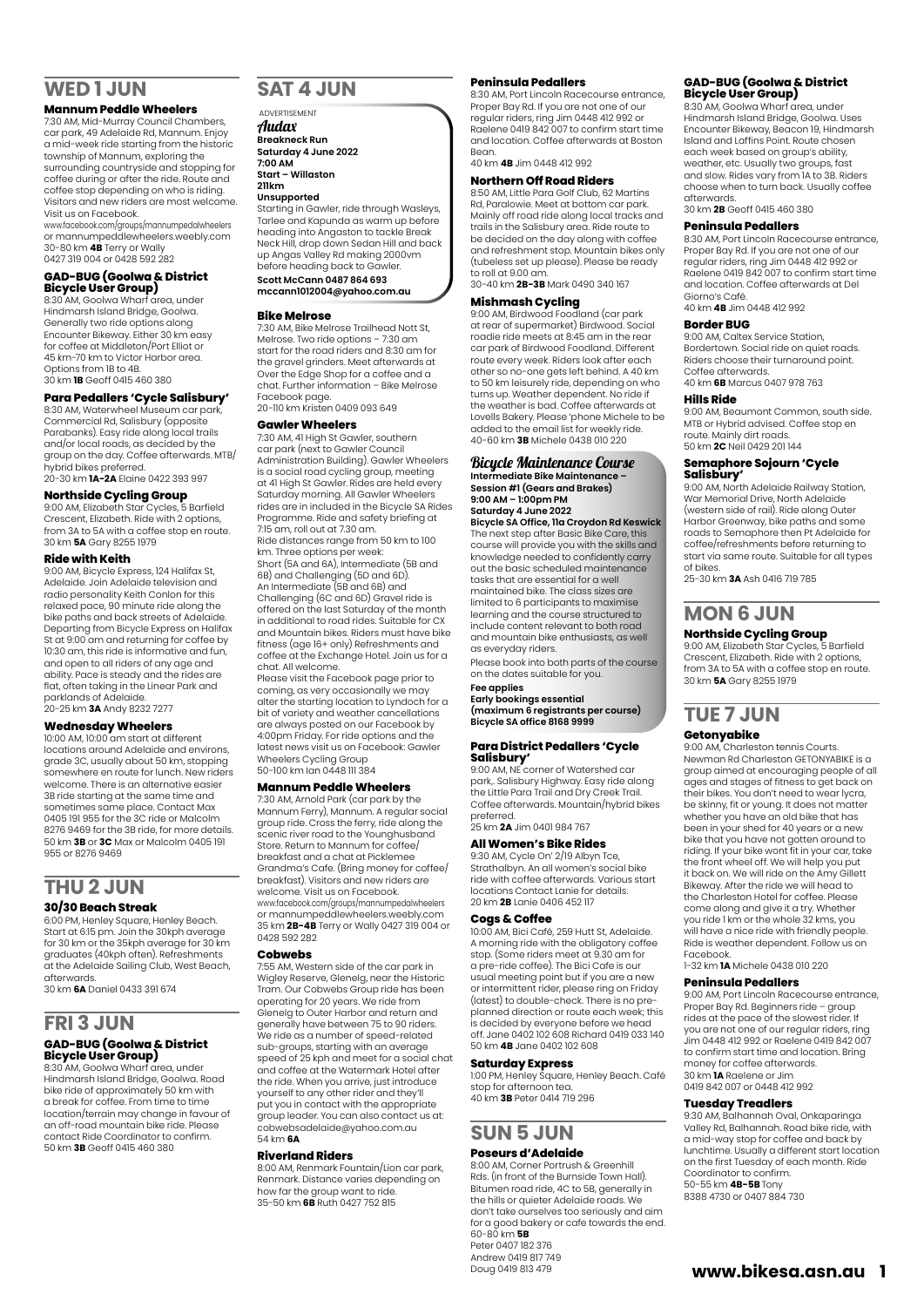## WED 1 JUN

### Mannum Peddle Wheelers

7:30 AM, Mid-Murray Council Chambers, car park, 49 Adelaide Rd, Mannum. Enjoy a mid-week ride starting from the historic township of Mannum, exploring the surrounding countryside and stopping for coffee during or after the ride. Route and coffee stop depending on who is riding. Visitors and new riders are most welcome. Visit us on Facebook.
www.facebook.com/groups/mannumpedalwheelers or mannumpeddlewheelers.weebly.com
30–80 km **4B** Terry or Wally 0427 319 004 or 0428 592 282

### GAD-BUG (Goolwa & District Bicycle User Group)

8:30 AM, Goolwa Wharf area, under Hindmarsh Island Bridge, Goolwa. Generally two ride options along Encounter Bikeway. Either 30 km easy for coffee at Middleton/Port Elliot or 45 km–70 km to Victor Harbor area. Options from 1B to 4B.
30 km **1B** Geoff 0415 460 380

### Para Pedallers 'Cycle Salisbury'

8:30 AM, Waterwheel Museum car park, Commercial Rd, Salisbury (opposite Parabanks). Easy ride along local trails and/or local roads, as decided by the group on the day. Coffee afterwards. MTB/hybrid bikes preferred.
20–30 km **1A-2A** Elaine 0422 393 997

### Northside Cycling Group

9:00 AM, Elizabeth Star Cycles, 5 Barfield Crescent, Elizabeth. Ride with 2 options, from 3A to 5A with a coffee stop en route.
30 km **5A** Gary 8255 1979

### Ride with Keith

9:00 AM, Bicycle Express, 124 Halifax St, Adelaide. Join Adelaide television and radio personality Keith Conlon for this relaxed pace, 90 minute ride along the bike paths and back streets of Adelaide. Departing from Bicycle Express on Halifax St at 9:00 am and returning for coffee by 10:30 am, this ride is informative and fun, and open to all riders of any age and ability. Pace is steady and the rides are flat, often taking in the Linear Park and parklands of Adelaide.
20–25 km **3A** Andy 8232 7277

### Wednesday Wheelers

10:00 AM, 10:00 am start at different locations around Adelaide and environs, grade 3C, usually about 50 km, stopping somewhere en route for lunch. New riders welcome. There is an alternative easier 3B ride starting at the same time and sometimes same place. Contact Max 0405 191 955 for the 3C ride or Malcolm 8276 9469 for the 3B ride, for more details.
50 km **3B** or **3C** Max or Malcolm 0405 191 955 or 8276 9469

## THU 2 JUN

### 30/30 Beach Streak

6:00 PM, Henley Square, Henley Beach. Start at 6:15 pm. Join the 30kph average for 30 km or the 35kph average for 30 km graduates (40kph often). Refreshments at the Adelaide Sailing Club, West Beach, afterwards.
30 km **6A** Daniel 0433 391 674

## FRI 3 JUN

### GAD-BUG (Goolwa & District Bicycle User Group)

8:30 AM, Goolwa Wharf area, under Hindmarsh Island Bridge, Goolwa. Road bike ride of approximately 50 km with a break for coffee. From time to time location/terrain may change in favour of an off-road mountain bike ride. Please contact Ride Coordinator to confirm.
50 km **3B** Geoff 0415 460 380

## SAT 4 JUN

ADVERTISEMENT

*Audax*
**Breakneck Run**
**Saturday 4 June 2022**
**7:00 AM**
**Start – Willaston**
**211km**
**Unsupported**
Starting in Gawler, ride through Wasleys, Tarlee and Kapunda as warm up before heading into Angaston to tackle Break Neck Hill, drop down Sedan Hill and back up Angas Valley Rd making 2000vm before heading back to Gawler.
**Scott McCann 0487 864 693**
**mccann1012004@yahoo.com.au**

### Bike Melrose

7:30 AM, Bike Melrose Trailhead Nott St, Melrose. Two ride options – 7:30 am start for the road riders and 8:30 am for the gravel grinders. Meet afterwards at Over the Edge Shop for a coffee and a chat. Further information – Bike Melrose Facebook page.
20–110 km Kristen 0409 093 649

### Gawler Wheelers

7:30 AM, 41 High St Gawler, southern car park (next to Gawler Council Administration Building). Gawler Wheelers is a social road cycling group, meeting at 41 High St Gawler. Rides are held every Saturday morning. All Gawler Wheelers rides are included in the Bicycle SA Rides Programme. Ride and safety briefing at 7:15 am, roll out at 7.30 am.
Ride distances range from 50 km to 100 km. Three options per week:
Short (5A and 6A), Intermediate (5B and 6B) and Challenging (5D and 6D).
An Intermediate (5B and 6B) and Challenging (6C and 6D) Gravel ride is offered on the last Saturday of the month in addition to road rides. Suitable for CX and Mountain bikes. Riders must have bike fitness (age 16+ only) Refreshments and coffee at the Exchange Hotel. Join us for a chat. All welcome.
Please visit the Facebook page prior to coming, as very occasionally we may alter the starting location to Lyndoch for a bit of variety and weather cancellations are always posted on our Facebook by 4:00pm Friday. For ride options and the latest news visit us on Facebook: Gawler Wheelers Cycling Group
50-100 km Ian 0448 111 384

### Mannum Peddle Wheelers

7:30 AM, Arnold Park (car park by the Mannum Ferry), Mannum. A regular social group ride. Cross the ferry, ride along the scenic river road to the Younghusband Store. Return to Mannum for coffee/breakfast and a chat at Picklemee Grandma's Cafe. (Bring money for coffee/breakfast). Visitors and new riders are welcome. Visit us on Facebook.
www.facebook.com/groups/mannumpedalwheelers or mannumpeddlewheelers.weebly.com
35 km **2B-4B** Terry or Wally 0427 319 004 or 0428 592 282

### Cobwebs

7:55 AM, Western side of the car park in Wigley Reserve, Glenelg, near the Historic Tram. Our Cobwebs Group ride has been operating for 20 years. We ride from Glenelg to Outer Harbor and return and generally have between 75 to 90 riders. We ride as a number of speed-related sub-groups, starting with an average speed of 25 kph and meet for a social chat and coffee at the Watermark Hotel after the ride. When you arrive, just introduce yourself to any other rider and they'll put you in contact with the appropriate group leader. You can also contact us at: cobwebsadelaide@yahoo.com.au
54 km **6A**

### Riverland Riders

8:00 AM, Renmark Fountain/Lion car park, Renmark. Distance varies depending on how far the group want to ride.
35–50 km **6B** Ruth 0427 752 815

### Peninsula Pedallers

8:30 AM, Port Lincoln Racecourse entrance, Proper Bay Rd. If you are not one of our regular riders, ring Jim 0448 412 992 or Raelene 0419 842 007 to confirm start time and location. Coffee afterwards at Boston Bean.
40 km **4B** Jim 0448 412 992

### Northern Off Road Riders

8:50 AM, Little Para Golf Club, 62 Martins Rd, Paralowie. Meet at bottom car park. Mainly off road ride along local tracks and trails in the Salisbury area. Ride route to be decided on the day along with coffee and refreshment stop. Mountain bikes only (tubeless set up please). Please be ready to roll at 9.00 am.
30–40 km **2B-3B** Mark 0490 340 167

### Mishmash Cycling

9:00 AM, Birdwood Foodland (car park at rear of supermarket) Birdwood. Social roadie ride meets at 8:45 am in the rear car park of Birdwood Foodland. Different route every week. Riders look after each other so no-one gets left behind. A 40 km to 50 km leisurely ride, depending on who turns up. Weather dependent. No ride if the weather is bad. Coffee afterwards at Lovells Bakery. Please 'phone Michele to be added to the email list for weekly ride.
40–60 km **3B** Michele 0438 010 220

*Bicycle Maintenance Course*
**Intermediate Bike Maintenance – Session #1 (Gears and Brakes)**
**9:00 AM – 1:00pm PM**
**Saturday 4 June 2022**
**Bicycle SA Office, 11a Croydon Rd Keswick**
The next step after Basic Bike Care, this course will provide you with the skills and knowledge needed to confidently carry out the basic scheduled maintenance tasks that are essential for a well maintained bike. The class sizes are limited to 6 participants to maximise learning and the course structured to include content relevant to both road and mountain bike enthusiasts, as well as everyday riders.
Please book into both parts of the course on the dates suitable for you.
**Fee applies**
**Early bookings essential (maximum 6 registrants per course)**
**Bicycle SA office 8168 9999**

### Para District Pedallers 'Cycle Salisbury'

9:00 AM, NE corner of Watershed car park,. Salisbury Highway. Easy ride along the Little Para Trail and Dry Creek Trail. Coffee afterwards. Mountain/hybrid bikes preferred.
25 km **2A** Jim 0401 984 767

### All Women's Bike Rides

9:30 AM, Cycle On' 2/19 Albyn Tce, Strathalbyn. An all women's social bike ride with coffee afterwards. Various start locations Contact Lanie for details.
20 km **2B** Lanie 0406 452 117

### Cogs & Coffee

10:00 AM, Bici Café, 259 Hutt St, Adelaide. A morning ride with the obligatory coffee stop. (Some riders meet at 9.30 am for a pre-ride coffee). The Bici Cafe is our usual meeting point but if you are a new or intermittent rider, please ring on Friday (latest) to double-check. There is no pre-planned direction or route each week; this is decided by everyone before we head off. Jane 0402 102 608 Richard 0419 033 140
50 km **4B** Jane 0402 102 608

### Saturday Express

1:00 PM, Henley Square, Henley Beach. Café stop for afternoon tea.
40 km **3B** Peter 0414 719 296

## SUN 5 JUN

### Poseurs d'Adelaide

8:00 AM, Corner Portrush & Greenhill Rds. (in front of the Burnside Town Hall). Bitumen road ride, 4C to 5B, generally in the hills or quieter Adelaide roads. We don't take ourselves too seriously and aim for a good bakery or cafe towards the end.
60–80 km **5B**
Peter 0407 182 376
Andrew 0419 817 749
Doug 0419 813 479

### GAD-BUG (Goolwa & District Bicycle User Group)

8:30 AM, Goolwa Wharf area, under Hindmarsh Island Bridge, Goolwa. Uses Encounter Bikeway, Beacon 19, Hindmarsh Island and Laffins Point. Route chosen each week based on group's ability, weather, etc. Usually two groups, fast and slow. Rides vary from 1A to 3B. Riders choose when to turn back. Usually coffee afterwards.
30 km **2B** Geoff 0415 460 380

### Peninsula Pedallers

8:30 AM, Port Lincoln Racecourse entrance, Proper Bay Rd. If you are not one of our regular riders, ring Jim 0448 412 992 or Raelene 0419 842 007 to confirm start time and location. Coffee afterwards at Del Giorno's Café.
40 km **4B** Jim 0448 412 992

### Border BUG

9:00 AM, Caltex Service Station, Bordertown. Social ride on quiet roads. Riders choose their turnaround point. Coffee afterwards.
40 km **6B** Marcus 0407 978 763

### Hills Ride

9:00 AM, Beaumont Common, south side. MTB or Hybrid advised. Coffee stop en route. Mainly dirt roads.
50 km **2C** Neil 0429 201 144

### Semaphore Sojourn 'Cycle Salisbury'

9:00 AM, North Adelaide Railway Station, War Memorial Drive, North Adelaide (western side of rail). Ride along Outer Harbor Greenway, bike paths and some roads to Semaphore then Pt Adelaide for coffee/refreshments before returning to start via same route. Suitable for all types of bikes.
25–30 km **3A** Ash 0416 719 785

## MON 6 JUN

### Northside Cycling Group

9:00 AM, Elizabeth Star Cycles, 5 Barfield Crescent, Elizabeth. Ride with 2 options, from 3A to 5A with a coffee stop en route.
30 km **5A** Gary 8255 1979

## TUE 7 JUN

### Getonyabike

9:00 AM, Charleston tennis Courts. Newman Rd Charleston GETONYABIKE is a group aimed at encouraging people of all ages and stages of fitness to get back on their bikes. You don't need to wear lycra, be skinny, fit or young. It does not matter whether you have an old bike that has been in your shed for 40 years or a new bike that you have not gotten around to riding. If your bike wont fit in your car, take the front wheel off. We will help you put it back on. We will ride on the Amy Gillett Bikeway. After the ride we will head to the Charleston Hotel for coffee. Please come along and give it a try. Whether you ride 1 km or the whole 32 kms, you will have a nice ride with friendly people. Ride is weather dependent. Follow us on Facebook.
1–32 km **1A** Michele 0438 010 220

### Peninsula Pedallers

9:00 AM, Port Lincoln Racecourse entrance, Proper Bay Rd. Beginners ride – group rides at the pace of the slowest rider. If you are not one of our regular riders, ring Jim 0448 412 992 or Raelene 0419 842 007 to confirm start time and location. Bring money for coffee afterwards.
30 km **1A** Raelene or Jim 0419 842 007 or 0448 412 992

### Tuesday Treadlers

9:30 AM, Balhannah Oval, Onkaparinga Valley Rd, Balhannah. Road bike ride, with a mid-way stop for coffee and back by lunchtime. Usually a different start location on the first Tuesday of each month. Ride Coordinator to confirm.
50–55 km **4B-5B** Tony 8388 4730 or 0407 884 730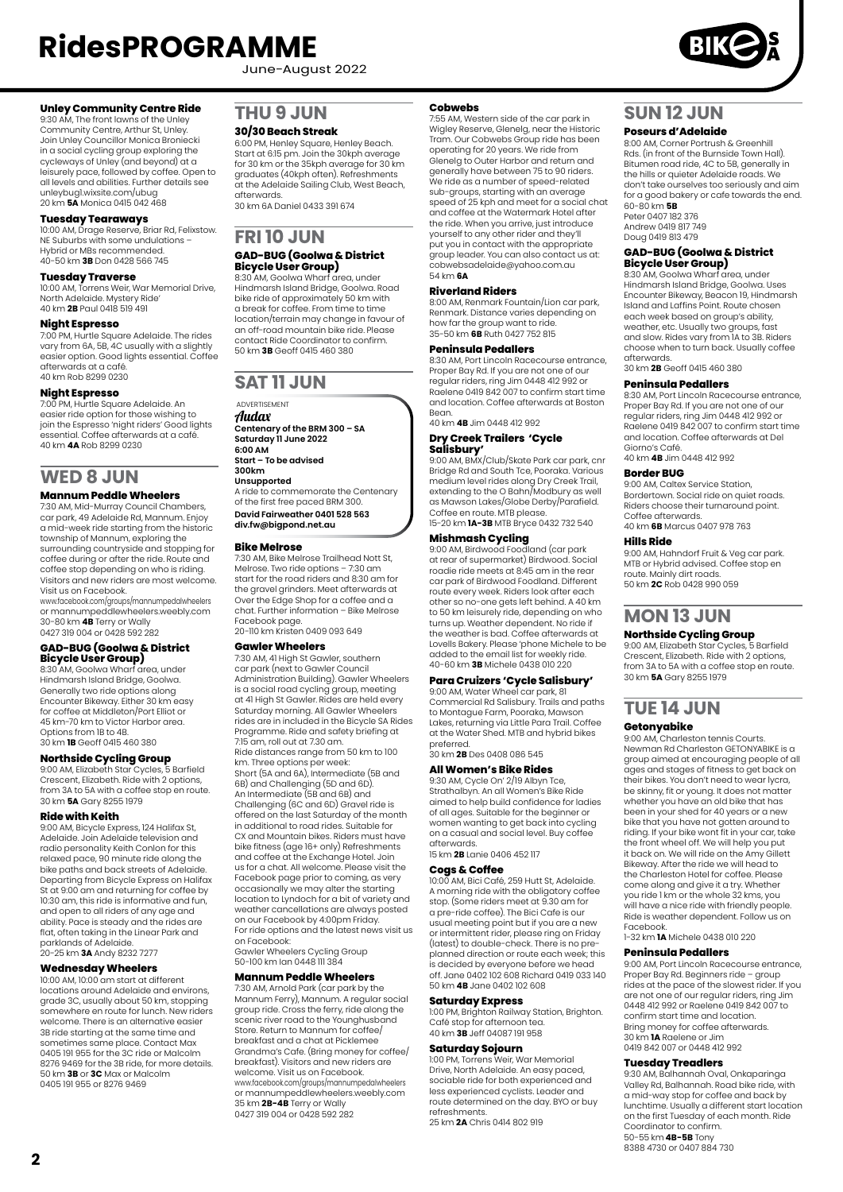# RidesPROGRAMME

June-August 2022

#### Unley Community Centre Ride

9:30 AM, The front lawns of the Unley Community Centre, Arthur St, Unley. Join Unley Councillor Monica Broniecki in a social cycling group exploring the cycleways of Unley (and beyond) at a leisurely pace, followed by coffee. Open to all levels and abilities. Further details see unleybug1.wixsite.com/ubug
20 km **5A** Monica 0415 042 468

#### Tuesday Tearaways

10:00 AM, Drage Reserve, Briar Rd, Felixstow. NE Suburbs with some undulations – Hybrid or MBs recommended.
40-50 km **3B** Don 0428 566 745

#### Tuesday Traverse

10:00 AM, Torrens Weir, War Memorial Drive, North Adelaide. Mystery Ride'
40 km **2B** Paul 0418 519 491

#### Night Espresso

7:00 PM, Hurtle Square Adelaide. The rides vary from 6A, 5B, 4C usually with a slightly easier option. Good lights essential. Coffee afterwards at a café.
40 km Rob 8299 0230

#### Night Espresso

7:00 PM, Hurtle Square Adelaide. An easier ride option for those wishing to join the Espresso 'night riders' Good lights essential. Coffee afterwards at a café.
40 km **4A** Rob 8299 0230

## WED 8 JUN

#### Mannum Peddle Wheelers

7:30 AM, Mid-Murray Council Chambers, car park, 49 Adelaide Rd, Mannum. Enjoy a mid-week ride starting from the historic township of Mannum, exploring the surrounding countryside and stopping for coffee during or after the ride. Route and coffee stop depending on who is riding. Visitors and new riders are most welcome. Visit us on Facebook.
www.facebook.com/groups/mannumpedalwheelers or mannumpeddlewheelers.weebly.com
30-80 km **4B** Terry or Wally
0427 319 004 or 0428 592 282

#### GAD-BUG (Goolwa & District Bicycle User Group)

8:30 AM, Goolwa Wharf area, under Hindmarsh Island Bridge, Goolwa. Generally two ride options along Encounter Bikeway. Either 30 km easy for coffee at Middleton/Port Elliot or 45 km-70 km to Victor Harbor area. Options from 1B to 4B.
30 km **1B** Geoff 0415 460 380

#### Northside Cycling Group

9:00 AM, Elizabeth Star Cycles, 5 Barfield Crescent, Elizabeth. Ride with 2 options, from 3A to 5A with a coffee stop en route.
30 km **5A** Gary 8255 1979

#### Ride with Keith

9:00 AM, Bicycle Express, 124 Halifax St, Adelaide. Join Adelaide television and radio personality Keith Conlon for this relaxed pace, 90 minute ride along the bike paths and back streets of Adelaide. Departing from Bicycle Express on Halifax St at 9:00 am and returning for coffee by 10:30 am, this ride is informative and fun, and open to all riders of any age and ability. Pace is steady and the rides are flat, often taking in the Linear Park and parklands of Adelaide.
20-25 km **3A** Andy 8232 7277

#### Wednesday Wheelers

10:00 AM, 10:00 am start at different locations around Adelaide and environs, grade 3C, usually about 50 km, stopping somewhere en route for lunch. New riders welcome. There is an alternative easier 3B ride starting at the same time and sometimes same place. Contact Max 0405 191 955 for the 3C ride or Malcolm 8276 9469 for the 3B ride, for more details.
50 km **3B** or **3C** Max or Malcolm
0405 191 955 or 8276 9469

## THU 9 JUN

#### 30/30 Beach Streak

6:00 PM, Henley Square, Henley Beach. Start at 6:15 pm. Join the 30kph average for 30 km or the 35kph average for 30 km graduates (40kph often). Refreshments at the Adelaide Sailing Club, West Beach, afterwards.
30 km 6A Daniel 0433 391 674

## FRI 10 JUN

#### GAD-BUG (Goolwa & District Bicycle User Group)

8:30 AM, Goolwa Wharf area, under Hindmarsh Island Bridge, Goolwa. Road bike ride of approximately 50 km with a break for coffee. From time to time location/terrain may change in favour of an off-road mountain bike ride. Please contact Ride Coordinator to confirm.
50 km **3B** Geoff 0415 460 380

## SAT 11 JUN

ADVERTISEMENT

*Audax*
**Centenary of the BRM 300 – SA**
**Saturday 11 June 2022**
**6:00 AM**
**Start – To be advised**
**300km**
**Unsupported**
A ride to commemorate the Centenary of the first free paced BRM 300.
**David Fairweather 0401 528 563**
**div.fw@bigpond.net.au**

#### Bike Melrose

7:30 AM, Bike Melrose Trailhead Nott St, Melrose. Two ride options – 7:30 am start for the road riders and 8:30 am for the gravel grinders. Meet afterwards at Over the Edge Shop for a coffee and a chat. Further information – Bike Melrose Facebook page.
20-110 km Kristen 0409 093 649

#### Gawler Wheelers

7:30 AM, 41 High St Gawler, southern car park (next to Gawler Council Administration Building). Gawler Wheelers is a social road cycling group, meeting at 41 High St Gawler. Rides are held every Saturday morning. All Gawler Wheelers rides are included in the Bicycle SA Rides Programme. Ride and safety briefing at 7:15 am, roll out at 7.30 am.
Ride distances range from 50 km to 100 km. Three options per week:
Short (5A and 6A), Intermediate (5B and 6B) and Challenging (5D and 6D).
An Intermediate (5B and 6B) and Challenging (6C and 6D) Gravel ride is offered on the last Saturday of the month in additional to road rides. Suitable for CX and Mountain bikes. Riders must have bike fitness (age 16+ only) Refreshments and coffee at the Exchange Hotel. Join us for a chat. All welcome. Please visit the Facebook page prior to coming, as very occasionally we may alter the starting location to Lyndoch for a bit of variety and weather cancellations are always posted on our Facebook by 4:00pm Friday.
For ride options and the latest news visit us on Facebook:
Gawler Wheelers Cycling Group
50-100 km Ian 0448 111 384

#### Mannum Peddle Wheelers

7:30 AM, Arnold Park (car park by the Mannum Ferry), Mannum. A regular social group ride. Cross the ferry, ride along the scenic river road to the Younghusband Store. Return to Mannum for coffee/breakfast and a chat at Picklemee Grandma's Cafe. (Bring money for coffee/breakfast). Visitors and new riders are welcome. Visit us on Facebook.
www.facebook.com/groups/mannumpeddlewheelers or mannumpeddlewheelers.weebly.com
35 km **2B-4B** Terry or Wally
0427 319 004 or 0428 592 282

#### Cobwebs

7:55 AM, Western side of the car park in Wigley Reserve, Glenelg, near the Historic Tram. Our Cobwebs Group ride has been operating for 20 years. We ride from Glenelg to Outer Harbor and return and generally have between 75 to 90 riders. We ride as a number of speed-related sub-groups, starting with an average speed of 25 kph and meet for a social chat and coffee at the Watermark Hotel after the ride. When you arrive, just introduce yourself to any other rider and they'll put you in contact with the appropriate group leader. You can also contact us at: cobwebsadelaide@yahoo.com.au
54 km **6A**

#### Riverland Riders

8:00 AM, Renmark Fountain/Lion car park, Renmark. Distance varies depending on how far the group want to ride.
35-50 km **6B** Ruth 0427 752 815

#### Peninsula Pedallers

8:30 AM, Port Lincoln Racecourse entrance, Proper Bay Rd. If you are not one of our regular riders, ring Jim 0448 412 992 or Raelene 0419 842 007 to confirm start time and location. Coffee afterwards at Boston Bean.
40 km **4B** Jim 0448 412 992

#### Dry Creek Trailers 'Cycle Salisbury'

9:00 AM, BMX/Club/Skate Park car park, cnr Bridge Rd and South Tce, Pooraka. Various medium level rides along Dry Creek Trail, extending to the O Bahn/Modbury as well as Mawson Lakes/Globe Derby/Parafield. Coffee en route. MTB please.
15-20 km **1A-3B** MTB Bryce 0432 732 540

#### Mishmash Cycling

9:00 AM, Birdwood Foodland (car park at rear of supermarket) Birdwood. Social roadie ride meets at 8:45 am in the rear car park of Birdwood Foodland. Different route every week. Riders look after each other so no-one gets left behind. A 40 km to 50 km leisurely ride, depending on who turns up. Weather dependent. No ride if the weather is bad. Coffee afterwards at Lovells Bakery. Please 'phone Michele to be added to the email list for weekly ride.
40-60 km **3B** Michele 0438 010 220

#### Para Cruizers 'Cycle Salisbury'

9:00 AM, Water Wheel car park, 81 Commercial Rd Salisbury. Trails and paths to Montague Farm, Pooraka, Mawson Lakes, returning via Little Para Trail. Coffee at the Water Shed. MTB and hybrid bikes preferred.
30 km **2B** Des 0408 086 545

#### All Women's Bike Rides

9:30 AM, Cycle On' 2/19 Albyn Tce, Strathalbyn. An all Women's Bike Ride aimed to help build confidence for ladies of all ages. Suitable for the beginner or women wanting to get back into cycling on a casual and social level. Buy coffee afterwards.
15 km **2B** Lanie 0406 452 117

#### Cogs & Coffee

10:00 AM, Bici Café, 259 Hutt St, Adelaide. A morning ride with the obligatory coffee stop. (Some riders meet at 9.30 am for a pre-ride coffee). The Bici Cafe is our usual meeting point but if you are a new or intermittent rider, please ring on Friday (latest) to double-check. There is no pre-planned direction or route each week; this is decided by everyone before we head off. Jane 0402 102 608 Richard 0419 033 140
50 km **4B** Jane 0402 102 608

#### Saturday Express

1:00 PM, Brighton Railway Station, Brighton. Café stop for afternoon tea.
40 km **3B** Jeff 04087 191 958

#### Saturday Sojourn

1:00 PM, Torrens Weir, War Memorial Drive, North Adelaide. An easy paced, sociable ride for both experienced and less experienced cyclists. Leader and route determined on the day. BYO or buy refreshments.
25 km **2A** Chris 0414 802 919

## SUN 12 JUN

#### Poseurs d'Adelaide

8:00 AM, Corner Portrush & Greenhill Rds. (in front of the Burnside Town Hall). Bitumen road ride, 4C to 5B, generally in the hills or quieter Adelaide roads. We don't take ourselves too seriously and aim for a good bakery or cafe towards the end.
60-80 km **5B**
Peter 0407 182 376
Andrew 0419 817 749
Doug 0419 813 479

#### GAD-BUG (Goolwa & District Bicycle User Group)

8:30 AM, Goolwa Wharf area, under Hindmarsh Island Bridge, Goolwa. Uses Encounter Bikeway, Beacon 19, Hindmarsh Island and Laffins Point. Route chosen each week based on group's ability, weather, etc. Usually two groups, fast and slow. Rides vary from 1A to 3B. Riders choose when to turn back. Usually coffee afterwards.
30 km **2B** Geoff 0415 460 380

#### Peninsula Pedallers

8:30 AM, Port Lincoln Racecourse entrance, Proper Bay Rd. If you are not one of our regular riders, ring Jim 0448 412 992 or Raelene 0419 842 007 to confirm start time and location. Coffee afterwards at Del Giorno's Café.
40 km **4B** Jim 0448 412 992

#### Border BUG

9:00 AM, Caltex Service Station, Bordertown. Social ride on quiet roads. Riders choose their turnaround point. Coffee afterwards.
40 km **6B** Marcus 0407 978 763

#### Hills Ride

9:00 AM, Hahndorf Fruit & Veg car park. MTB or Hybrid advised. Coffee stop en route. Mainly dirt roads.
50 km **2C** Rob 0428 990 059

## MON 13 JUN

#### Northside Cycling Group

9:00 AM, Elizabeth Star Cycles, 5 Barfield Crescent, Elizabeth. Ride with 2 options, from 3A to 5A with a coffee stop en route.
30 km **5A** Gary 8255 1979

## TUE 14 JUN

#### Getonyabike

9:00 AM, Charleston tennis Courts. Newman Rd Charleston GETONYABIKE is a group aimed at encouraging people of all ages and stages of fitness to get back on their bikes. You don't need to wear lycra, be skinny, fit or young. It does not matter whether you have an old bike that has been in your shed for 40 years or a new bike that you have not gotten around to riding. If your bike wont fit in your car, take the front wheel off. We will help you put it back on. We will ride on the Amy Gillett Bikeway. After the ride we will head to the Charleston Hotel for coffee. Please come along and give it a try. Whether you ride 1 km or the whole 32 kms, you will have a nice ride with friendly people. Ride is weather dependent. Follow us on Facebook.
1-32 km **1A** Michele 0438 010 220

#### Peninsula Pedallers

9:00 AM, Port Lincoln Racecourse entrance, Proper Bay Rd. Beginners ride – group rides at the pace of the slowest rider. If you are not one of our regular riders, ring Jim 0448 412 992 or Raelene 0419 842 007 to confirm start time and location.
Bring money for coffee afterwards.
30 km **1A** Raelene or Jim
0419 842 007 or 0448 412 992

#### Tuesday Treadlers

9:30 AM, Balhannah Oval, Onkaparinga Valley Rd, Balhannah. Road bike ride, with a mid-way stop for coffee and back by lunchtime. Usually a different start location on the first Tuesday of each month. Ride Coordinator to confirm.
50-55 km **4B-5B** Tony
8388 4730 or 0407 884 730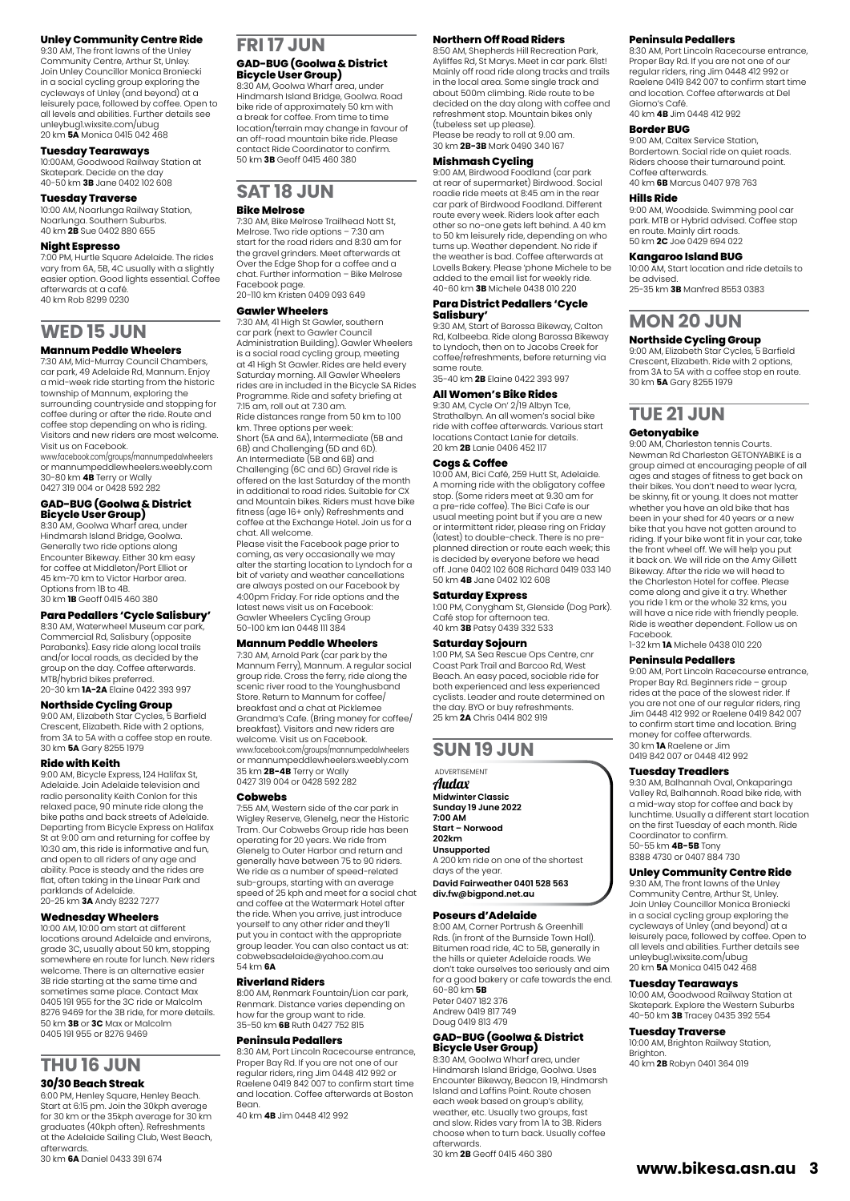### Unley Community Centre Ride

9:30 AM, The front lawns of the Unley Community Centre, Arthur St, Unley. Join Unley Councillor Monica Broniecki in a social cycling group exploring the cycleways of Unley (and beyond) at a leisurely pace, followed by coffee. Open to all levels and abilities. Further details see unleybug1.wixsite.com/ubug
20 km **5A** Monica 0415 042 468

### Tuesday Tearaways

10:00AM, Goodwood Railway Station at Skatepark. Decide on the day
40-50 km **3B** Jane 0402 102 608

### Tuesday Traverse

10:00 AM, Noarlunga Railway Station, Noarlunga. Southern Suburbs.
40 km **2B** Sue 0402 880 655

### Night Espresso

7:00 PM, Hurtle Square Adelaide. The rides vary from 6A, 5B, 4C usually with a slightly easier option. Good lights essential. Coffee afterwards at a café.
40 km Rob 8299 0230

## WED 15 JUN

### Mannum Peddle Wheelers

7:30 AM, Mid-Murray Council Chambers, car park, 49 Adelaide Rd, Mannum. Enjoy a mid-week ride starting from the historic township of Mannum, exploring the surrounding countryside and stopping for coffee during or after the ride. Route and coffee stop depending on who is riding. Visitors and new riders are most welcome. Visit us on Facebook.
www.facebook.com/groups/mannumpedalwheelers or mannumpeddlewheelers.weebly.com
30-80 km **4B** Terry or Wally
0427 319 004 or 0428 592 282

### GAD-BUG (Goolwa & District Bicycle User Group)

8:30 AM, Goolwa Wharf area, under Hindmarsh Island Bridge, Goolwa. Generally two ride options along Encounter Bikeway. Either 30 km easy for coffee at Middleton/Port Elliot or 45 km-70 km to Victor Harbor area. Options from 1B to 4B.
30 km **1B** Geoff 0415 460 380

### Para Pedallers 'Cycle Salisbury'

8:30 AM, Waterwheel Museum car park, Commercial Rd, Salisbury (opposite Parabanks). Easy ride along local trails and/or local roads, as decided by the group on the day. Coffee afterwards. MTB/hybrid bikes preferred.
20-30 km **1A-2A** Elaine 0422 393 997

### Northside Cycling Group

9:00 AM, Elizabeth Star Cycles, 5 Barfield Crescent, Elizabeth. Ride with 2 options, from 3A to 5A with a coffee stop en route.
30 km **5A** Gary 8255 1979

### Ride with Keith

9:00 AM, Bicycle Express, 124 Halifax St, Adelaide. Join Adelaide television and radio personality Keith Conlon for this relaxed pace, 90 minute ride along the bike paths and back streets of Adelaide. Departing from Bicycle Express on Halifax St at 9:00 am and returning for coffee by 10:30 am, this ride is informative and fun, and open to all riders of any age and ability. Pace is steady and the rides are flat, often taking in the Linear Park and parklands of Adelaide.
20-25 km **3A** Andy 8232 7277

### Wednesday Wheelers

10:00 AM, 10:00 am start at different locations around Adelaide and environs, grade 3C, usually about 50 km, stopping somewhere en route for lunch. New riders welcome. There is an alternative easier 3B ride starting at the same time and sometimes same place. Contact Max 0405 191 955 for the 3C ride or Malcolm 8276 9469 for the 3B ride, for more details.
50 km **3B** or **3C** Max or Malcolm
0405 191 955 or 8276 9469

## THU 16 JUN

### 30/30 Beach Streak

6:00 PM, Henley Square, Henley Beach. Start at 6:15 pm. Join the 30kph average for 30 km or the 35kph average for 30 km graduates (40kph often). Refreshments at the Adelaide Sailing Club, West Beach, afterwards.
30 km **6A** Daniel 0433 391 674

## FRI 17 JUN

### GAD-BUG (Goolwa & District Bicycle User Group)

8:30 AM, Goolwa Wharf area, under Hindmarsh Island Bridge, Goolwa. Road bike ride of approximately 50 km with a break for coffee. From time to time location/terrain may change in favour of an off-road mountain bike ride. Please contact Ride Coordinator to confirm.
50 km **3B** Geoff 0415 460 380

## SAT 18 JUN

### Bike Melrose

7:30 AM, Bike Melrose Trailhead Nott St, Melrose. Two ride options – 7:30 am start for the road riders and 8:30 am for the gravel grinders. Meet afterwards at Over the Edge Shop for a coffee and a chat. Further information – Bike Melrose Facebook page.
20-110 km Kristen 0409 093 649

### Gawler Wheelers

7:30 AM, 41 High St Gawler, southern car park (next to Gawler Council Administration Building). Gawler Wheelers is a social road cycling group, meeting at 41 High St Gawler. Rides are held every Saturday morning. All Gawler Wheelers rides are in included in the Bicycle SA Rides Programme. Ride and safety briefing at 7:15 am, roll out at 7.30 am.
Ride distances range from 50 km to 100 km. Three options per week:
Short (5A and 6A), Intermediate (5B and 6B) and Challenging (5D and 6D).
An Intermediate (5B and 6B) and Challenging (6C and 6D) Gravel ride is offered on the last Saturday of the month in additional to road rides. Suitable for CX and Mountain bikes. Riders must have bike fitness (age 16+ only) Refreshments and coffee at the Exchange Hotel. Join us for a chat. All welcome.
Please visit the Facebook page prior to coming, as very occasionally we may alter the starting location to Lyndoch for a bit of variety and weather cancellations are always posted on our Facebook by 4:00pm Friday. For ride options and the latest news visit us on Facebook: Gawler Wheelers Cycling Group
50-100 km Ian 0448 111 384

### Mannum Peddle Wheelers

7:30 AM, Arnold Park (car park by the Mannum Ferry), Mannum. A regular social group ride. Cross the ferry, ride along the scenic river road to the Younghusband Store. Return to Mannum for coffee/breakfast and a chat at Picklemee Grandma's Cafe. (Bring money for coffee/breakfast). Visitors and new riders are welcome. Visit us on Facebook.
www.facebook.com/groups/mannumpedalwheelers or mannumpeddlewheelers.weebly.com
35 km **2B-4B** Terry or Wally
0427 319 004 or 0428 592 282

### Cobwebs

7:55 AM, Western side of the car park in Wigley Reserve, Glenelg, near the Historic Tram. Our Cobwebs Group ride has been operating for 20 years. We ride from Glenelg to Outer Harbor and return and generally have between 75 to 90 riders. We ride as a number of speed-related sub-groups, starting with an average speed of 25 kph and meet for a social chat and coffee at the Watermark Hotel after the ride. When you arrive, just introduce yourself to any other rider and they'll put you in contact with the appropriate group leader. You can also contact us at: cobwebsadelaide@yahoo.com.au
54 km **6A**

### Riverland Riders

8:00 AM, Renmark Fountain/Lion car park, Renmark. Distance varies depending on how far the group want to ride.
35-50 km **6B** Ruth 0427 752 815

### Peninsula Pedallers

8:30 AM, Port Lincoln Racecourse entrance, Proper Bay Rd. If you are not one of our regular riders, ring Jim 0448 412 992 or Raelene 0419 842 007 to confirm start time and location. Coffee afterwards at Boston Bean.
40 km **4B** Jim 0448 412 992

### Northern Off Road Riders

8:50 AM, Shepherds Hill Recreation Park, Ayliffes Rd, St Marys. Meet in car park. 6lst! Mainly off road ride along tracks and trails in the local area. Some single track and about 500m climbing. Ride route to be decided on the day along with coffee and refreshment stop. Mountain bikes only (tubeless set up please).
Please be ready to roll at 9.00 am.
30 km **2B-3B** Mark 0490 340 167

### Mishmash Cycling

9:00 AM, Birdwood Foodland (car park at rear of supermarket) Birdwood. Social roadie ride meets at 8:45 am in the rear car park of Birdwood Foodland. Different route every week. Riders look after each other so no-one gets left behind. A 40 km to 50 km leisurely ride, depending on who turns up. Weather dependent. No ride if the weather is bad. Coffee afterwards at Lovells Bakery. Please 'phone Michele to be added to the email list for weekly ride.
40-60 km **3B** Michele 0438 010 220

### Para District Pedallers 'Cycle Salisbury'

9:30 AM, Start of Barossa Bikeway, Calton Rd, Kalbeeba. Ride along Barossa Bikeway to Lyndoch, then on to Jacobs Creek for coffee/refreshments, before returning via same route.
35-40 km **2B** Elaine 0422 393 997

### All Women's Bike Rides

9:30 AM, Cycle On' 2/19 Albyn Tce, Strathalbyn. An all women's social bike ride with coffee afterwards. Various start locations Contact Lanie for details.
20 km **2B** Lanie 0406 452 117

### Cogs & Coffee

10:00 AM, Bici Café, 259 Hutt St, Adelaide. A morning ride with the obligatory coffee stop. (Some riders meet at 9.30 am for a pre-ride coffee). The Bici Cafe is our usual meeting point but if you are a new or intermittent rider, please ring on Friday (latest) to double-check. There is no pre-planned direction or route each week; this is decided by everyone before we head off. Jane 0402 102 608 Richard 0419 033 140
50 km **4B** Jane 0402 102 608

### Saturday Express

1:00 PM, Conygham St, Glenside (Dog Park). Café stop for afternoon tea.
40 km **3B** Patsy 0439 332 533

### Saturday Sojourn

1:00 PM, SA Sea Rescue Ops Centre, cnr Coast Park Trail and Barcoo Rd, West Beach. An easy paced, sociable ride for both experienced and less experienced cyclists. Leader and route determined on the day. BYO or buy refreshments.
25 km **2A** Chris 0414 802 919

## SUN 19 JUN

ADVERTISEMENT

*Audax*
**Midwinter Classic**
**Sunday 19 June 2022**
**7:00 AM**
**Start – Norwood**
**202km**
**Unsupported**
A 200 km ride on one of the shortest days of the year.
**David Fairweather 0401 528 563**
**div.fw@bigpond.net.au**

### Poseurs d'Adelaide

8:00 AM, Corner Portrush & Greenhill Rds. (in front of the Burnside Town Hall). Bitumen road ride, 4C to 5B, generally in the hills or quieter Adelaide roads. We don't take ourselves too seriously and aim for a good bakery or cafe towards the end.
60-80 km **5B**
Peter 0407 182 376
Andrew 0419 817 749
Doug 0419 813 479

### GAD-BUG (Goolwa & District Bicycle User Group)

8:30 AM, Goolwa Wharf area, under Hindmarsh Island Bridge, Goolwa. Uses Encounter Bikeway, Beacon 19, Hindmarsh Island and Laffins Point. Route chosen each week based on group's ability, weather, etc. Usually two groups, fast and slow. Rides vary from 1A to 3B. Riders choose when to turn back. Usually coffee afterwards.
30 km **2B** Geoff 0415 460 380

### Peninsula Pedallers

8:30 AM, Port Lincoln Racecourse entrance, Proper Bay Rd. If you are not one of our regular riders, ring Jim 0448 412 992 or Raelene 0419 842 007 to confirm start time and location. Coffee afterwards at Del Giorno's Café.
40 km **4B** Jim 0448 412 992

### Border BUG

9:00 AM, Caltex Service Station, Bordertown. Social ride on quiet roads. Riders choose their turnaround point. Coffee afterwards.
40 km **6B** Marcus 0407 978 763

### Hills Ride

9:00 AM, Woodside. Swimming pool car park. MTB or Hybrid advised. Coffee stop en route. Mainly dirt roads.
50 km **2C** Joe 0429 694 022

### Kangaroo Island BUG

10:00 AM, Start location and ride details to be advised.
25-35 km **3B** Manfred 8553 0383

## MON 20 JUN

### Northside Cycling Group

9:00 AM, Elizabeth Star Cycles, 5 Barfield Crescent, Elizabeth. Ride with 2 options, from 3A to 5A with a coffee stop en route.
30 km **5A** Gary 8255 1979

## TUE 21 JUN

### Getonyabike

9:00 AM, Charleston tennis Courts. Newman Rd Charleston GETONYABIKE is a group aimed at encouraging people of all ages and stages of fitness to get back on their bikes. You don't need to wear lycra, be skinny, fit or young. It does not matter whether you have an old bike that has been in your shed for 40 years or a new bike that you have not gotten around to riding. If your bike wont fit in your car, take the front wheel off. We will help you put it back on. We will ride on the Amy Gillett Bikeway. After the ride we will head to the Charleston Hotel for coffee. Please come along and give it a try. Whether you ride 1 km or the whole 32 kms, you will have a nice ride with friendly people. Ride is weather dependent. Follow us on Facebook.
1-32 km **1A** Michele 0438 010 220

### Peninsula Pedallers

9:00 AM, Port Lincoln Racecourse entrance, Proper Bay Rd. Beginners ride – group rides at the pace of the slowest rider. If you are not one of our regular riders, ring Jim 0448 412 992 or Raelene 0419 842 007 to confirm start time and location. Bring money for coffee afterwards.
30 km **1A** Raelene or Jim
0419 842 007 or 0448 412 992

### Tuesday Treadlers

9:30 AM, Balhannah Oval, Onkaparinga Valley Rd, Balhannah. Road bike ride, with a mid-way stop for coffee and back by lunchtime. Usually a different start location on the first Tuesday of each month. Ride Coordinator to confirm.
50-55 km **4B-5B** Tony
8388 4730 or 0407 884 730

### Unley Community Centre Ride

9:30 AM, The front lawns of the Unley Community Centre, Arthur St, Unley. Join Unley Councillor Monica Broniecki in a social cycling group exploring the cycleways of Unley (and beyond) at a leisurely pace, followed by coffee. Open to all levels and abilities. Further details see unleybug1.wixsite.com/ubug
20 km **5A** Monica 0415 042 468

### Tuesday Tearaways

10:00 AM, Goodwood Railway Station at Skatepark. Explore the Western Suburbs
40-50 km **3B** Tracey 0435 392 554

### Tuesday Traverse

10:00 AM, Brighton Railway Station, Brighton.
40 km **2B** Robyn 0401 364 019

**www.bikesa.asn.au**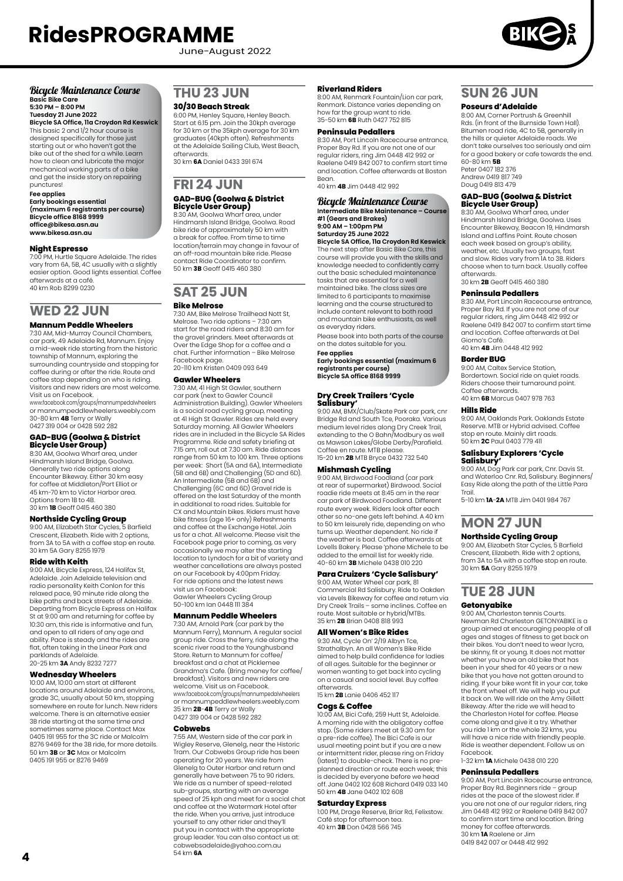# RidesPROGRAMME

June-August 2022

### *Bicycle Maintenance Course*

**Basic Bike Care**
**5:30 PM – 8:00 PM**
**Tuesday 21 June 2022**
**Bicycle SA Office, 11a Croydon Rd Keswick**

This basic 2 and 1/2 hour course is designed specifically for those just starting out or who haven't got the bike out of the shed for a while. Learn how to clean and lubricate the major mechanical working parts of a bike and get the inside story on repairing punctures!

**Fee applies**
**Early bookings essential (maximum 6 registrants per course)**
**Bicycle office 8168 9999**
**office@bikesa.asn.au**
**www.bikesa.asn.au**

### Night Espresso

7:00 PM, Hurtle Square Adelaide. The rides vary from 6A, 5B, 4C usually with a slightly easier option. Good lights essential. Coffee afterwards at a café.
40 km Rob 8299 0230

## WED 22 JUN

### Mannum Peddle Wheelers

7:30 AM, Mid-Murray Council Chambers, car park, 49 Adelaide Rd, Mannum. Enjoy a mid-week ride starting from the historic township of Mannum, exploring the surrounding countryside and stopping for coffee during or after the ride. Route and coffee stop depending on who is riding. Visitors and new riders are most welcome. Visit us on Facebook.
www.facebook.com/groups/mannumpedalwheelers or mannumpeddlewheelers.weebly.com
30-80 km **4B** Terry or Wally
0427 319 004 or 0428 592 282

### GAD-BUG (Goolwa & District Bicycle User Group)

8:30 AM, Goolwa Wharf area, under Hindmarsh Island Bridge, Goolwa. Generally two ride options along Encounter Bikeway. Either 30 km easy for coffee at Middleton/Port Elliot or 45 km-70 km to Victor Harbor area. Options from 1B to 4B.
30 km **1B** Geoff 0415 460 380

### Northside Cycling Group

9:00 AM, Elizabeth Star Cycles, 5 Barfield Crescent, Elizabeth. Ride with 2 options, from 3A to 5A with a coffee stop en route.
30 km 5A Gary 8255 1979

### Ride with Keith

9:00 AM, Bicycle Express, 124 Halifax St, Adelaide. Join Adelaide television and radio personality Keith Conlon for this relaxed pace, 90 minute ride along the bike paths and back streets of Adelaide. Departing from Bicycle Express on Halifax St at 9:00 am and returning for coffee by 10:30 am, this ride is informative and fun, and open to all riders of any age and ability. Pace is steady and the rides are flat, often taking in the Linear Park and parklands of Adelaide.
20-25 km **3A** Andy 8232 7277

### Wednesday Wheelers

10:00 AM, 10:00 am start at different locations around Adelaide and environs, grade 3C, usually about 50 km, stopping somewhere en route for lunch. New riders welcome. There is an alternative easier 3B ride starting at the same time and sometimes same place. Contact Max 0405 191 955 for the 3C ride or Malcolm 8276 9469 for the 3B ride, for more details.
50 km **3B** or **3C** Max or Malcolm
0405 191 955 or 8276 9469

## THU 23 JUN

### 30/30 Beach Streak

6:00 PM, Henley Square, Henley Beach. Start at 6:15 pm. Join the 30kph average for 30 km or the 35kph average for 30 km graduates (40kph often). Refreshments at the Adelaide Sailing Club, West Beach, afterwards.
30 km **6A** Daniel 0433 391 674

## FRI 24 JUN

### GAD-BUG (Goolwa & District Bicycle User Group)

8:30 AM, Goolwa Wharf area, under Hindmarsh Island Bridge, Goolwa. Road bike ride of approximately 50 km with a break for coffee. From time to time location/terrain may change in favour of an off-road mountain bike ride. Please contact Ride Coordinator to confirm.
50 km **3B** Geoff 0415 460 380

## SAT 25 JUN

### Bike Melrose

7:30 AM, Bike Melrose Trailhead Nott St, Melrose. Two ride options – 7:30 am start for the road riders and 8:30 am for the gravel grinders. Meet afterwards at Over the Edge Shop for a coffee and a chat. Further information – Bike Melrose Facebook page.
20-110 km Kristen 0409 093 649

### Gawler Wheelers

7:30 AM, 41 High St Gawler, southern car park (next to Gawler Council Administration Building). Gawler Wheelers is a social road cycling group, meeting at 41 High St Gawler. Rides are held every Saturday morning. All Gawler Wheelers rides are in included in the Bicycle SA Rides Programme. Ride and safety briefing at 7:15 am, roll out at 7.30 am. Ride distances range from 50 km to 100 km. Three options per week: Short (5A and 6A), Intermediate (5B and 6B) and Challenging (5D and 6D). An Intermediate (5B and 6B) and Challenging (6C and 6D) Gravel ride is offered on the last Saturday of the month in additional to road rides. Suitable for CX and Mountain bikes. Riders must have bike fitness (age 16+ only) Refreshments and coffee at the Exchange Hotel. Join us for a chat. All welcome. Please visit the Facebook page prior to coming, as very occasionally we may alter the starting location to Lyndoch for a bit of variety and weather cancellations are always posted on our Facebook by 4:00pm Friday. For ride options and the latest news visit us on Facebook:
Gawler Wheelers Cycling Group
50-100 km Ian 0448 111 384

### Mannum Peddle Wheelers

7:30 AM, Arnold Park (car park by the Mannum Ferry), Mannum. A regular social group ride. Cross the ferry, ride along the scenic river road to the Younghusband Store. Return to Mannum for coffee/breakfast and a chat at Picklemee Grandma's Cafe. (Bring money for coffee/breakfast). Visitors and new riders are welcome. Visit us on Facebook.
www.facebook.com/groups/mannumpedalwheelers or mannumpeddlewheelers.weebly.com
35 km **2B**-**4B** Terry or Wally
0427 319 004 or 0428 592 282

### Cobwebs

7:55 AM, Western side of the car park in Wigley Reserve, Glenelg, near the Historic Tram. Our Cobwebs Group ride has been operating for 20 years. We ride from Glenelg to Outer Harbor and return and generally have between 75 to 90 riders. We ride as a number of speed-related sub-groups, starting with an average speed of 25 kph and meet for a social chat and coffee at the Watermark Hotel after the ride. When you arrive, just introduce yourself to any other rider and they'll put you in contact with the appropriate group leader. You can also contact us at: cobwebsadelaide@yahoo.com.au
54 km **6A**

### Riverland Riders

8:00 AM, Renmark Fountain/Lion car park, Renmark. Distance varies depending on how far the group want to ride.
35-50 km **6B** Ruth 0427 752 815

### Peninsula Pedallers

8:30 AM, Port Lincoln Racecourse entrance, Proper Bay Rd. If you are not one of our regular riders, ring Jim 0448 412 992 or Raelene 0419 842 007 to confirm start time and location. Coffee afterwards at Boston Bean.
40 km **4B** Jim 0448 412 992

### *Bicycle Maintenance Course*

**Intermediate Bike Maintenance – Course #1 (Gears and Brakes)**
**9:00 AM – 1:00pm PM**
**Saturday 25 June 2022**
**Bicycle SA Office, 11a Croydon Rd Keswick**

The next step after Basic Bike Care, this course will provide you with the skills and knowledge needed to confidently carry out the basic scheduled maintenance tasks that are essential for a well maintained bike. The class sizes are limited to 6 participants to maximise learning and the course structured to include content relevant to both road and mountain bike enthusiasts, as well as everyday riders.

Please book into both parts of the course on the dates suitable for you.

**Fee applies**
**Early bookings essential (maximum 6 registrants per course)**
**Bicycle SA office 8168 9999**

### Dry Creek Trailers 'Cycle Salisbury'

9:00 AM, BMX/Club/Skate Park car park, cnr Bridge Rd and South Tce, Pooraka. Various medium level rides along Dry Creek Trail, extending to the O Bahn/Modbury as well as Mawson Lakes/Globe Derby/Parafield. Coffee en route. MTB please.
15-20 km **2B** MTB Bryce 0432 732 540

### Mishmash Cycling

9:00 AM, Birdwood Foodland (car park at rear of supermarket) Birdwood. Social roadie ride meets at 8:45 am in the rear car park of Birdwood Foodland. Different route every week. Riders look after each other so no-one gets left behind. A 40 km to 50 km leisurely ride, depending on who turns up. Weather dependent. No ride if the weather is bad. Coffee afterwards at Lovells Bakery. Please 'phone Michele to be added to the email list for weekly ride.
40-60 km **3B** Michele 0438 010 220

### Para Cruizers 'Cycle Salisbury'

9:00 AM, Water Wheel car park, 81 Commercial Rd Salisbury. Ride to Oakden via Levels Bikeway for coffee and return via Dry Creek Trails – some inclines. Coffee en route. Most suitable or hybrid/MTBs.
35 km **2B** Brian 0408 818 993

### All Women's Bike Rides

9:30 AM, Cycle On' 2/19 Albyn Tce, Strathalbyn. An all Women's Bike Ride aimed to help build confidence for ladies of all ages. Suitable for the beginner or women wanting to get back into cycling on a casual and social level. Buy coffee afterwards.
15 km **2B** Lanie 0406 452 117

### Cogs & Coffee

10:00 AM, Bici Café, 259 Hutt St, Adelaide. A morning ride with the obligatory coffee stop. (Some riders meet at 9.30 am for a pre-ride coffee). The Bici Cafe is our usual meeting point but if you are a new or intermittent rider, please ring on Friday (latest) to double-check. There is no pre-planned direction or route each week; this is decided by everyone before we head off. Jane 0402 102 608 Richard 0419 033 140
50 km **4B** Jane 0402 102 608

### Saturday Express

1:00 PM, Drage Reserve, Briar Rd, Felixstow. Café stop for afternoon tea.
40 km **3B** Don 0428 566 745

## SUN 26 JUN

### Poseurs d'Adelaide

8:00 AM, Corner Portrush & Greenhill Rds. (in front of the Burnside Town Hall). Bitumen road ride, 4C to 5B, generally in the hills or quieter Adelaide roads. We don't take ourselves too seriously and aim for a good bakery or cafe towards the end.
60-80 km **5B**
Peter 0407 182 376
Andrew 0419 817 749
Doug 0419 813 479

### GAD-BUG (Goolwa & District Bicycle User Group)

8:30 AM, Goolwa Wharf area, under Hindmarsh Island Bridge, Goolwa. Uses Encounter Bikeway, Beacon 19, Hindmarsh Island and Laffins Point. Route chosen each week based on group's ability, weather, etc. Usually two groups, fast and slow. Rides vary from 1A to 3B. Riders choose when to turn back. Usually coffee afterwards.
30 km **2B** Geoff 0415 460 380

### Peninsula Pedallers

8:30 AM, Port Lincoln Racecourse entrance, Proper Bay Rd. If you are not one of our regular riders, ring Jim 0448 412 992 or Raelene 0419 842 007 to confirm start time and location. Coffee afterwards at Del Giorno's Café.
40 km **4B** Jim 0448 412 992

### Border BUG

9:00 AM, Caltex Service Station, Bordertown. Social ride on quiet roads. Riders choose their turnaround point. Coffee afterwards.
40 km **6B** Marcus 0407 978 763

### Hills Ride

9:00 AM, Oaklands Park. Oaklands Estate Reserve. MTB or Hybrid advised. Coffee stop en route. Mainly dirt roads.
50 km **2C** Paul 0403 779 411

### Salisbury Explorers 'Cycle Salisbury'

9:00 AM, Dog Park car park, Cnr. Davis St. and Waterloo Cnr. Rd, Salisbury. Beginners/Easy Ride along the path of the Little Para Trail.
5-10 km **1A**-**2A** MTB Jim 0401 984 767

## MON 27 JUN

### Northside Cycling Group

9:00 AM, Elizabeth Star Cycles, 5 Barfield Crescent, Elizabeth. Ride with 2 options, from 3A to 5A with a coffee stop en route.
30 km **5A** Gary 8255 1979

## TUE 28 JUN

### Getonyabike

9:00 AM, Charleston tennis Courts. Newman Rd Charleston GETONYABIKE is a group aimed at encouraging people of all ages and stages of fitness to get back on their bikes. You don't need to wear lycra, be skinny, fit or young. It does not matter whether you have an old bike that has been in your shed for 40 years or a new bike that you have not gotten around to riding. If your bike wont fit in your car, take the front wheel off. We will help you put it back on. We will ride on the Amy Gillett Bikeway. After the ride we will head to the Charleston Hotel for coffee. Please come along and give it a try. Whether you ride 1 km or the whole 32 kms, you will have a nice ride with friendly people. Ride is weather dependent. Follow us on Facebook.
1-32 km **1A** Michele 0438 010 220

### Peninsula Pedallers

9:00 AM, Port Lincoln Racecourse entrance, Proper Bay Rd. Beginners ride – group rides at the pace of the slowest rider. If you are not one of our regular riders, ring Jim 0448 412 992 or Raelene 0419 842 007 to confirm start time and location. Bring money for coffee afterwards.
30 km **1A** Raelene or Jim
0419 842 007 or 0448 412 992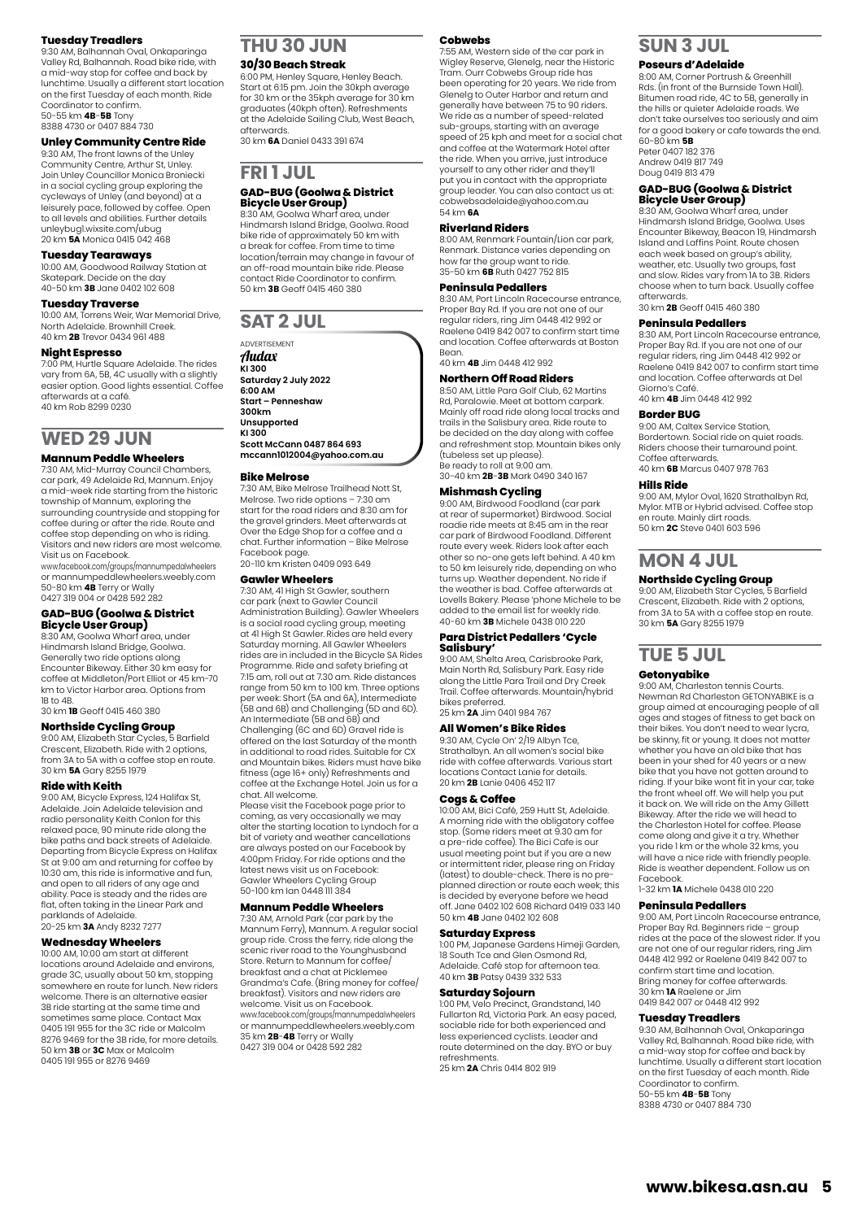#### Tuesday Treadlers

9:30 AM, Balhannah Oval, Onkaparinga Valley Rd, Balhannah. Road bike ride, with a mid-way stop for coffee and back by lunchtime. Usually a different start location on the first Tuesday of each month. Ride Coordinator to confirm.
50-55 km **4B**-**5B** Tony
8388 4730 or 0407 884 730

#### Unley Community Centre Ride

9:30 AM, The front lawns of the Unley Community Centre, Arthur St, Unley. Join Unley Councillor Monica Broniecki in a social cycling group exploring the cycleways of Unley (and beyond) at a leisurely pace, followed by coffee. Open to all levels and abilities. Further details unleybugl.wixsite.com/ubug
20 km **5A** Monica 0415 042 468

#### Tuesday Tearaways

10:00 AM, Goodwood Railway Station at Skatepark. Decide on the day
40-50 km **3B** Jane 0402 102 608

#### Tuesday Traverse

10:00 AM, Torrens Weir, War Memorial Drive, North Adelaide. Brownhill Creek.
40 km **2B** Trevor 0434 961 488

#### Night Espresso

7:00 PM, Hurtle Square Adelaide. The rides vary from 6A, 5B, 4C usually with a slightly easier option. Good lights essential. Coffee afterwards at a café.
40 km Rob 8299 0230

## WED 29 JUN

#### Mannum Peddle Wheelers

7:30 AM, Mid-Murray Council Chambers, car park, 49 Adelaide Rd, Mannum. Enjoy a mid-week ride starting from the historic township of Mannum, exploring the surrounding countryside and stopping for coffee during or after the ride. Route and coffee stop depending on who is riding. Visitors and new riders are most welcome. Visit us on Facebook.
www.facebook.com/groups/mannumpedalwheelers or mannumpeddlewheelers.weebly.com
50-80 km **4B** Terry or Wally
0427 319 004 or 0428 592 282

#### GAD-BUG (Goolwa & District Bicycle User Group)

8:30 AM, Goolwa Wharf area, under Hindmarsh Island Bridge, Goolwa. Generally two ride options along Encounter Bikeway. Either 30 km easy for coffee at Middleton/Port Elliot or 45 km-70 km to Victor Harbor area. Options from 1B to 4B.
30 km **1B** Geoff 0415 460 380

#### Northside Cycling Group

9:00 AM, Elizabeth Star Cycles, 5 Barfield Crescent, Elizabeth. Ride with 2 options, from 3A to 5A with a coffee stop en route.
30 km **5A** Gary 8255 1979

#### Ride with Keith

9:00 AM, Bicycle Express, 124 Halifax St, Adelaide. Join Adelaide television and radio personality Keith Conlon for this relaxed pace, 90 minute ride along the bike paths and back streets of Adelaide. Departing from Bicycle Express on Halifax St at 9:00 am and returning for coffee by 10:30 am, this ride is informative and fun, and open to all riders of any age and ability. Pace is steady and the rides are flat, often taking in the Linear Park and parklands of Adelaide.
20-25 km **3A** Andy 8232 7277

#### Wednesday Wheelers

10:00 AM, 10:00 am start at different locations around Adelaide and environs, grade 3C, usually about 50 km, stopping somewhere en route for lunch. New riders welcome. There is an alternative easier 3B ride starting at the same time and sometimes same place. Contact Max 0405 191 955 for the 3C ride or Malcolm 8276 9469 for the 3B ride, for more details.
50 km **3B** or **3C** Max or Malcolm
0405 191 955 or 8276 9469

## THU 30 JUN

#### 30/30 Beach Streak

6:00 PM, Henley Square, Henley Beach. Start at 6:15 pm. Join the 30kph average for 30 km or the 35kph average for 30 km graduates (40kph often). Refreshments at the Adelaide Sailing Club, West Beach, afterwards.
30 km **6A** Daniel 0433 391 674

## FRI 1 JUL

#### GAD-BUG (Goolwa & District Bicycle User Group)

8:30 AM, Goolwa Wharf area, under Hindmarsh Island Bridge, Goolwa. Road bike ride of approximately 50 km with a break for coffee. From time to time location/terrain may change in favour of an off-road mountain bike ride. Please contact Ride Coordinator to confirm.
50 km **3B** Geoff 0415 460 380

## SAT 2 JUL

ADVERTISEMENT

*Audax*
**KI 300**
**Saturday 2 July 2022**
**6:00 AM**
**Start – Penneshaw**
**300km**
**Unsupported**
**KI 300**
**Scott McCann 0487 864 693**
**mccann1012004@yahoo.com.au**

#### Bike Melrose

7:30 AM, Bike Melrose Trailhead Nott St, Melrose. Two ride options – 7:30 am start for the road riders and 8:30 am for the gravel grinders. Meet afterwards at Over the Edge Shop for a coffee and a chat. Further information – Bike Melrose Facebook page.
20-110 km Kristen 0409 093 649

#### Gawler Wheelers

7:30 AM, 41 High St Gawler, southern car park (next to Gawler Council Administration Building). Gawler Wheelers is a social road cycling group, meeting at 41 High St Gawler. Rides are held every Saturday morning. All Gawler Wheelers rides are included in the Bicycle SA Rides Programme. Ride and safety briefing at 7:15 am, roll out at 7.30 am. Ride distances range from 50 km to 100 km. Three options per week: Short (5A and 6A), Intermediate (5B and 6B) and Challenging (5D and 6D). An Intermediate (5B and 6B) and Challenging (6C and 6D) Gravel ride is offered on the last Saturday of the month in additional to road rides. Suitable for CX and Mountain bikes. Riders must have bike fitness (age 16+ only) Refreshments and coffee at the Exchange Hotel. Join us for a chat. All welcome.
Please visit the Facebook page prior to coming, as very occasionally we may alter the starting location to Lyndoch for a bit of variety and weather cancellations are always posted on our Facebook by 4:00pm Friday. For ride options and the latest news visit us on Facebook: Gawler Wheelers Cycling Group
50-100 km Ian 0448 111 384

#### Mannum Peddle Wheelers

7:30 AM, Arnold Park (car park by the Mannum Ferry), Mannum. A regular social group ride. Cross the ferry, ride along the scenic river road to the Younghusband Store. Return to Mannum for coffee/breakfast and a chat at Picklemee Grandma's Cafe. (Bring money for coffee/breakfast). Visitors and new riders are welcome. Visit us on Facebook.
www.facebook.com/groups/mannumpedalwheelers or mannumpeddlewheelers.weebly.com
35 km **2B**-**4B** Terry or Wally
0427 319 004 or 0428 592 282

#### Cobwebs

7:55 AM, Western side of the car park in Wigley Reserve, Glenelg, near the Historic Tram. Ourr Cobwebs Group ride has been operating for 20 years. We ride from Glenelg to Outer Harbor and return and generally have between 75 to 90 riders. We ride as a number of speed-related sub-groups, starting with an average speed of 25 kph and meet for a social chat and coffee at the Watermark Hotel after the ride. When you arrive, just introduce yourself to any other rider and they'll put you in contact with the appropriate group leader. You can also contact us at: cobwebsadelaide@yahoo.com.au
54 km **6A**

#### Riverland Riders

8:00 AM, Renmark Fountain/Lion car park, Renmark. Distance varies depending on how far the group want to ride.
35-50 km **6B** Ruth 0427 752 815

#### Peninsula Pedallers

8:30 AM, Port Lincoln Racecourse entrance, Proper Bay Rd. If you are not one of our regular riders, ring Jim 0448 412 992 or Raelene 0419 842 007 to confirm start time and location. Coffee afterwards at Boston Bean.
40 km **4B** Jim 0448 412 992

#### Northern Off Road Riders

8:50 AM, Little Para Golf Club, 62 Martins Rd, Paralowie. Meet at bottom carpark. Mainly off road ride along local tracks and trails in the Salisbury area. Ride route to be decided on the day along with coffee and refreshment stop. Mountain bikes only (tubeless set up please).
Be ready to roll at 9:00 am.
30-40 km **2B**-**3B** Mark 0490 340 167

#### Mishmash Cycling

9:00 AM, Birdwood Foodland (car park at rear of supermarket) Birdwood. Social roadie ride meets at 8:45 am in the rear car park of Birdwood Foodland. Different route every week. Riders look after each other so no-one gets left behind. A 40 km to 50 km leisurely ride, depending on who turns up. Weather dependent. No ride if the weather is bad. Coffee afterwards at Lovells Bakery. Please 'phone Michele to be added to the email list for weekly ride.
40-60 km **3B** Michele 0438 010 220

#### Para District Pedallers 'Cycle Salisbury'

9:00 AM, Shelta Area, Carisbrooke Park, Main North Rd, Salisbury Park. Easy ride along the Little Para Trail and Dry Creek Trail. Coffee afterwards. Mountain/hybrid bikes preferred.
25 km **2A** Jim 0401 984 767

#### All Women's Bike Rides

9:30 AM, Cycle On' 2/19 Albyn Tce, Strathalbyn. An all women's social bike ride with coffee afterwards. Various start locations Contact Lanie for details.
20 km **2B** Lanie 0406 452 117

#### Cogs & Coffee

10:00 AM, Bici Café, 259 Hutt St, Adelaide. A morning ride with the obligatory coffee stop. (Some riders meet at 9.30 am for a pre-ride coffee). The Bici Cafe is our usual meeting point but if you are a new or intermittent rider, please ring on Friday (latest) to double-check. There is no pre-planned direction or route each week; this is decided by everyone before we head off. Jane 0402 102 608 Richard 0419 033 140
50 km **4B** Jane 0402 102 608

#### Saturday Express

1:00 PM, Japanese Gardens Himeji Garden, 18 South Tce and Glen Osmond Rd, Adelaide. Café stop for afternoon tea.
40 km **3B** Patsy 0439 332 533

#### Saturday Sojourn

1:00 PM, Velo Precinct, Grandstand, 140 Fullarton Rd, Victoria Park. An easy paced, sociable ride for both experienced and less experienced cyclists. Leader and route determined on the day. BYO or buy refreshments.
25 km **2A** Chris 0414 802 919

## SUN 3 JUL

#### Poseurs d'Adelaide

8:00 AM, Corner Portrush & Greenhill Rds. (in front of the Burnside Town Hall). Bitumen road ride, 4C to 5B, generally in the hills or quieter Adelaide roads. We don't take ourselves too seriously and aim for a good bakery or cafe towards the end.
60-80 km **5B**
Peter 0407 182 376
Andrew 0419 817 749
Doug 0419 813 479

#### GAD-BUG (Goolwa & District Bicycle User Group)

8:30 AM, Goolwa Wharf area, under Hindmarsh Island Bridge, Goolwa. Uses Encounter Bikeway, Beacon 19, Hindmarsh Island and Laffins Point. Route chosen each week based on group's ability, weather, etc. Usually two groups, fast and slow. Rides vary from 1A to 3B. Riders choose when to turn back. Usually coffee afterwards.
30 km **2B** Geoff 0415 460 380

#### Peninsula Pedallers

8:30 AM, Port Lincoln Racecourse entrance, Proper Bay Rd. If you are not one of our regular riders, ring Jim 0448 412 992 or Raelene 0419 842 007 to confirm start time and location. Coffee afterwards at Del Giorno's Café.
40 km **4B** Jim 0448 412 992

#### Border BUG

9:00 AM, Caltex Service Station, Bordertown. Social ride on quiet roads. Riders choose their turnaround point. Coffee afterwards.
40 km **6B** Marcus 0407 978 763

#### Hills Ride

9:00 AM, Mylor Oval, 1620 Strathalbyn Rd, Mylor. MTB or Hybrid advised. Coffee stop en route. Mainly dirt roads.
50 km **2C** Steve 0401 603 596

## MON 4 JUL

#### Northside Cycling Group

9:00 AM, Elizabeth Star Cycles, 5 Barfield Crescent, Elizabeth. Ride with 2 options, from 3A to 5A with a coffee stop en route.
30 km **5A** Gary 8255 1979

## TUE 5 JUL

#### Getonyabike

9:00 AM, Charleston tennis Courts. Newman Rd Charleston GETONYABIKE is a group aimed at encouraging people of all ages and stages of fitness to get back on their bikes. You don't need to wear lycra, be skinny, fit or young. It does not matter whether you have an old bike that has been in your shed for 40 years or a new bike that you have not gotten around to riding. If your bike wont fit in your car, take the front wheel off. We will help you put it back on. We will ride on the Amy Gillett Bikeway. After the ride we will head to the Charleston Hotel for coffee. Please come along and give it a try. Whether you ride 1 km or the whole 32 kms, you will have a nice ride with friendly people. Ride is weather dependent. Follow us on Facebook.
1-32 km **1A** Michele 0438 010 220

#### Peninsula Pedallers

9:00 AM, Port Lincoln Racecourse entrance, Proper Bay Rd. Beginners ride – group rides at the pace of the slowest rider. If you are not one of our regular riders, ring Jim 0448 412 992 or Raelene 0419 842 007 to confirm start time and location. Bring money for coffee afterwards.
30 km **1A** Raelene or Jim
0419 842 007 or 0448 412 992

#### Tuesday Treadlers

9:30 AM, Balhannah Oval, Onkaparinga Valley Rd, Balhannah. Road bike ride, with a mid-way stop for coffee and back by lunchtime. Usually a different start location on the first Tuesday of each month. Ride Coordinator to confirm.
50-55 km **4B**-**5B** Tony
8388 4730 or 0407 884 730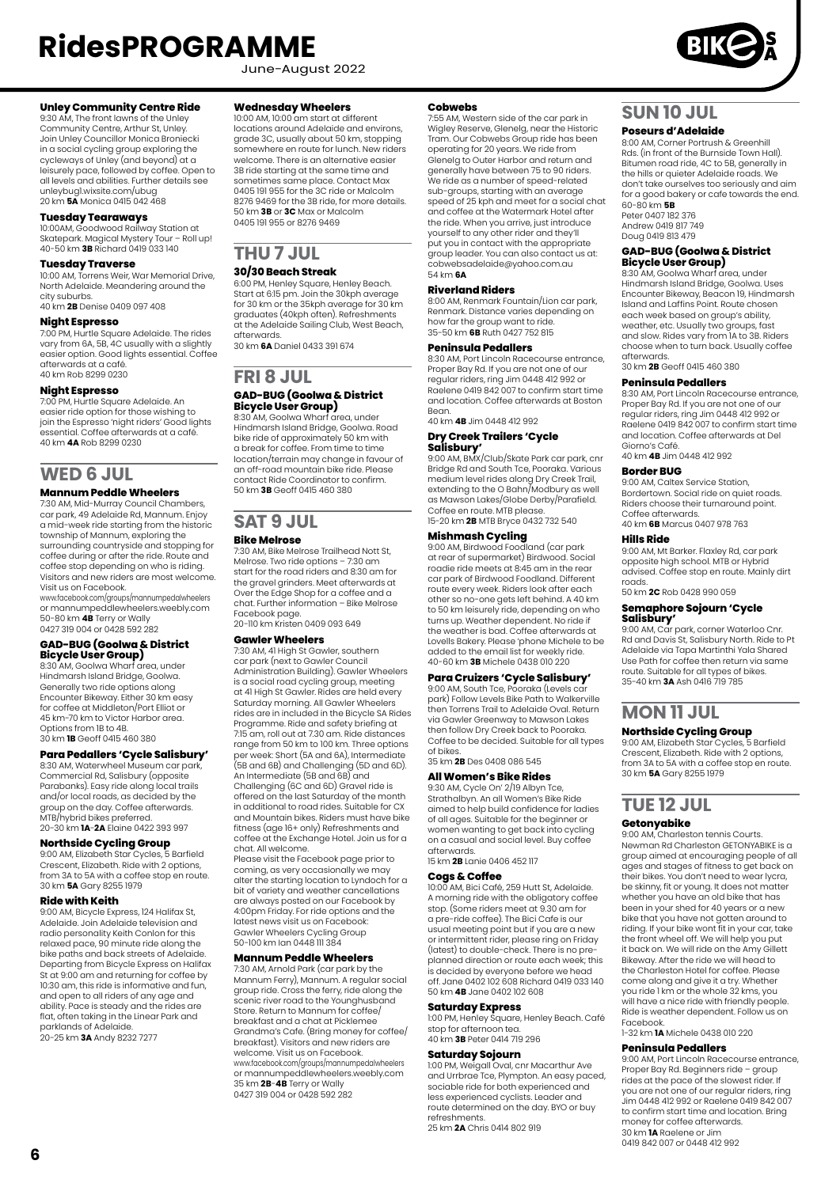**Unley Community Centre Ride**
9:30 AM, The front lawns of the Unley Community Centre, Arthur St, Unley. Join Unley Councillor Monica Broniecki in a social cycling group exploring the cycleways of Unley (and beyond) at a leisurely pace, followed by coffee. Open to all levels and abilities. Further details see unleybugl.wixsite.com/ubug
20 km **5A** Monica 0415 042 468

**Tuesday Tearaways**
10:00AM, Goodwood Railway Station at Skatepark. Magical Mystery Tour – Roll up!
40-50 km **3B** Richard 0419 033 140

**Tuesday Traverse**
10:00 AM, Torrens Weir, War Memorial Drive, North Adelaide. Meandering around the city suburbs.
40 km **2B** Denise 0409 097 408

**Night Espresso**
7:00 PM, Hurtle Square Adelaide. The rides vary from 6A, 5B, 4C usually with a slightly easier option. Good lights essential. Coffee afterwards at a café.
40 km Rob 8299 0230

**Night Espresso**
7:00 PM, Hurtle Square Adelaide. An easier ride option for those wishing to join the Espresso 'night riders' Good lights essential. Coffee afterwards at a café.
40 km **4A** Rob 8299 0230

## WED 6 JUL

**Mannum Peddle Wheelers**
7:30 AM, Mid-Murray Council Chambers, car park, 49 Adelaide Rd, Mannum. Enjoy a mid-week ride starting from the historic township of Mannum, exploring the surrounding countryside and stopping for coffee during or after the ride. Route and coffee stop depending on who is riding. Visitors and new riders are most welcome. Visit us on Facebook.
www.facebook.com/groups/mannumpedalwheelers or mannumpeddlewheelers.weebly.com
50-80 km **4B** Terry or Wally
0427 319 004 or 0428 592 282

**GAD-BUG (Goolwa & District Bicycle User Group)**
8:30 AM, Goolwa Wharf area, under Hindmarsh Island Bridge, Goolwa. Generally two ride options along Encounter Bikeway. Either 30 km easy for coffee at Middleton/Port Elliot or 45 km-70 km to Victor Harbor area. Options from 1B to 4B.
30 km **1B** Geoff 0415 460 380

**Para Pedallers 'Cycle Salisbury'**
8:30 AM, Waterwheel Museum car park, Commercial Rd, Salisbury (opposite Parabanks). Easy ride along local trails and/or local roads, as decided by the group on the day. Coffee afterwards. MTB/hybrid bikes preferred.
20-30 km **1A**-**2A** Elaine 0422 393 997

**Northside Cycling Group**
9:00 AM, Elizabeth Star Cycles, 5 Barfield Crescent, Elizabeth. Ride with 2 options, from 3A to 5A with a coffee stop en route.
30 km **5A** Gary 8255 1979

**Ride with Keith**
9:00 AM, Bicycle Express, 124 Halifax St, Adelaide. Join Adelaide television and radio personality Keith Conlon for this relaxed pace, 90 minute ride along the bike paths and back streets of Adelaide. Departing from Bicycle Express on Halifax St at 9:00 am and returning for coffee by 10:30 am, this ride is informative and fun, and open to all riders of any age and ability. Pace is steady and the rides are flat, often taking in the Linear Park and parklands of Adelaide.
20-25 km **3A** Andy 8232 7277

**Wednesday Wheelers**
10:00 AM, 10:00 am start at different locations around Adelaide and environs, grade 3C, usually about 50 km, stopping somewhere en route for lunch. New riders welcome. There is an alternative easier 3B ride starting at the same time and sometimes same place. Contact Max 0405 191 955 for the 3C ride or Malcolm 8276 9469 for the 3B ride, for more details.
50 km **3B** or **3C** Max or Malcolm
0405 191 955 or 8276 9469

## THU 7 JUL

**30/30 Beach Streak**
6:00 PM, Henley Square, Henley Beach. Start at 6:15 pm. Join the 30kph average for 30 km or the 35kph average for 30 km graduates (40kph often). Refreshments at the Adelaide Sailing Club, West Beach, afterwards.
30 km **6A** Daniel 0433 391 674

## FRI 8 JUL

**GAD-BUG (Goolwa & District Bicycle User Group)**
8:30 AM, Goolwa Wharf area, under Hindmarsh Island Bridge, Goolwa. Road bike ride of approximately 50 km with a break for coffee. From time to time location/terrain may change in favour of an off-road mountain bike ride. Please contact Ride Coordinator to confirm.
50 km **3B** Geoff 0415 460 380

## SAT 9 JUL

**Bike Melrose**
7:30 AM, Bike Melrose Trailhead Nott St, Melrose. Two ride options – 7:30 am start for the road riders and 8:30 am for the gravel grinders. Meet afterwards at Over the Edge Shop for a coffee and a chat. Further information – Bike Melrose Facebook page.
20-110 km Kristen 0409 093 649

**Gawler Wheelers**
7:30 AM, 41 High St Gawler, southern car park (next to Gawler Council Administration Building). Gawler Wheelers is a social road cycling group, meeting at 41 High St Gawler. Rides are held every Saturday morning. All Gawler Wheelers rides are included in the Bicycle SA Rides Programme. Ride and safety briefing at 7:15 am, roll out at 7.30 am. Ride distances range from 50 km to 100 km. Three options per week: Short (5A and 6A), Intermediate (5B and 6B) and Challenging (5D and 6D). An Intermediate (5B and 6B) and Challenging (6C and 6D) Gravel ride is offered on the last Saturday of the month in additional to road rides. Suitable for CX and Mountain bikes. Riders must have bike fitness (age 16+ only) Refreshments and coffee at the Exchange Hotel. Join us for a chat. All welcome.
Please visit the Facebook page prior to coming, as very occasionally we may alter the starting location to Lyndoch for a bit of variety and weather cancellations are always posted on our Facebook by 4:00pm Friday. For ride options and the latest news visit us on Facebook: Gawler Wheelers Cycling Group
50-100 km Ian 0448 111 384

**Mannum Peddle Wheelers**
7:30 AM, Arnold Park (car park by the Mannum Ferry), Mannum. A regular social group ride. Cross the ferry, ride along the scenic river road to the Younghusband Store. Return to Mannum for coffee/breakfast and a chat at Picklemee Grandma's Cafe. (Bring money for coffee/breakfast). Visitors and new riders are welcome. Visit us on Facebook.
www.facebook.com/groups/mannumpedalwheelers or mannumpeddlewheelers.weebly.com
35 km **2B**-**4B** Terry or Wally
0427 319 004 or 0428 592 282

**Cobwebs**
7:55 AM, Western side of the car park in Wigley Reserve, Glenelg, near the Historic Tram. Our Cobwebs Group ride has been operating for 20 years. We ride from Glenelg to Outer Harbor and return and generally have between 75 to 90 riders. We ride as a number of speed-related sub-groups, starting with an average speed of 25 kph and meet for a social chat and coffee at the Watermark Hotel after the ride. When you arrive, just introduce yourself to any other rider and they'll put you in contact with the appropriate group leader. You can also contact us at: cobwebsadelaide@yahoo.com.au
54 km **6A**

**Riverland Riders**
8:00 AM, Renmark Fountain/Lion car park, Renmark. Distance varies depending on how far the group want to ride.
35-50 km **6B** Ruth 0427 752 815

**Peninsula Pedallers**
8:30 AM, Port Lincoln Racecourse entrance, Proper Bay Rd. If you are not one of our regular riders, ring Jim 0448 412 992 or Raelene 0419 842 007 to confirm start time and location. Coffee afterwards at Boston Bean.
40 km **4B** Jim 0448 412 992

**Dry Creek Trailers 'Cycle Salisbury'**
9:00 AM, BMX/Club/Skate Park car park, cnr Bridge Rd and South Tce, Pooraka. Various medium level rides along Dry Creek Trail, extending to the O Bahn/Modbury as well as Mawson Lakes/Globe Derby/Parafield. Coffee en route. MTB please.
15-20 km **2B** MTB Bryce 0432 732 540

**Mishmash Cycling**
9:00 AM, Birdwood Foodland (car park at rear of supermarket) Birdwood. Social roadie ride meets at 8:45 am in the rear car park of Birdwood Foodland. Different route every week. Riders look after each other so no-one gets left behind. A 40 km to 50 km leisurely ride, depending on who turns up. Weather dependent. No ride if the weather is bad. Coffee afterwards at Lovells Bakery. Please 'phone Michele to be added to the email list for weekly ride.
40-60 km **3B** Michele 0438 010 220

**Para Cruizers 'Cycle Salisbury'**
9:00 AM, South Tce, Pooraka (Levels car park) Follow Levels Bike Path to Walkerville then Torrens Trail to Adelaide Oval. Return via Gawler Greenway to Mawson Lakes then follow Dry Creek back to Pooraka. Coffee to be decided. Suitable for all types of bikes.
35 km **2B** Des 0408 086 545

**All Women's Bike Rides**
9:30 AM, Cycle On' 2/19 Albyn Tce, Strathalbyn. An all Women's Bike Ride aimed to help build confidence for ladies of all ages. Suitable for the beginner or women wanting to get back into cycling on a casual and social level. Buy coffee afterwards.
15 km **2B** Lanie 0406 452 117

**Cogs & Coffee**
10:00 AM, Bici Café, 259 Hutt St, Adelaide. A morning ride with the obligatory coffee stop. (Some riders meet at 9.30 am for a pre-ride coffee). The Bici Cafe is our usual meeting point but if you are a new or intermittent rider, please ring on Friday (latest) to double-check. There is no pre-planned direction or route each week; this is decided by everyone before we head off. Jane 0402 102 608 Richard 0419 033 140
50 km **4B** Jane 0402 102 608

**Saturday Express**
1:00 PM, Henley Square, Henley Beach. Café stop for afternoon tea.
40 km **3B** Peter 0414 719 296

**Saturday Sojourn**
1:00 PM, Weigall Oval, cnr Macarthur Ave and Urrbrae Tce, Plympton. An easy paced, sociable ride for both experienced and less experienced cyclists. Leader and route determined on the day. BYO or buy refreshments.
25 km **2A** Chris 0414 802 919

## SUN 10 JUL

**Poseurs d'Adelaide**
8:00 AM, Corner Portrush & Greenhill Rds. (in front of the Burnside Town Hall). Bitumen road ride, 4C to 5B, generally in the hills or quieter Adelaide roads. We don't take ourselves too seriously and aim for a good bakery or cafe towards the end.
60-80 km **5B**
Peter 0407 182 376
Andrew 0419 817 749
Doug 0419 813 479

**GAD-BUG (Goolwa & District Bicycle User Group)**
8:30 AM, Goolwa Wharf area, under Hindmarsh Island Bridge, Goolwa. Uses Encounter Bikeway, Beacon 19, Hindmarsh Island and Laffins Point. Route chosen each week based on group's ability, weather, etc. Usually two groups, fast and slow. Rides vary from 1A to 3B. Riders choose when to turn back. Usually coffee afterwards.
30 km **2B** Geoff 0415 460 380

**Peninsula Pedallers**
8:30 AM, Port Lincoln Racecourse entrance, Proper Bay Rd. If you are not one of our regular riders, ring Jim 0448 412 992 or Raelene 0419 842 007 to confirm start time and location. Coffee afterwards at Del Giorno's Café.
40 km **4B** Jim 0448 412 992

**Border BUG**
9:00 AM, Caltex Service Station, Bordertown. Social ride on quiet roads. Riders choose their turnaround point. Coffee afterwards.
40 km **6B** Marcus 0407 978 763

**Hills Ride**
9:00 AM, Mt Barker. Flaxley Rd, car park opposite high school. MTB or Hybrid advised. Coffee stop en route. Mainly dirt roads.
50 km **2C** Rob 0428 990 059

**Semaphore Sojourn 'Cycle Salisbury'**
9:00 AM, Car park, corner Waterloo Cnr. Rd and Davis St, Salisbury North. Ride to Pt Adelaide via Tapa Martinthi Yala Shared Use Path for coffee then return via same route. Suitable for all types of bikes.
35-40 km **3A** Ash 0416 719 785

## MON 11 JUL

**Northside Cycling Group**
9:00 AM, Elizabeth Star Cycles, 5 Barfield Crescent, Elizabeth. Ride with 2 options, from 3A to 5A with a coffee stop en route.
30 km **5A** Gary 8255 1979

## TUE 12 JUL

**Getonyabike**
9:00 AM, Charleston tennis Courts. Newman Rd Charleston GETONYABIKE is a group aimed at encouraging people of all ages and stages of fitness to get back on their bikes. You don't need to wear lycra, be skinny, fit or young. It does not matter whether you have an old bike that has been in your shed for 40 years or a new bike that you have not gotten around to riding. If your bike wont fit in your car, take the front wheel off. We will help you put it back on. We will ride on the Amy Gillett Bikeway. After the ride we will head to the Charleston Hotel for coffee. Please come along and give it a try. Whether you ride 1 km or the whole 32 kms, you will have a nice ride with friendly people. Ride is weather dependent. Follow us on Facebook.
1-32 km **1A** Michele 0438 010 220

**Peninsula Pedallers**
9:00 AM, Port Lincoln Racecourse entrance, Proper Bay Rd. Beginners ride – group rides at the pace of the slowest rider. If you are not one of our regular riders, ring Jim 0448 412 992 or Raelene 0419 842 007 to confirm start time and location. Bring money for coffee afterwards.
30 km **1A** Raelene or Jim
0419 842 007 or 0448 412 992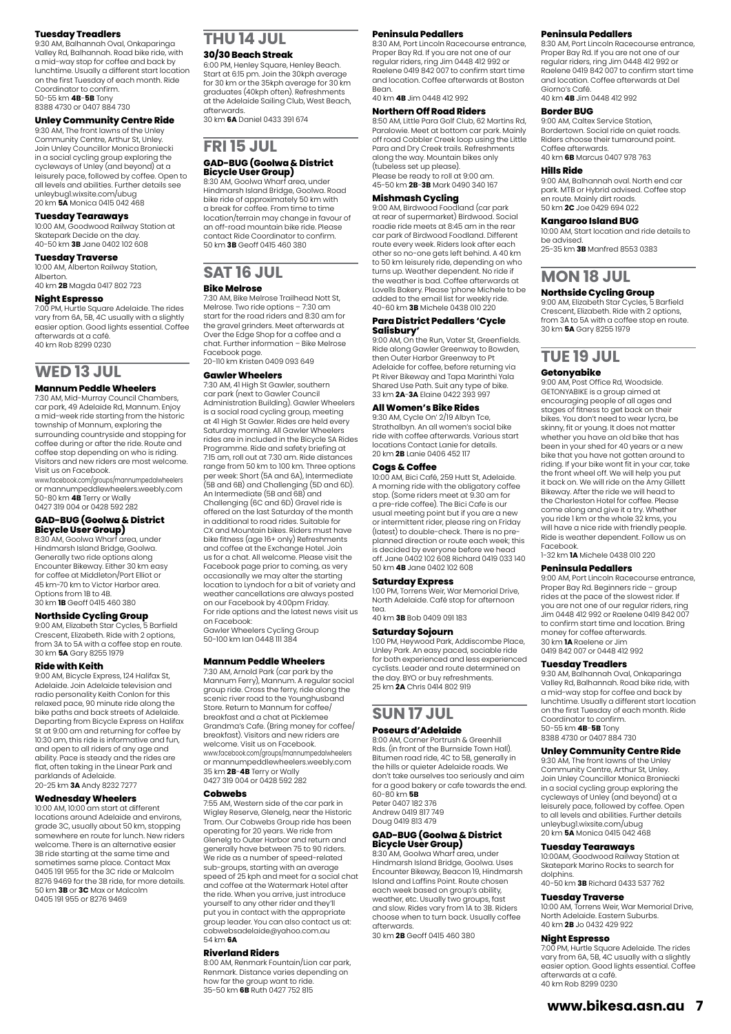### Tuesday Treadlers

9:30 AM, Balhannah Oval, Onkaparinga Valley Rd, Balhannah. Road bike ride, with a mid-way stop for coffee and back by lunchtime. Usually a different start location on the first Tuesday of each month. Ride Coordinator to confirm.
50-55 km **4B**-**5B** Tony
8388 4730 or 0407 884 730

### Unley Community Centre Ride

9:30 AM, The front lawns of the Unley Community Centre, Arthur St, Unley. Join Unley Councillor Monica Broniecki in a social cycling group exploring the cycleways of Unley (and beyond) at a leisurely pace, followed by coffee. Open to all levels and abilities. Further details see unleybug1.wixsite.com/ubug
20 km **5A** Monica 0415 042 468

### Tuesday Tearaways

10:00 AM, Goodwood Railway Station at Skatepark Decide on the day.
40-50 km **3B** Jane 0402 102 608

### Tuesday Traverse

10:00 AM, Alberton Railway Station, Alberton.
40 km **2B** Magda 0417 802 723

### Night Espresso

7:00 PM, Hurtle Square Adelaide. The rides vary from 6A, 5B, 4C usually with a slightly easier option. Good lights essential. Coffee afterwards at a café.
40 km Rob 8299 0230

## WED 13 JUL

### Mannum Peddle Wheelers

7:30 AM, Mid-Murray Council Chambers, car park, 49 Adelaide Rd, Mannum. Enjoy a mid-week ride starting from the historic township of Mannum, exploring the surrounding countryside and stopping for coffee during or after the ride. Route and coffee stop depending on who is riding. Visitors and new riders are most welcome. Visit us on Facebook.
www.facebook.com/groups/mannumpedalwheelers or mannumpeddlewheelers.weebly.com
50-80 km **4B** Terry or Wally
0427 319 004 or 0428 592 282

### GAD-BUG (Goolwa & District Bicycle User Group)

8:30 AM, Goolwa Wharf area, under Hindmarsh Island Bridge, Goolwa. Generally two ride options along Encounter Bikeway. Either 30 km easy for coffee at Middleton/Port Elliot or 45 km-70 km to Victor Harbor area. Options from 1B to 4B.
30 km **1B** Geoff 0415 460 380

### Northside Cycling Group

9:00 AM, Elizabeth Star Cycles, 5 Barfield Crescent, Elizabeth. Ride with 2 options, from 3A to 5A with a coffee stop en route.
30 km **5A** Gary 8255 1979

### Ride with Keith

9:00 AM, Bicycle Express, 124 Halifax St, Adelaide. Join Adelaide television and radio personality Keith Conlon for this relaxed pace, 90 minute ride along the bike paths and back streets of Adelaide. Departing from Bicycle Express on Halifax St at 9:00 am and returning for coffee by 10:30 am, this ride is informative and fun, and open to all riders of any age and ability. Pace is steady and the rides are flat, often taking in the Linear Park and parklands of Adelaide.
20-25 km **3A** Andy 8232 7277

### Wednesday Wheelers

10:00 AM, 10:00 am start at different locations around Adelaide and environs, grade 3C, usually about 50 km, stopping somewhere en route for lunch. New riders welcome. There is an alternative easier 3B ride starting at the same time and sometimes same place. Contact Max 0405 191 955 for the 3C ride or Malcolm 8276 9469 for the 3B ride, for more details.
50 km **3B** or **3C** Max or Malcolm
0405 191 955 or 8276 9469

## THU 14 JUL

### 30/30 Beach Streak

6:00 PM, Henley Square, Henley Beach. Start at 6:15 pm. Join the 30kph average for 30 km or the 35kph average for 30 km graduates (40kph often). Refreshments at the Adelaide Sailing Club, West Beach, afterwards.
30 km **6A** Daniel 0433 391 674

## FRI 15 JUL

### GAD-BUG (Goolwa & District Bicycle User Group)

8:30 AM, Goolwa Wharf area, under Hindmarsh Island Bridge, Goolwa. Road bike ride of approximately 50 km with a break for coffee. From time to time location/terrain may change in favour of an off-road mountain bike ride. Please contact Ride Coordinator to confirm.
50 km **3B** Geoff 0415 460 380

## SAT 16 JUL

### Bike Melrose

7:30 AM, Bike Melrose Trailhead Nott St, Melrose. Two ride options – 7:30 am start for the road riders and 8:30 am for the gravel grinders. Meet afterwards at Over the Edge Shop for a coffee and a chat. Further information – Bike Melrose Facebook page.
20-110 km Kristen 0409 093 649

### Gawler Wheelers

7:30 AM, 41 High St Gawler, southern car park (next to Gawler Council Administration Building). Gawler Wheelers is a social road cycling group, meeting at 41 High St Gawler. Rides are held every Saturday morning. All Gawler Wheelers rides are included in the Bicycle SA Rides Programme. Ride and safety briefing at 7:15 am, roll out at 7.30 am. Ride distances range from 50 km to 100 km. Three options per week: Short (5A and 6A), Intermediate (5B and 6B) and Challenging (5D and 6D). An Intermediate (5B and 6B) and Challenging (6C and 6D) Gravel ride is offered on the last Saturday of the month in additional to road rides. Suitable for CX and Mountain bikes. Riders must have bike fitness (age 16+ only) Refreshments and coffee at the Exchange Hotel. Join us for a chat. All welcome. Please visit the Facebook page prior to coming, as very occasionally we may alter the starting location to Lyndoch for a bit of variety and weather cancellations are always posted on our Facebook by 4:00pm Friday. For ride options and the latest news visit us on Facebook:
Gawler Wheelers Cycling Group
50-100 km Ian 0448 111 384

### Mannum Peddle Wheelers

7:30 AM, Arnold Park (car park by the Mannum Ferry), Mannum. A regular social group ride. Cross the ferry, ride along the scenic river road to the Younghusband Store. Return to Mannum for coffee/breakfast and a chat at Picklemee Grandma's Cafe. (Bring money for coffee/breakfast). Visitors and new riders are welcome. Visit us on Facebook.
www.facebook.com/groups/mannumpedalwheelers or mannumpeddlewheelers.weebly.com
35 km **2B**-**4B** Terry or Wally
0427 319 004 or 0428 592 282

### Cobwebs

7:55 AM, Western side of the car park in Wigley Reserve, Glenelg, near the Historic Tram. Our Cobwebs Group ride has been operating for 20 years. We ride from Glenelg to Outer Harbor and return and generally have between 75 to 90 riders. We ride as a number of speed-related sub-groups, starting with an average speed of 25 kph and meet for a social chat and coffee at the Watermark Hotel after the ride. When you arrive, just introduce yourself to any other rider and they'll put you in contact with the appropriate group leader. You can also contact us at: cobwebsadelaide@yahoo.com.au
54 km **6A**

### Riverland Riders

8:00 AM, Renmark Fountain/Lion car park, Renmark. Distance varies depending on how far the group want to ride.
35-50 km **6B** Ruth 0427 752 815

### Peninsula Pedallers

8:30 AM, Port Lincoln Racecourse entrance, Proper Bay Rd. If you are not one of our regular riders, ring Jim 0448 412 992 or Raelene 0419 842 007 to confirm start time and location. Coffee afterwards at Boston Bean.
40 km **4B** Jim 0448 412 992

### Northern Off Road Riders

8:50 AM, Little Para Golf Club, 62 Martins Rd, Paralowie. Meet at bottom car park. Mainly off road Cobbler Creek loop using the Little Para and Dry Creek trails. Refreshments along the way. Mountain bikes only (tubeless set up please).
Please be ready to roll at 9:00 am.
45-50 km **2B**-**3B** Mark 0490 340 167

### Mishmash Cycling

9:00 AM, Birdwood Foodland (car park at rear of supermarket) Birdwood. Social roadie ride meets at 8:45 am in the rear car park of Birdwood Foodland. Different route every week. Riders look after each other so no-one gets left behind. A 40 km to 50 km leisurely ride, depending on who turns up. Weather dependent. No ride if the weather is bad. Coffee afterwards at Lovells Bakery. Please 'phone Michele to be added to the email list for weekly ride.
40-60 km **3B** Michele 0438 010 220

### Para District Pedallers 'Cycle Salisbury'

9:00 AM, On the Run, Vater St, Greenfields. Ride along Gawler Greenway to Bowden, then Outer Harbor Greenway to Pt Adelaide for coffee, before returning via Pt River Bikeway and Tapa Marinthi Yala Shared Use Path. Suit any type of bike.
33 km **2A**-**3A** Elaine 0422 393 997

### All Women's Bike Rides

9:30 AM, Cycle On' 2/19 Albyn Tce, Strathalbyn. An all women's social bike ride with coffee afterwards. Various start locations Contact Lanie for details.
20 km **2B** Lanie 0406 452 117

### Cogs & Coffee

10:00 AM, Bici Café, 259 Hutt St, Adelaide. A morning ride with the obligatory coffee stop. (Some riders meet at 9.30 am for a pre-ride coffee). The Bici Cafe is our usual meeting point but if you are a new or intermittent rider, please ring on Friday (latest) to double-check. There is no pre-planned direction or route each week; this is decided by everyone before we head off. Jane 0402 102 608 Richard 0419 033 140
50 km **4B** Jane 0402 102 608

### Saturday Express

1:00 PM, Torrens Weir, War Memorial Drive, North Adelaide. Café stop for afternoon tea.
40 km **3B** Bob 0409 091 183

### Saturday Sojourn

1:00 PM, Heywood Park, Addiscombe Place, Unley Park. An easy paced, sociable ride for both experienced and less experienced cyclists. Leader and route determined on the day. BYO or buy refreshments.
25 km **2A** Chris 0414 802 919

## SUN 17 JUL

### Poseurs d'Adelaide

8:00 AM, Corner Portrush & Greenhill Rds. (in front of the Burnside Town Hall). Bitumen road ride, 4C to 5B, generally in the hills or quieter Adelaide roads. We don't take ourselves too seriously and aim for a good bakery or cafe towards the end.
60-80 km **5B**
Peter 0407 182 376
Andrew 0419 817 749
Doug 0419 813 479

### GAD-BUG (Goolwa & District Bicycle User Group)

8:30 AM, Goolwa Wharf area, under Hindmarsh Island Bridge, Goolwa. Uses Encounter Bikeway, Beacon 19, Hindmarsh Island and Laffins Point. Route chosen each week based on group's ability, weather, etc. Usually two groups, fast and slow. Rides vary from 1A to 3B. Riders choose when to turn back. Usually coffee afterwards.
30 km **2B** Geoff 0415 460 380

### Peninsula Pedallers

8:30 AM, Port Lincoln Racecourse entrance, Proper Bay Rd. If you are not one of our regular riders, ring Jim 0448 412 992 or Raelene 0419 842 007 to confirm start time and location. Coffee afterwards at Del Giorno's Café.
40 km **4B** Jim 0448 412 992

### Border BUG

9:00 AM, Caltex Service Station, Bordertown. Social ride on quiet roads. Riders choose their turnaround point. Coffee afterwards.
40 km **6B** Marcus 0407 978 763

### Hills Ride

9:00 AM, Balhannah oval. North end car park. MTB or Hybrid advised. Coffee stop en route. Mainly dirt roads.
50 km **2C** Joe 0429 694 022

### Kangaroo Island BUG

10:00 AM, Start location and ride details to be advised.
25-35 km **3B** Manfred 8553 0383

## MON 18 JUL

### Northside Cycling Group

9:00 AM, Elizabeth Star Cycles, 5 Barfield Crescent, Elizabeth. Ride with 2 options, from 3A to 5A with a coffee stop en route.
30 km **5A** Gary 8255 1979

## TUE 19 JUL

### Getonyabike

9:00 AM, Post Office Rd, Woodside. GETONYABIKE is a group aimed at encouraging people of all ages and stages of fitness to get back on their bikes. You don't need to wear lycra, be skinny, fit or young. It does not matter whether you have an old bike that has been in your shed for 40 years or a new bike that you have not gotten around to riding. If your bike wont fit in your car, take the front wheel off. We will help you put it back on. We will ride on the Amy Gillett Bikeway. After the ride we will head to the Charleston Hotel for coffee. Please come along and give it a try. Whether you ride 1 km or the whole 32 kms, you will have a nice ride with friendly people. Ride is weather dependent. Follow us on Facebook.
1-32 km **1A** Michele 0438 010 220

### Peninsula Pedallers

9:00 AM, Port Lincoln Racecourse entrance, Proper Bay Rd. Beginners ride – group rides at the pace of the slowest rider. If you are not one of our regular riders, ring Jim 0448 412 992 or Raelene 0419 842 007 to confirm start time and location. Bring money for coffee afterwards.
30 km **1A** Raelene or Jim
0419 842 007 or 0448 412 992

### Tuesday Treadlers

9:30 AM, Balhannah Oval, Onkaparinga Valley Rd, Balhannah. Road bike ride, with a mid-way stop for coffee and back by lunchtime. Usually a different start location on the first Tuesday of each month. Ride Coordinator to confirm.
50-55 km **4B**-**5B** Tony
8388 4730 or 0407 884 730

### Unley Community Centre Ride

9:30 AM, The front lawns of the Unley Community Centre, Arthur St, Unley. Join Unley Councillor Monica Broniecki in a social cycling group exploring the cycleways of Unley (and beyond) at a leisurely pace, followed by coffee. Open to all levels and abilities. Further details unleybug1.wixsite.com/ubug
20 km **5A** Monica 0415 042 468

### Tuesday Tearaways

10:00AM, Goodwood Railway Station at Skatepark Marino Rocks to search for dolphins.
40-50 km **3B** Richard 0433 537 762

### Tuesday Traverse

10:00 AM, Torrens Weir, War Memorial Drive, North Adelaide. Eastern Suburbs.
40 km **2B** Jo 0432 429 922

### Night Espresso

7:00 PM, Hurtle Square Adelaide. The rides vary from 6A, 5B, 4C usually with a slightly easier option. Good lights essential. Coffee afterwards at a café.
40 km Rob 8299 0230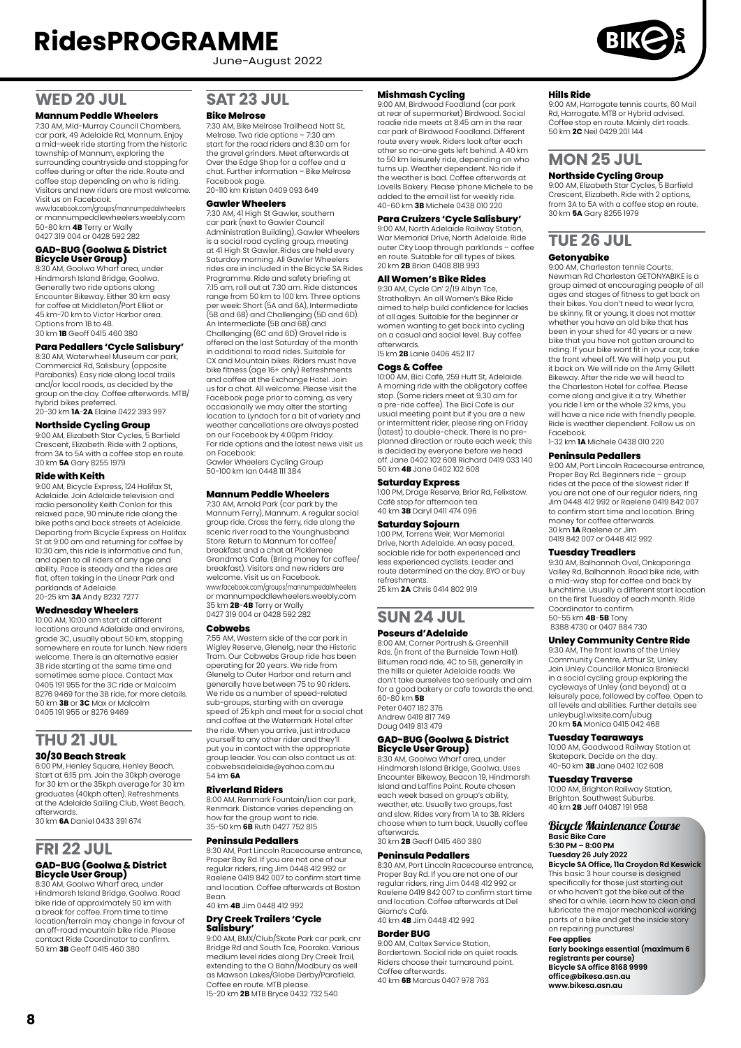# RidesPROGRAMME

June-August 2022

## WED 20 JUL

### Mannum Peddle Wheelers

7:30 AM, Mid-Murray Council Chambers, car park, 49 Adelaide Rd, Mannum. Enjoy a mid-week ride starting from the historic township of Mannum, exploring the surrounding countryside and stopping for coffee during or after the ride. Route and coffee stop depending on who is riding. Visitors and new riders are most welcome. Visit us on Facebook.
www.facebook.com/groups/mannumpedalwheelers or mannumpeddlewheelers.weebly.com
50–80 km **4B** Terry or Wally
0427 319 004 or 0428 592 282

### GAD-BUG (Goolwa & District Bicycle User Group)

8:30 AM, Goolwa Wharf area, under Hindmarsh Island Bridge, Goolwa. Generally two ride options along Encounter Bikeway. Either 30 km easy for coffee at Middleton/Port Elliot or 45 km–70 km to Victor Harbor area. Options from 1B to 4B.
30 km **1B** Geoff 0415 460 380

### Para Pedallers 'Cycle Salisbury'

8:30 AM, Waterwheel Museum car park, Commercial Rd, Salisbury (opposite Parabanks). Easy ride along local trails and/or local roads, as decided by the group on the day. Coffee afterwards. MTB/hybrid bikes preferred.
20–30 km **1A**–**2A** Elaine 0422 393 997

### Northside Cycling Group

9:00 AM, Elizabeth Star Cycles, 5 Barfield Crescent, Elizabeth. Ride with 2 options, from 3A to 5A with a coffee stop en route.
30 km **5A** Gary 8255 1979

### Ride with Keith

9:00 AM, Bicycle Express, 124 Halifax St, Adelaide. Join Adelaide television and radio personality Keith Conlon for this relaxed pace, 90 minute ride along the bike paths and back streets of Adelaide. Departing from Bicycle Express on Halifax St at 9:00 am and returning for coffee by 10:30 am, this ride is informative and fun, and open to all riders of any age and ability. Pace is steady and the rides are flat, often taking in the Linear Park and parklands of Adelaide.
20–25 km **3A** Andy 8232 7277

### Wednesday Wheelers

10:00 AM, 10:00 am start at different locations around Adelaide and environs, grade 3C, usually about 50 km, stopping somewhere en route for lunch. New riders welcome. There is an alternative easier 3B ride starting at the same time and sometimes same place. Contact Max 0405 191 955 for the 3C ride or Malcolm 8276 9469 for the 3B ride, for more details.
50 km **3B** or **3C** Max or Malcolm
0405 191 955 or 8276 9469

## THU 21 JUL

### 30/30 Beach Streak

6:00 PM, Henley Square, Henley Beach. Start at 6:15 pm. Join the 30kph average for 30 km or the 35kph average for 30 km graduates (40kph often). Refreshments at the Adelaide Sailing Club, West Beach, afterwards.
30 km **6A** Daniel 0433 391 674

## FRI 22 JUL

### GAD-BUG (Goolwa & District Bicycle User Group)

8:30 AM, Goolwa Wharf area, under Hindmarsh Island Bridge, Goolwa. Road bike ride of approximately 50 km with a break for coffee. From time to time location/terrain may change in favour of an off-road mountain bike ride. Please contact Ride Coordinator to confirm.
50 km **3B** Geoff 0415 460 380

## SAT 23 JUL

### Bike Melrose

7:30 AM, Bike Melrose Trailhead Nott St, Melrose. Two ride options – 7:30 am start for the road riders and 8:30 am for the gravel grinders. Meet afterwards at Over the Edge Shop for a coffee and a chat. Further information – Bike Melrose Facebook page.
20–110 km Kristen 0409 093 649

### Gawler Wheelers

7:30 AM, 41 High St Gawler, southern car park (next to Gawler Council Administration Building). Gawler Wheelers is a social road cycling group, meeting at 41 High St Gawler. Rides are held every Saturday morning. All Gawler Wheelers rides are included in the Bicycle SA Rides Programme. Ride and safety briefing at 7:15 am, roll out at 7.30 am. Ride distances range from 50 km to 100 km. Three options per week: Short (5A and 6A), Intermediate (5B and 6B) and Challenging (5D and 6D). An Intermediate (5B and 6B) and Challenging (6C and 6D) Gravel ride is offered on the last Saturday of the month in additional to road rides. Suitable for CX and Mountain bikes. Riders must have bike fitness (age 16+ only) Refreshments and coffee at the Exchange Hotel. Join us for a chat. All welcome. Please visit the Facebook page prior to coming, as very occasionally we may alter the starting location to Lyndoch for a bit of variety and weather cancellations are always posted on our Facebook by 4:00pm Friday.
For ride options and the latest news visit us on Facebook:
Gawler Wheelers Cycling Group
50–100 km Ian 0448 111 384

### Mannum Peddle Wheelers

7:30 AM, Arnold Park (car park by the Mannum Ferry), Mannum. A regular social group ride. Cross the ferry, ride along the scenic river road to the Younghusband Store. Return to Mannum for coffee/breakfast and a chat at Picklemee Grandma's Cafe. (Bring money for coffee/breakfast). Visitors and new riders are welcome. Visit us on Facebook.
www.facebook.com/groups/mannumpedalwheelers or mannumpeddlewheelers.weebly.com
35 km **2B**–**4B** Terry or Wally
0427 319 004 or 0428 592 282

### Cobwebs

7:55 AM, Western side of the car park in Wigley Reserve, Glenelg, near the Historic Tram. Our Cobwebs Group ride has been operating for 20 years. We ride from Glenelg to Outer Harbor and return and generally have between 75 to 90 riders. We ride as a number of speed-related sub-groups, starting with an average speed of 25 kph and meet for a social chat and coffee at the Watermark Hotel after the ride. When you arrive, just introduce yourself to any other rider and they'll put you in contact with the appropriate group leader. You can also contact us at: cobwebsadelaide@yahoo.com.au
54 km **6A**

### Riverland Riders

8:00 AM, Renmark Fountain/Lion car park, Renmark. Distance varies depending on how far the group want to ride.
35–50 km **6B** Ruth 0427 752 815

### Peninsula Pedallers

8:30 AM, Port Lincoln Racecourse entrance, Proper Bay Rd. If you are not one of our regular riders, ring Jim 0448 412 992 or Raelene 0419 842 007 to confirm start time and location. Coffee afterwards at Boston Bean.
40 km **4B** Jim 0448 412 992

### Dry Creek Trailers 'Cycle Salisbury'

9:00 AM, BMX/Club/Skate Park car park, cnr Bridge Rd and South Tce, Pooraka. Various medium level rides along Dry Creek Trail, extending to the O Bahn/Modbury as well as Mawson Lakes/Globe Derby/Parafield. Coffee en route. MTB please.
15–20 km **2B** MTB Bryce 0432 732 540

### Mishmash Cycling

9:00 AM, Birdwood Foodland (car park at rear of supermarket) Birdwood. Social roadie ride meets at 8:45 am in the rear car park of Birdwood Foodland. Different route every week. Riders look after each other so no-one gets left behind. A 40 km to 50 km leisurely ride, depending on who turns up. Weather dependent. No ride if the weather is bad. Coffee afterwards at Lovells Bakery. Please 'phone Michele to be added to the email list for weekly ride.
40–60 km **3B** Michele 0438 010 220

### Para Cruizers 'Cycle Salisbury'

9:00 AM, North Adelaide Railway Station, War Memorial Drive, North Adelaide. Ride outer City Loop through parklands – coffee en route. Suitable for all types of bikes.
20 km **2B** Brian 0408 818 993

### All Women's Bike Rides

9:30 AM, Cycle On' 2/19 Albyn Tce, Strathalbyn. An all Women's Bike Ride aimed to help build confidence for ladies of all ages. Suitable for the beginner or women wanting to get back into cycling on a casual and social level. Buy coffee afterwards.
15 km **2B** Lanie 0406 452 117

### Cogs & Coffee

10:00 AM, Bici Café, 259 Hutt St, Adelaide. A morning ride with the obligatory coffee stop. (Some riders meet at 9.30 am for a pre-ride coffee). The Bici Cafe is our usual meeting point but if you are a new or intermittent rider, please ring on Friday (latest) to double-check. There is no pre-planned direction or route each week; this is decided by everyone before we head off. Jane 0402 102 608 Richard 0419 033 140
50 km **4B** Jane 0402 102 608

### Saturday Express

1:00 PM, Drage Reserve, Briar Rd, Felixstow. Café stop for afternoon tea.
40 km **3B** Daryl 0411 474 096

### Saturday Sojourn

1:00 PM, Torrens Weir, War Memorial Drive, North Adelaide. An easy paced, sociable ride for both experienced and less experienced cyclists. Leader and route determined on the day. BYO or buy refreshments.
25 km **2A** Chris 0414 802 919

## SUN 24 JUL

### Poseurs d'Adelaide

8:00 AM, Corner Portrush & Greenhill Rds. (in front of the Burnside Town Hall). Bitumen road ride, 4C to 5B, generally in the hills or quieter Adelaide roads. We don't take ourselves too seriously and aim for a good bakery or cafe towards the end.
60–80 km **5B**
Peter 0407 182 376
Andrew 0419 817 749
Doug 0419 813 479

### GAD-BUG (Goolwa & District Bicycle User Group)

8:30 AM, Goolwa Wharf area, under Hindmarsh Island Bridge, Goolwa. Uses Encounter Bikeway, Beacon 19, Hindmarsh Island and Laffins Point. Route chosen each week based on group's ability, weather, etc. Usually two groups, fast and slow. Rides vary from 1A to 3B. Riders choose when to turn back. Usually coffee afterwards.
30 km **2B** Geoff 0415 460 380

### Peninsula Pedallers

8:30 AM, Port Lincoln Racecourse entrance, Proper Bay Rd. If you are not one of our regular riders, ring Jim 0448 412 992 or Raelene 0419 842 007 to confirm start time and location. Coffee afterwards at Del Giorno's Café.
40 km **4B** Jim 0448 412 992

### Border BUG

9:00 AM, Caltex Service Station, Bordertown. Social ride on quiet roads. Riders choose their turnaround point. Coffee afterwards.
40 km **6B** Marcus 0407 978 763

### Hills Ride

9:00 AM, Harrogate tennis courts, 60 Mail Rd, Harrogate. MTB or Hybrid advised. Coffee stop en route. Mainly dirt roads.
50 km **2C** Neil 0429 201 144

## MON 25 JUL

### Northside Cycling Group

9:00 AM, Elizabeth Star Cycles, 5 Barfield Crescent, Elizabeth. Ride with 2 options, from 3A to 5A with a coffee stop en route.
30 km **5A** Gary 8255 1979

## TUE 26 JUL

### Getonyabike

9:00 AM, Charleston tennis Courts. Newman Rd Charleston GETONYABIKE is a group aimed at encouraging people of all ages and stages of fitness to get back on their bikes. You don't need to wear lycra, be skinny, fit or young. It does not matter whether you have an old bike that has been in your shed for 40 years or a new bike that you have not gotten around to riding. If your bike wont fit in your car, take the front wheel off. We will help you put it back on. We will ride on the Amy Gillett Bikeway. After the ride we will head to the Charleston Hotel for coffee. Please come along and give it a try. Whether you ride 1 km or the whole 32 kms, you will have a nice ride with friendly people. Ride is weather dependent. Follow us on Facebook.
1–32 km **1A** Michele 0438 010 220

### Peninsula Pedallers

9:00 AM, Port Lincoln Racecourse entrance, Proper Bay Rd. Beginners ride – group rides at the pace of the slowest rider. If you are not one of our regular riders, ring Jim 0448 412 992 or Raelene 0419 842 007 to confirm start time and location. Bring money for coffee afterwards.
30 km **1A** Raelene or Jim
0419 842 007 or 0448 412 992

### Tuesday Treadlers

9:30 AM, Balhannah Oval, Onkaparinga Valley Rd, Balhannah. Road bike ride, with a mid-way stop for coffee and back by lunchtime. Usually a different start location on the first Tuesday of each month. Ride Coordinator to confirm.
50–55 km **4B**–**5B** Tony
8388 4730 or 0407 884 730

### Unley Community Centre Ride

9:30 AM, The front lawns of the Unley Community Centre, Arthur St, Unley. Join Unley Councillor Monica Broniecki in a social cycling group exploring the cycleways of Unley (and beyond) at a leisurely pace, followed by coffee. Open to all levels and abilities. Further details see unleybug1.wixsite.com/ubug
20 km **5A** Monica 0415 042 468

### Tuesday Tearaways

10:00 AM, Goodwood Railway Station at Skatepark. Decide on the day.
40–50 km **3B** Jane 0402 102 608

### Tuesday Traverse

10:00 AM, Brighton Railway Station, Brighton. Southwest Suburbs.
40 km **2B** Jeff 04087 191 958

### *Bicycle Maintenance Course*

**Basic Bike Care**
**5:30 PM – 8:00 PM**
**Tuesday 26 July 2022**
**Bicycle SA Office, 11a Croydon Rd Keswick**

This basic 3 hour course is designed specifically for those just starting out or who haven't got the bike out of the shed for a while. Learn how to clean and lubricate the major mechanical working parts of a bike and get the inside story on repairing punctures!

**Fee applies**
**Early bookings essential (maximum 6 registrants per course)**
**Bicycle SA office 8168 9999**
**office@bikesa.asn.au**
**www.bikesa.asn.au**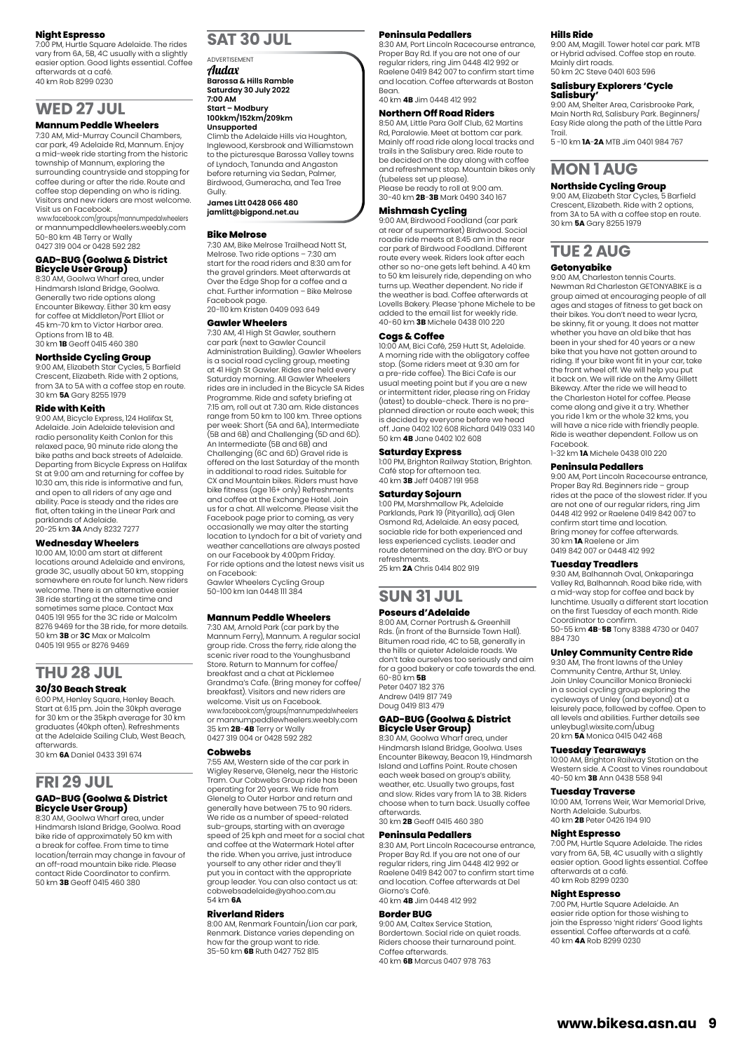#### Night Espresso

7:00 PM, Hurtle Square Adelaide. The rides vary from 6A, 5B, 4C usually with a slightly easier option. Good lights essential. Coffee afterwards at a café.
40 km Rob 8299 0230

## WED 27 JUL

#### Mannum Peddle Wheelers

7:30 AM, Mid-Murray Council Chambers, car park, 49 Adelaide Rd, Mannum. Enjoy a mid-week ride starting from the historic township of Mannum, exploring the surrounding countryside and stopping for coffee during or after the ride. Route and coffee stop depending on who is riding. Visitors and new riders are most welcome. Visit us on Facebook.
www.facebook.com/groups/mannumpedalwheelers or mannumpeddlewheelers.weebly.com
50-80 km 4B Terry or Wally
0427 319 004 or 0428 592 282

#### GAD-BUG (Goolwa & District Bicycle User Group)

8:30 AM, Goolwa Wharf area, under Hindmarsh Island Bridge, Goolwa. Generally two ride options along Encounter Bikeway. Either 30 km easy for coffee at Middleton/Port Elliot or 45 km-70 km to Victor Harbor area. Options from 1B to 4B.
30 km **1B** Geoff 0415 460 380

#### Northside Cycling Group

9:00 AM, Elizabeth Star Cycles, 5 Barfield Crescent, Elizabeth. Ride with 2 options, from 3A to 5A with a coffee stop en route.
30 km **5A** Gary 8255 1979

#### Ride with Keith

9:00 AM, Bicycle Express, 124 Halifax St, Adelaide. Join Adelaide television and radio personality Keith Conlon for this relaxed pace, 90 minute ride along the bike paths and back streets of Adelaide. Departing from Bicycle Express on Halifax St at 9:00 am and returning for coffee by 10:30 am, this ride is informative and fun, and open to all riders of any age and ability. Pace is steady and the rides are flat, often taking in the Linear Park and parklands of Adelaide.
20-25 km **3A** Andy 8232 7277

#### Wednesday Wheelers

10:00 AM, 10:00 am start at different locations around Adelaide and environs, grade 3C, usually about 50 km, stopping somewhere en route for lunch. New riders welcome. There is an alternative easier 3B ride starting at the same time and sometimes same place. Contact Max 0405 191 955 for the 3C ride or Malcolm 8276 9469 for the 3B ride, for more details.
50 km **3B** or **3C** Max or Malcolm
0405 191 955 or 8276 9469

## THU 28 JUL

#### 30/30 Beach Streak

6:00 PM, Henley Square, Henley Beach. Start at 6:15 pm. Join the 30kph average for 30 km or the 35kph average for 30 km graduates (40kph often). Refreshments at the Adelaide Sailing Club, West Beach, afterwards.
30 km **6A** Daniel 0433 391 674

## FRI 29 JUL

#### GAD-BUG (Goolwa & District Bicycle User Group)

8:30 AM, Goolwa Wharf area, under Hindmarsh Island Bridge, Goolwa. Road bike ride of approximately 50 km with a break for coffee. From time to time location/terrain may change in favour of an off-road mountain bike ride. Please contact Ride Coordinator to confirm.
50 km **3B** Geoff 0415 460 380

## SAT 30 JUL

ADVERTISEMENT

*Audax*

**Barossa & Hills Ramble**
**Saturday 30 July 2022**
**7:00 AM**
**Start – Modbury**
**100km/152km/209km**
**Unsupported**

Climb the Adelaide Hills via Houghton, Inglewood, Kersbrook and Williamstown to the picturesque Barossa Valley towns of Lyndoch, Tanunda and Angaston before returning via Sedan, Palmer, Birdwood, Gumeracha, and Tea Tree Gully.

**James Litt 0428 066 480**
**jamlitt@bigpond.net.au**

#### Bike Melrose

7:30 AM, Bike Melrose Trailhead Nott St, Melrose. Two ride options – 7:30 am start for the road riders and 8:30 am for the gravel grinders. Meet afterwards at Over the Edge Shop for a coffee and a chat. Further information – Bike Melrose Facebook page.
20-110 km Kristen 0409 093 649

#### Gawler Wheelers

7:30 AM, 41 High St Gawler, southern car park (next to Gawler Council Administration Building). Gawler Wheelers is a social road cycling group, meeting at 41 High St Gawler. Rides are held every Saturday morning. All Gawler Wheelers rides are included in the Bicycle SA Rides Programme. Ride and safety briefing at 7:15 am, roll out at 7.30 am. Ride distances range from 50 km to 100 km. Three options per week: Short (5A and 6A), Intermediate (5B and 6B) and Challenging (5D and 6D). An Intermediate (5B and 6B) and Challenging (6C and 6D) Gravel ride is offered on the last Saturday of the month in additional to road rides. Suitable for CX and Mountain bikes. Riders must have bike fitness (age 16+ only) Refreshments and coffee at the Exchange Hotel. Join us for a chat. All welcome. Please visit the Facebook page prior to coming, as very occasionally we may alter the starting location to Lyndoch for a bit of variety and weather cancellations are always posted on our Facebook by 4:00pm Friday. For ride options and the latest news visit us on Facebook:
Gawler Wheelers Cycling Group
50-100 km Ian 0448 111 384

#### Mannum Peddle Wheelers

7:30 AM, Arnold Park (car park by the Mannum Ferry), Mannum. A regular social group ride. Cross the ferry, ride along the scenic river road to the Younghusband Store. Return to Mannum for coffee/breakfast and a chat at Picklemee Grandma's Cafe. (Bring money for coffee/breakfast). Visitors and new riders are welcome. Visit us on Facebook.
www.facebook.com/groups/mannumpedalwheelers or mannumpeddlewheelers.weebly.com
35 km **2B**-**4B** Terry or Wally
0427 319 004 or 0428 592 282

#### Cobwebs

7:55 AM, Western side of the car park in Wigley Reserve, Glenelg, near the Historic Tram. Our Cobwebs Group ride has been operating for 20 years. We ride from Glenelg to Outer Harbor and return and generally have between 75 to 90 riders. We ride as a number of speed-related sub-groups, starting with an average speed of 25 kph and meet for a social chat and coffee at the Watermark Hotel after the ride. When you arrive, just introduce yourself to any other rider and they'll put you in contact with the appropriate group leader. You can also contact us at: cobwebsadelaide@yahoo.com.au
54 km **6A**

#### Riverland Riders

8:00 AM, Renmark Fountain/Lion car park, Renmark. Distance varies depending on how far the group want to ride.
35-50 km **6B** Ruth 0427 752 815

#### Peninsula Pedallers

8:30 AM, Port Lincoln Racecourse entrance, Proper Bay Rd. If you are not one of our regular riders, ring Jim 0448 412 992 or Raelene 0419 842 007 to confirm start time and location. Coffee afterwards at Boston Bean.
40 km **4B** Jim 0448 412 992

#### Northern Off Road Riders

8:50 AM, Little Para Golf Club, 62 Martins Rd, Paralowie. Meet at bottom car park. Mainly off road ride along local tracks and trails in the Salisbury area. Ride route to be decided on the day along with coffee and refreshment stop. Mountain bikes only (tubeless set up please).
Please be ready to roll at 9:00 am.
30-40 km **2B**-**3B** Mark 0490 340 167

#### Mishmash Cycling

9:00 AM, Birdwood Foodland (car park at rear of supermarket) Birdwood. Social roadie ride meets at 8:45 am in the rear car park of Birdwood Foodland. Different route every week. Riders look after each other so no-one gets left behind. A 40 km to 50 km leisurely ride, depending on who turns up. Weather dependent. No ride if the weather is bad. Coffee afterwards at Lovells Bakery. Please 'phone Michele to be added to the email list for weekly ride.
40-60 km **3B** Michele 0438 010 220

#### Cogs & Coffee

10:00 AM, Bici Café, 259 Hutt St, Adelaide. A morning ride with the obligatory coffee stop. (Some riders meet at 9.30 am for a pre-ride coffee). The Bici Cafe is our usual meeting point but if you are a new or intermittent rider, please ring on Friday (latest) to double-check. There is no pre-planned direction or route each week; this is decided by everyone before we head off. Jane 0402 102 608 Richard 0419 033 140
50 km **4B** Jane 0402 102 608

#### Saturday Express

1:00 PM, Brighton Railway Station, Brighton. Café stop for afternoon tea.
40 km **3B** Jeff 04087 191 958

#### Saturday Sojourn

1:00 PM, Marshmallow Pk, Adelaide Parklands, Park 19 (Pityarilla), adj Glen Osmond Rd, Adelaide. An easy paced, sociable ride for both experienced and less experienced cyclists. Leader and route determined on the day. BYO or buy refreshments.
25 km **2A** Chris 0414 802 919

## SUN 31 JUL

#### Poseurs d'Adelaide

8:00 AM, Corner Portrush & Greenhill Rds. (in front of the Burnside Town Hall). Bitumen road ride, 4C to 5B, generally in the hills or quieter Adelaide roads. We don't take ourselves too seriously and aim for a good bakery or cafe towards the end.
60-80 km **5B**
Peter 0407 182 376
Andrew 0419 817 749
Doug 0419 813 479

#### GAD-BUG (Goolwa & District Bicycle User Group)

8:30 AM, Goolwa Wharf area, under Hindmarsh Island Bridge, Goolwa. Uses Encounter Bikeway, Beacon 19, Hindmarsh Island and Laffins Point. Route chosen each week based on group's ability, weather, etc. Usually two groups, fast and slow. Rides vary from 1A to 3B. Riders choose when to turn back. Usually coffee afterwards.
30 km **2B** Geoff 0415 460 380

#### Peninsula Pedallers

8:30 AM, Port Lincoln Racecourse entrance, Proper Bay Rd. If you are not one of our regular riders, ring Jim 0448 412 992 or Raelene 0419 842 007 to confirm start time and location. Coffee afterwards at Del Giorno's Café.
40 km **4B** Jim 0448 412 992

#### Border BUG

9:00 AM, Caltex Service Station, Bordertown. Social ride on quiet roads. Riders choose their turnaround point. Coffee afterwards.
40 km **6B** Marcus 0407 978 763

#### Hills Ride

9:00 AM, Magill. Tower hotel car park. MTB or Hybrid advised. Coffee stop en route. Mainly dirt roads.
50 km 2C Steve 0401 603 596

#### Salisbury Explorers 'Cycle Salisbury'

9:00 AM, Shelter Area, Carisbrooke Park, Main North Rd, Salisbury Park. Beginners/Easy Ride along the path of the Little Para Trail.
5 -10 km **1A**-**2A** MTB Jim 0401 984 767

## MON 1 AUG

#### Northside Cycling Group

9:00 AM, Elizabeth Star Cycles, 5 Barfield Crescent, Elizabeth. Ride with 2 options, from 3A to 5A with a coffee stop en route.
30 km **5A** Gary 8255 1979

## TUE 2 AUG

#### Getonyabike

9:00 AM, Charleston tennis Courts. Newman Rd Charleston GETONYABIKE is a group aimed at encouraging people of all ages and stages of fitness to get back on their bikes. You don't need to wear lycra, be skinny, fit or young. It does not matter whether you have an old bike that has been in your shed for 40 years or a new bike that you have not gotten around to riding. If your bike wont fit in your car, take the front wheel off. We will help you put it back on. We will ride on the Amy Gillett Bikeway. After the ride we will head to the Charleston Hotel for coffee. Please come along and give it a try. Whether you ride 1 km or the whole 32 kms, you will have a nice ride with friendly people. Ride is weather dependent. Follow us on Facebook.
1-32 km **1A** Michele 0438 010 220

#### Peninsula Pedallers

9:00 AM, Port Lincoln Racecourse entrance, Proper Bay Rd. Beginners ride – group rides at the pace of the slowest rider. If you are not one of our regular riders, ring Jim 0448 412 992 or Raelene 0419 842 007 to confirm start time and location.
Bring money for coffee afterwards.
30 km **1A** Raelene or Jim
0419 842 007 or 0448 412 992

#### Tuesday Treadlers

9:30 AM, Balhannah Oval, Onkaparinga Valley Rd, Balhannah. Road bike ride, with a mid-way stop for coffee and back by lunchtime. Usually a different start location on the first Tuesday of each month. Ride Coordinator to confirm.
50-55 km **4B**-**5B** Tony 8388 4730 or 0407 884 730

#### Unley Community Centre Ride

9:30 AM, The front lawns of the Unley Community Centre, Arthur St, Unley. Join Unley Councillor Monica Broniecki in a social cycling group exploring the cycleways of Unley (and beyond) at a leisurely pace, followed by coffee. Open to all levels and abilities. Further details see unleybug1.wixsite.com/ubug
20 km **5A** Monica 0415 042 468

#### Tuesday Tearaways

10:00 AM, Brighton Railway Station on the Western side. A Coast to Vines roundabout
40-50 km **3B** Ann 0438 558 941

#### Tuesday Traverse

10:00 AM, Torrens Weir, War Memorial Drive, North Adelaide. Suburbs.
40 km **2B** Peter 0426 194 910

#### Night Espresso

7:00 PM, Hurtle Square Adelaide. The rides vary from 6A, 5B, 4C usually with a slightly easier option. Good lights essential. Coffee afterwards at a café.
40 km Rob 8299 0230

#### Night Espresso

7:00 PM, Hurtle Square Adelaide. An easier ride option for those wishing to join the Espresso 'night riders' Good lights essential. Coffee afterwards at a café.
40 km **4A** Rob 8299 0230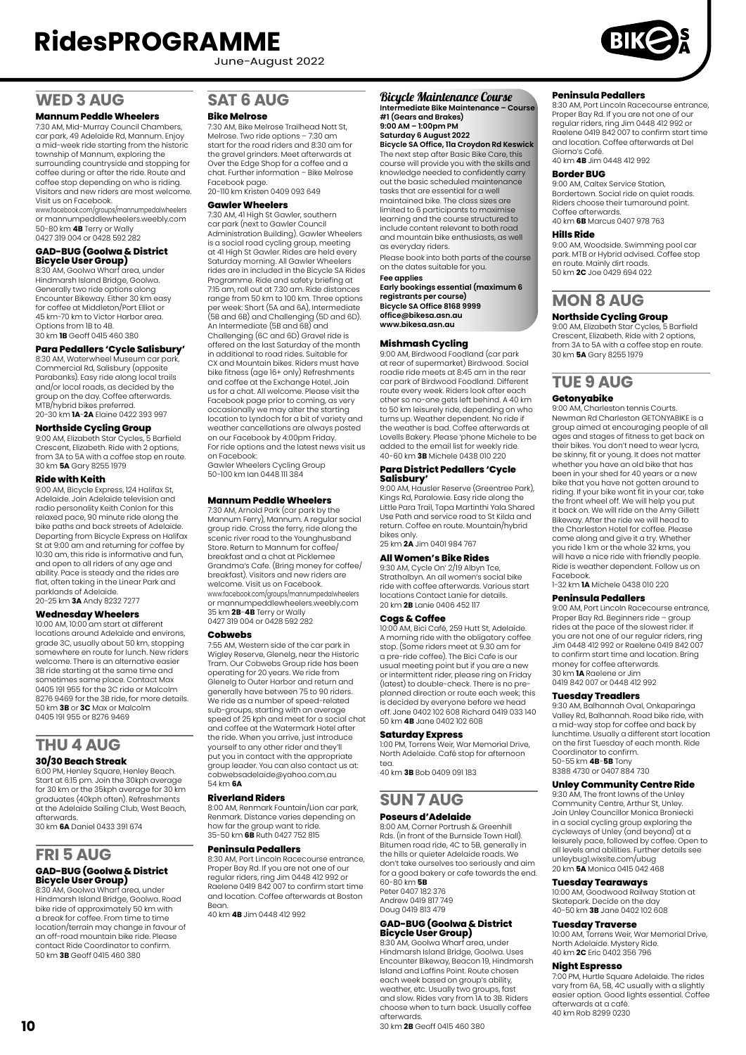# RidesPROGRAMME

June-August 2022

## WED 3 AUG

### Mannum Peddle Wheelers

7:30 AM, Mid-Murray Council Chambers, car park, 49 Adelaide Rd, Mannum. Enjoy a mid-week ride starting from the historic township of Mannum, exploring the surrounding countryside and stopping for coffee during or after the ride. Route and coffee stop depending on who is riding. Visitors and new riders are most welcome. Visit us on Facebook.
www.facebook.com/groups/mannumpedalwheelers or mannumpeddlewheelers.weebly.com
50-80 km **4B** Terry or Wally
0427 319 004 or 0428 592 282

### GAD-BUG (Goolwa & District Bicycle User Group)

8:30 AM, Goolwa Wharf area, under Hindmarsh Island Bridge, Goolwa. Generally two ride options along Encounter Bikeway. Either 30 km easy for coffee at Middleton/Port Elliot or 45 km-70 km to Victor Harbor area. Options from 1B to 4B.
30 km **1B** Geoff 0415 460 380

### Para Pedallers 'Cycle Salisbury'

8:30 AM, Waterwheel Museum car park, Commercial Rd, Salisbury (opposite Parabanks). Easy ride along local trails and/or local roads, as decided by the group on the day. Coffee afterwards. MTB/hybrid bikes preferred.
20-30 km **1A**-**2A** Elaine 0422 393 997

### Northside Cycling Group

9:00 AM, Elizabeth Star Cycles, 5 Barfield Crescent, Elizabeth. Ride with 2 options, from 3A to 5A with a coffee stop en route.
30 km **5A** Gary 8255 1979

### Ride with Keith

9:00 AM, Bicycle Express, 124 Halifax St, Adelaide. Join Adelaide television and radio personality Keith Conlon for this relaxed pace, 90 minute ride along the bike paths and back streets of Adelaide. Departing from Bicycle Express on Halifax St at 9:00 am and returning for coffee by 10:30 am, this ride is informative and fun, and open to all riders of any age and ability. Pace is steady and the rides are flat, often taking in the Linear Park and parklands of Adelaide.
20-25 km **3A** Andy 8232 7277

### Wednesday Wheelers

10:00 AM, 10:00 am start at different locations around Adelaide and environs, grade 3C, usually about 50 km, stopping somewhere en route for lunch. New riders welcome. There is an alternative easier 3B ride starting at the same time and sometimes same place. Contact Max 0405 191 955 for the 3C ride or Malcolm 8276 9469 for the 3B ride, for more details.
50 km **3B** or **3C** Max or Malcolm
0405 191 955 or 8276 9469

## THU 4 AUG

### 30/30 Beach Streak

6:00 PM, Henley Square, Henley Beach. Start at 6:15 pm. Join the 30kph average for 30 km or the 35kph average for 30 km graduates (40kph often). Refreshments at the Adelaide Sailing Club, West Beach, afterwards.
30 km **6A** Daniel 0433 391 674

## FRI 5 AUG

### GAD-BUG (Goolwa & District Bicycle User Group)

8:30 AM, Goolwa Wharf area, under Hindmarsh Island Bridge, Goolwa. Road bike ride of approximately 50 km with a break for coffee. From time to time location/terrain may change in favour of an off-road mountain bike ride. Please contact Ride Coordinator to confirm.
50 km **3B** Geoff 0415 460 380

## SAT 6 AUG

### Bike Melrose

7:30 AM, Bike Melrose Trailhead Nott St, Melrose. Two ride options – 7:30 am start for the road riders and 8:30 am for the gravel grinders. Meet afterwards at Over the Edge Shop for a coffee and a chat. Further information – Bike Melrose Facebook page.
20-110 km Kristen 0409 093 649

### Gawler Wheelers

7:30 AM, 41 High St Gawler, southern car park (next to Gawler Council Administration Building). Gawler Wheelers is a social road cycling group, meeting at 41 High St Gawler. Rides are held every Saturday morning. All Gawler Wheelers rides are included in the Bicycle SA Rides Programme. Ride and safety briefing at 7:15 am, roll out at 7.30 am. Ride distances range from 50 km to 100 km. Three options per week: Short (5A and 6A), Intermediate (5B and 6B) and Challenging (5D and 6D). An Intermediate (5B and 6B) and Challenging (6C and 6D) Gravel ride is offered on the last Saturday of the month in additional to road rides. Suitable for CX and Mountain bikes. Riders must have bike fitness (age 16+ only) Refreshments and coffee at the Exchange Hotel. Join us for a chat. All welcome. Please visit the Facebook page prior to coming, as very occasionally we may alter the starting location to Lyndoch for a bit of variety and weather cancellations are always posted on our Facebook by 4:00pm Friday.
For ride options and the latest news visit us on Facebook:
Gawler Wheelers Cycling Group
50-100 km Ian 0448 111 384

### Mannum Peddle Wheelers

7:30 AM, Arnold Park (car park by the Mannum Ferry), Mannum. A regular social group ride. Cross the ferry, ride along the scenic river road to the Younghusband Store. Return to Mannum for coffee/breakfast and a chat at Picklemee Grandma's Cafe. (Bring money for coffee/breakfast). Visitors and new riders are welcome. Visit us on Facebook.
www.facebook.com/groups/mannumpedalwheelers or mannumpeddlewheelers.weebly.com
35 km **2B**-**4B** Terry or Wally
0427 319 004 or 0428 592 282

### Cobwebs

7:55 AM, Western side of the car park in Wigley Reserve, Glenelg, near the Historic Tram. Our Cobwebs Group ride has been operating for 20 years. We ride from Glenelg to Outer Harbor and return and generally have between 75 to 90 riders. We ride as a number of speed-related sub-groups, starting with an average speed of 25 kph and meet for a social chat and coffee at the Watermark Hotel after the ride. When you arrive, just introduce yourself to any other rider and they'll put you in contact with the appropriate group leader. You can also contact us at: cobwebsadelaide@yahoo.com.au
54 km **6A**

### Riverland Riders

8:00 AM, Renmark Fountain/Lion car park, Renmark. Distance varies depending on how far the group want to ride.
35-50 km **6B** Ruth 0427 752 815

### Peninsula Pedallers

8:30 AM, Port Lincoln Racecourse entrance, Proper Bay Rd. If you are not one of our regular riders, ring Jim 0448 412 992 or Raelene 0419 842 007 to confirm start time and location. Coffee afterwards at Boston Bean.
40 km **4B** Jim 0448 412 992

### *Bicycle Maintenance Course*

**Intermediate Bike Maintenance – Course #1 (Gears and Brakes)**
**9:00 AM – 1:00pm PM**
**Saturday 6 August 2022**
**Bicycle SA Office, 11a Croydon Rd Keswick**
The next step after Basic Bike Care, this course will provide you with the skills and knowledge needed to confidently carry out the basic scheduled maintenance tasks that are essential for a well maintained bike. The class sizes are limited to 6 participants to maximise learning and the course structured to include content relevant to both road and mountain bike enthusiasts, as well as everyday riders.
Please book into both parts of the course on the dates suitable for you.
**Fee applies**
**Early bookings essential (maximum 6 registrants per course)**
**Bicycle SA Office 8168 9999**
**office@bikesa.asn.au**
**www.bikesa.asn.au**

### Mishmash Cycling

9:00 AM, Birdwood Foodland (car park at rear of supermarket) Birdwood. Social roadie ride meets at 8:45 am in the rear car park of Birdwood Foodland. Different route every week. Riders look after each other so no-one gets left behind. A 40 km to 50 km leisurely ride, depending on who turns up. Weather dependent. No ride if the weather is bad. Coffee afterwards at Lovells Bakery. Please 'phone Michele to be added to the email list for weekly ride.
40-60 km **3B** Michele 0438 010 220

### Para District Pedallers 'Cycle Salisbury'

9:00 AM, Hausler Reserve (Greentree Park), Kings Rd, Paralowie. Easy ride along the Little Para Trail, Tapa Martinthi Yala Shared Use Path and service road to St Kilda and return. Coffee en route. Mountain/hybrid bikes only.
25 km **2A** Jim 0401 984 767

### All Women's Bike Rides

9:30 AM, Cycle On' 2/19 Albyn Tce, Strathalbyn. An all women's social bike ride with coffee afterwards. Various start locations Contact Lanie for details.
20 km **2B** Lanie 0406 452 117

### Cogs & Coffee

10:00 AM, Bici Café, 259 Hutt St, Adelaide. A morning ride with the obligatory coffee stop. (Some riders meet at 9.30 am for a pre-ride coffee). The Bici Cafe is our usual meeting point but if you are a new or intermittent rider, please ring on Friday (latest) to double-check. There is no pre-planned direction or route each week; this is decided by everyone before we head off. Jane 0402 102 608 Richard 0419 033 140
50 km **4B** Jane 0402 102 608

### Saturday Express

1:00 PM, Torrens Weir, War Memorial Drive, North Adelaide. Café stop for afternoon tea.
40 km **3B** Bob 0409 091 183

## SUN 7 AUG

### Poseurs d'Adelaide

8:00 AM, Corner Portrush & Greenhill Rds. (in front of the Burnside Town Hall). Bitumen road ride, 4C to 5B, generally in the hills or quieter Adelaide roads. We don't take ourselves too seriously and aim for a good bakery or cafe towards the end.
60-80 km **5B**
Peter 0407 182 376
Andrew 0419 817 749
Doug 0419 813 479

### GAD-BUG (Goolwa & District Bicycle User Group)

8:30 AM, Goolwa Wharf area, under Hindmarsh Island Bridge, Goolwa. Uses Encounter Bikeway, Beacon 19, Hindmarsh Island and Laffins Point. Route chosen each week based on group's ability, weather, etc. Usually two groups, fast and slow. Rides vary from 1A to 3B. Riders choose when to turn back. Usually coffee afterwards.
30 km **2B** Geoff 0415 460 380

### Peninsula Pedallers

8:30 AM, Port Lincoln Racecourse entrance, Proper Bay Rd. If you are not one of our regular riders, ring Jim 0448 412 992 or Raelene 0419 842 007 to confirm start time and location. Coffee afterwards at Del Giorno's Café.
40 km **4B** Jim 0448 412 992

### Border BUG

9:00 AM, Caltex Service Station, Bordertown. Social ride on quiet roads. Riders choose their turnaround point. Coffee afterwards.
40 km **6B** Marcus 0407 978 763

### Hills Ride

9:00 AM, Woodside. Swimming pool car park. MTB or Hybrid advised. Coffee stop en route. Mainly dirt roads.
50 km **2C** Joe 0429 694 022

## MON 8 AUG

### Northside Cycling Group

9:00 AM, Elizabeth Star Cycles, 5 Barfield Crescent, Elizabeth. Ride with 2 options, from 3A to 5A with a coffee stop en route.
30 km **5A** Gary 8255 1979

## TUE 9 AUG

### Getonyabike

9:00 AM, Charleston tennis Courts. Newman Rd Charleston GETONYABIKE is a group aimed at encouraging people of all ages and stages of fitness to get back on their bikes. You don't need to wear lycra, be skinny, fit or young. It does not matter whether you have an old bike that has been in your shed for 40 years or a new bike that you have not gotten around to riding. If your bike wont fit in your car, take the front wheel off. We will help you put it back on. We will ride on the Amy Gillett Bikeway. After the ride we will head to the Charleston Hotel for coffee. Please come along and give it a try. Whether you ride 1 km or the whole 32 kms, you will have a nice ride with friendly people. Ride is weather dependent. Follow us on Facebook.
1-32 km **1A** Michele 0438 010 220

### Peninsula Pedallers

9:00 AM, Port Lincoln Racecourse entrance, Proper Bay Rd. Beginners ride – group rides at the pace of the slowest rider. If you are not one of our regular riders, ring Jim 0448 412 992 or Raelene 0419 842 007 to confirm start time and location. Bring money for coffee afterwards.
30 km **1A** Raelene or Jim
0419 842 007 or 0448 412 992

### Tuesday Treadlers

9:30 AM, Balhannah Oval, Onkaparinga Valley Rd, Balhannah. Road bike ride, with a mid-way stop for coffee and back by lunchtime. Usually a different start location on the first Tuesday of each month. Ride Coordinator to confirm.
50-55 km **4B**-**5B** Tony
8388 4730 or 0407 884 730

### Unley Community Centre Ride

9:30 AM, The front lawns of the Unley Community Centre, Arthur St, Unley. Join Unley Councillor Monica Broniecki in a social cycling group exploring the cycleways of Unley (and beyond) at a leisurely pace, followed by coffee. Open to all levels and abilities. Further details see unleybug1.wixsite.com/ubug
20 km **5A** Monica 0415 042 468

### Tuesday Tearaways

10:00 AM, Goodwood Railway Station at Skatepark. Decide on the day
40-50 km **3B** Jane 0402 102 608

### Tuesday Traverse

10:00 AM, Torrens Weir, War Memorial Drive, North Adelaide. Mystery Ride.
40 km **2C** Eric 0402 356 796

### Night Espresso

7:00 PM, Hurtle Square Adelaide. The rides vary from 6A, 5B, 4C usually with a slightly easier option. Good lights essential. Coffee afterwards at a café.
40 km Rob 8299 0230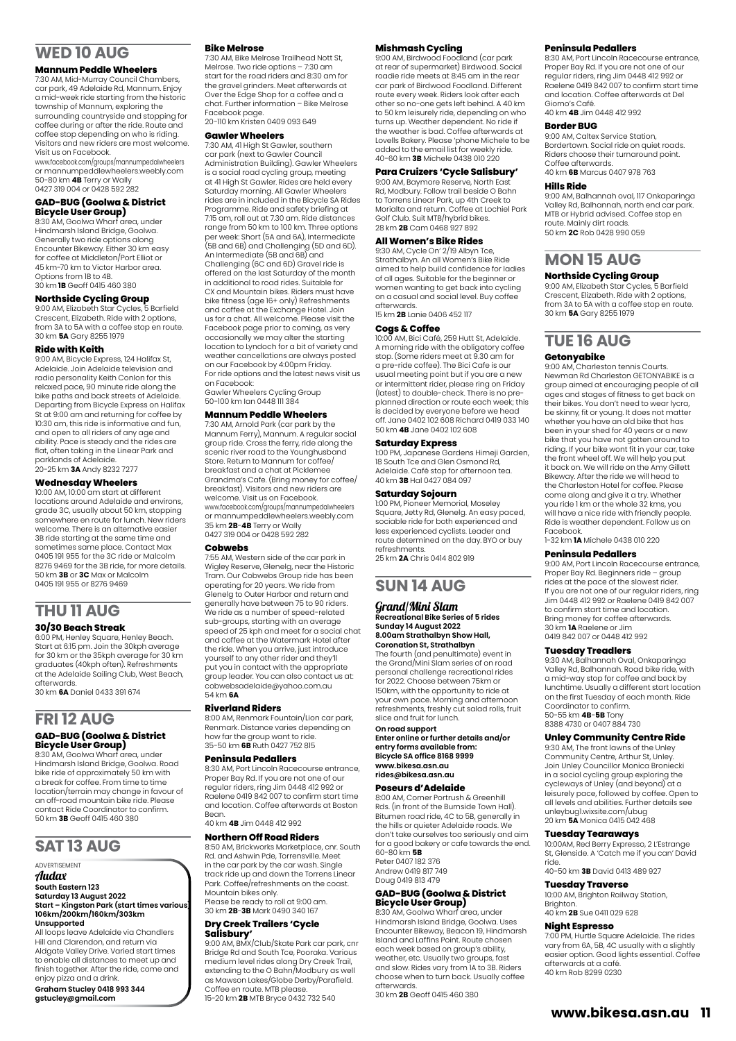## WED 10 AUG

### Mannum Peddle Wheelers

7:30 AM, Mid-Murray Council Chambers, car park, 49 Adelaide Rd, Mannum. Enjoy a mid-week ride starting from the historic township of Mannum, exploring the surrounding countryside and stopping for coffee during or after the ride. Route and coffee stop depending on who is riding. Visitors and new riders are most welcome. Visit us on Facebook.
www.facebook.com/groups/mannumpedalwheelers or mannumpeddlewheelers.weebly.com
50-80 km **4B** Terry or Wally
0427 319 004 or 0428 592 282

### GAD-BUG (Goolwa & District Bicycle User Group)

8:30 AM, Goolwa Wharf area, under Hindmarsh Island Bridge, Goolwa. Generally two ride options along Encounter Bikeway. Either 30 km easy for coffee at Middleton/Port Elliot or 45 km-70 km to Victor Harbor area. Options from 1B to 4B.
30 km **1B** Geoff 0415 460 380

### Northside Cycling Group

9:00 AM, Elizabeth Star Cycles, 5 Barfield Crescent, Elizabeth. Ride with 2 options, from 3A to 5A with a coffee stop en route.
30 km **5A** Gary 8255 1979

### Ride with Keith

9:00 AM, Bicycle Express, 124 Halifax St, Adelaide. Join Adelaide television and radio personality Keith Conlon for this relaxed pace, 90 minute ride along the bike paths and back streets of Adelaide. Departing from Bicycle Express on Halifax St at 9:00 am and returning for coffee by 10:30 am, this ride is informative and fun, and open to all riders of any age and ability. Pace is steady and the rides are flat, often taking in the Linear Park and parklands of Adelaide.
20-25 km **3A** Andy 8232 7277

### Wednesday Wheelers

10:00 AM, 10:00 am start at different locations around Adelaide and environs, grade 3C, usually about 50 km, stopping somewhere en route for lunch. New riders welcome. There is an alternative easier 3B ride starting at the same time and sometimes same place. Contact Max 0405 191 955 for the 3C ride or Malcolm 8276 9469 for the 3B ride, for more details.
50 km **3B** or **3C** Max or Malcolm
0405 191 955 or 8276 9469

## THU 11 AUG

### 30/30 Beach Streak

6:00 PM, Henley Square, Henley Beach. Start at 6:15 pm. Join the 30kph average for 30 km or the 35kph average for 30 km graduates (40kph often). Refreshments at the Adelaide Sailing Club, West Beach, afterwards.
30 km **6A** Daniel 0433 391 674

## FRI 12 AUG

### GAD-BUG (Goolwa & District Bicycle User Group)

8:30 AM, Goolwa Wharf area, under Hindmarsh Island Bridge, Goolwa. Road bike ride of approximately 50 km with a break for coffee. From time to time location/terrain may change in favour of an off-road mountain bike ride. Please contact Ride Coordinator to confirm.
50 km **3B** Geoff 0415 460 380

## SAT 13 AUG

ADVERTISEMENT

*Audax*

**South Eastern 123**
**Saturday 13 August 2022**
**Start – Kingston Park (start times various)**
**106km/200km/160km/303km**
**Unsupported**

All loops leave Adelaide via Chandlers Hill and Clarendon, and return via Aldgate Valley Drive. Varied start times to enable all distances to meet up and finish together. After the ride, come and enjoy pizza and a drink.

**Graham Stucley 0418 993 344**
**gstucley@gmail.com**

### Bike Melrose

7:30 AM, Bike Melrose Trailhead Nott St, Melrose. Two ride options – 7:30 am start for the road riders and 8:30 am for the gravel grinders. Meet afterwards at Over the Edge Shop for a coffee and a chat. Further information – Bike Melrose Facebook page.
20-110 km Kristen 0409 093 649

### Gawler Wheelers

7:30 AM, 41 High St Gawler, southern car park (next to Gawler Council Administration Building). Gawler Wheelers is a social road cycling group, meeting at 41 High St Gawler. Rides are held every Saturday morning. All Gawler Wheelers rides are in included in the Bicycle SA Rides Programme. Ride and safety briefing at 7:15 am, roll out at 7.30 am. Ride distances range from 50 km to 100 km. Three options per week: Short (5A and 6A), Intermediate (5B and 6B) and Challenging (5D and 6D). An Intermediate (5B and 6B) and Challenging (6C and 6D) Gravel ride is offered on the last Saturday of the month in additional to road rides. Suitable for CX and Mountain bikes. Riders must have bike fitness (age 16+ only) Refreshments and coffee at the Exchange Hotel. Join us for a chat. All welcome. Please visit the Facebook page prior to coming, as very occasionally we may alter the starting location to Lyndoch for a bit of variety and weather cancellations are always posted on our Facebook by 4:00pm Friday.
For ride options and the latest news visit us on Facebook:
Gawler Wheelers Cycling Group
50-100 km Ian 0448 111 384

### Mannum Peddle Wheelers

7:30 AM, Arnold Park (car park by the Mannum Ferry), Mannum. A regular social group ride. Cross the ferry, ride along the scenic river road to the Younghusband Store. Return to Mannum for coffee/breakfast and a chat at Picklemee Grandma's Cafe. (Bring money for coffee/breakfast). Visitors and new riders are welcome. Visit us on Facebook.
www.facebook.com/groups/mannumpedalwheelers or mannumpeddlewheelers.weebly.com
35 km **2B**-**4B** Terry or Wally
0427 319 004 or 0428 592 282

### Cobwebs

7:55 AM, Western side of the car park in Wigley Reserve, Glenelg, near the Historic Tram. Our Cobwebs Group ride has been operating for 20 years. We ride from Glenelg to Outer Harbor and return and generally have between 75 to 90 riders. We ride as a number of speed-related sub-groups, starting with an average speed of 25 kph and meet for a social chat and coffee at the Watermark Hotel after the ride. When you arrive, just introduce yourself to any other rider and they'll put you in contact with the appropriate group leader. You can also contact us at: cobwebsadelaide@yahoo.com.au
54 km **6A**

### Riverland Riders

8:00 AM, Renmark Fountain/Lion car park, Renmark. Distance varies depending on how far the group want to ride.
35-50 km **6B** Ruth 0427 752 815

### Peninsula Pedallers

8:30 AM, Port Lincoln Racecourse entrance, Proper Bay Rd. If you are not one of our regular riders, ring Jim 0448 412 992 or Raelene 0419 842 007 to confirm start time and location. Coffee afterwards at Boston Bean.
40 km **4B** Jim 0448 412 992

### Northern Off Road Riders

8:50 AM, Brickworks Marketplace, cnr. South Rd. and Ashwin Pde, Torrensville. Meet in the car park by the car wash. Single track ride up and down the Torrens Linear Park. Coffee/refreshments on the coast. Mountain bikes only.
Please be ready to roll at 9:00 am.
30 km **2B**-**3B** Mark 0490 340 167

### Dry Creek Trailers 'Cycle Salisbury'

9:00 AM, BMX/Club/Skate Park car park, cnr Bridge Rd and South Tce, Pooraka. Various medium level rides along Dry Creek Trail, extending to the O Bahn/Modbury as well as Mawson Lakes/Globe Derby/Parafield. Coffee en route. MTB please.
15-20 km **2B** MTB Bryce 0432 732 540

### Mishmash Cycling

9:00 AM, Birdwood Foodland (car park at rear of supermarket) Birdwood. Social roadie ride meets at 8:45 am in the rear car park of Birdwood Foodland. Different route every week. Riders look after each other so no-one gets left behind. A 40 km to 50 km leisurely ride, depending on who turns up. Weather dependent. No ride if the weather is bad. Coffee afterwards at Lovells Bakery. Please 'phone Michele to be added to the email list for weekly ride.
40-60 km **3B** Michele 0438 010 220

### Para Cruizers 'Cycle Salisbury'

9:00 AM, Baymore Reserve, North East Rd, Modbury. Follow trail beside O Bahn to Torrens Linear Park, up 4th Creek to Morialta and return. Coffee at Lochiel Park Golf Club. Suit MTB/hybrid bikes.
28 km **2B** Cam 0468 927 892

### All Women's Bike Rides

9:30 AM, Cycle On' 2/19 Albyn Tce, Strathalbyn. An all Women's Bike Ride aimed to help build confidence for ladies of all ages. Suitable for the beginner or women wanting to get back into cycling on a casual and social level. Buy coffee afterwards.
15 km **2B** Lanie 0406 452 117

### Cogs & Coffee

10:00 AM, Bici Café, 259 Hutt St, Adelaide. A morning ride with the obligatory coffee stop. (Some riders meet at 9.30 am for a pre-ride coffee). The Bici Cafe is our usual meeting point but if you are a new or intermittent rider, please ring on Friday (latest) to double-check. There is no pre-planned direction or route each week; this is decided by everyone before we head off. Jane 0402 102 608 Richard 0419 033 140
50 km **4B** Jane 0402 102 608

### Saturday Express

1:00 PM, Japanese Gardens Himeji Garden, 18 South Tce and Glen Osmond Rd, Adelaide. Café stop for afternoon tea.
40 km **3B** Hal 0427 084 097

### Saturday Sojourn

1:00 PM, Pioneer Memorial, Moseley Square, Jetty Rd, Glenelg. An easy paced, sociable ride for both experienced and less experienced cyclists. Leader and route determined on the day. BYO or buy refreshments.
25 km **2A** Chris 0414 802 919

## SUN 14 AUG

### *Grand/Mini Slam*

**Recreational Bike Series of 5 rides**
**Sunday 14 August 2022**
**8.00am Strathalbyn Show Hall, Coronation St, Strathalbyn**

The fourth (and penultimate) event in the Grand/Mini Slam series of on road personal challenge recreational rides for 2022. Choose between 75km or 150km, with the opportunity to ride at your own pace. Morning and afternoon refreshments, freshly cut salad rolls, fruit slice and fruit for lunch.

**On road support**
**Enter online or further details and/or entry forms available from:**
**Bicycle SA office 8168 9999**
**www.bikesa.asn.au**
**rides@bikesa.asn.au**

### Poseurs d'Adelaide

8:00 AM, Corner Portrush & Greenhill Rds. (in front of the Burnside Town Hall). Bitumen road ride, 4C to 5B, generally in the hills or quieter Adelaide roads. We don't take ourselves too seriously and aim for a good bakery or cafe towards the end.
60-80 km **5B**
Peter 0407 182 376
Andrew 0419 817 749
Doug 0419 813 479

### GAD-BUG (Goolwa & District Bicycle User Group)

8:30 AM, Goolwa Wharf area, under Hindmarsh Island Bridge, Goolwa. Uses Encounter Bikeway, Beacon 19, Hindmarsh Island and Laffins Point. Route chosen each week based on group's ability, weather, etc. Usually two groups, fast and slow. Rides vary from 1A to 3B. Riders choose when to turn back. Usually coffee afterwards.
30 km **2B** Geoff 0415 460 380

### Peninsula Pedallers

8:30 AM, Port Lincoln Racecourse entrance, Proper Bay Rd. If you are not one of our regular riders, ring Jim 0448 412 992 or Raelene 0419 842 007 to confirm start time and location. Coffee afterwards at Del Giorno's Café.
40 km **4B** Jim 0448 412 992

### Border BUG

9:00 AM, Caltex Service Station, Bordertown. Social ride on quiet roads. Riders choose their turnaround point. Coffee afterwards.
40 km **6B** Marcus 0407 978 763

### Hills Ride

9:00 AM, Balhannah oval, 117 Onkaparinga Valley Rd, Balhannah, north end car park. MTB or Hybrid advised. Coffee stop en route. Mainly dirt roads.
50 km **2C** Rob 0428 990 059

## MON 15 AUG

### Northside Cycling Group

9:00 AM, Elizabeth Star Cycles, 5 Barfield Crescent, Elizabeth. Ride with 2 options, from 3A to 5A with a coffee stop en route.
30 km **5A** Gary 8255 1979

## TUE 16 AUG

### Getonyabike

9:00 AM, Charleston tennis Courts. Newman Rd Charleston GETONYABIKE is a group aimed at encouraging people of all ages and stages of fitness to get back on their bikes. You don't need to wear lycra, be skinny, fit or young. It does not matter whether you have an old bike that has been in your shed for 40 years or a new bike that you have not gotten around to riding. If your bike wont fit in your car, take the front wheel off. We will help you put it back on. We will ride on the Amy Gillett Bikeway. After the ride we will head to the Charleston Hotel for coffee. Please come along and give it a try. Whether you ride 1 km or the whole 32 kms, you will have a nice ride with friendly people. Ride is weather dependent. Follow us on Facebook.
1-32 km **1A** Michele 0438 010 220

### Peninsula Pedallers

9:00 AM, Port Lincoln Racecourse entrance, Proper Bay Rd. Beginners ride – group rides at the pace of the slowest rider. If you are not one of our regular riders, ring Jim 0448 412 992 or Raelene 0419 842 007 to confirm start time and location. Bring money for coffee afterwards.
30 km **1A** Raelene or Jim
0419 842 007 or 0448 412 992

### Tuesday Treadlers

9:30 AM, Balhannah Oval, Onkaparinga Valley Rd, Balhannah. Road bike ride, with a mid-way stop for coffee and back by lunchtime. Usually a different start location on the first Tuesday of each month. Ride Coordinator to confirm.
50-55 km **4B**-**5B** Tony
8388 4730 or 0407 884 730

### Unley Community Centre Ride

9:30 AM, The front lawns of the Unley Community Centre, Arthur St, Unley. Join Unley Councillor Monica Broniecki in a social cycling group exploring the cycleways of Unley (and beyond) at a leisurely pace, followed by coffee. Open to all levels and abilities. Further details see unleybug1.wixsite.com/ubug
20 km **5A** Monica 0415 042 468

### Tuesday Tearaways

10:00AM, Red Berry Expresso, 2 L'Estrange St, Glenside. A 'Catch me if you can' David ride.
40-50 km **3B** David 0413 489 927

### Tuesday Traverse

10:00 AM, Brighton Railway Station, Brighton.
40 km **2B** Sue 0411 029 628

### Night Espresso

7:00 PM, Hurtle Square Adelaide. The rides vary from 6A, 5B, 4C usually with a slightly easier option. Good lights essential. Coffee afterwards at a café.
40 km Rob 8299 0230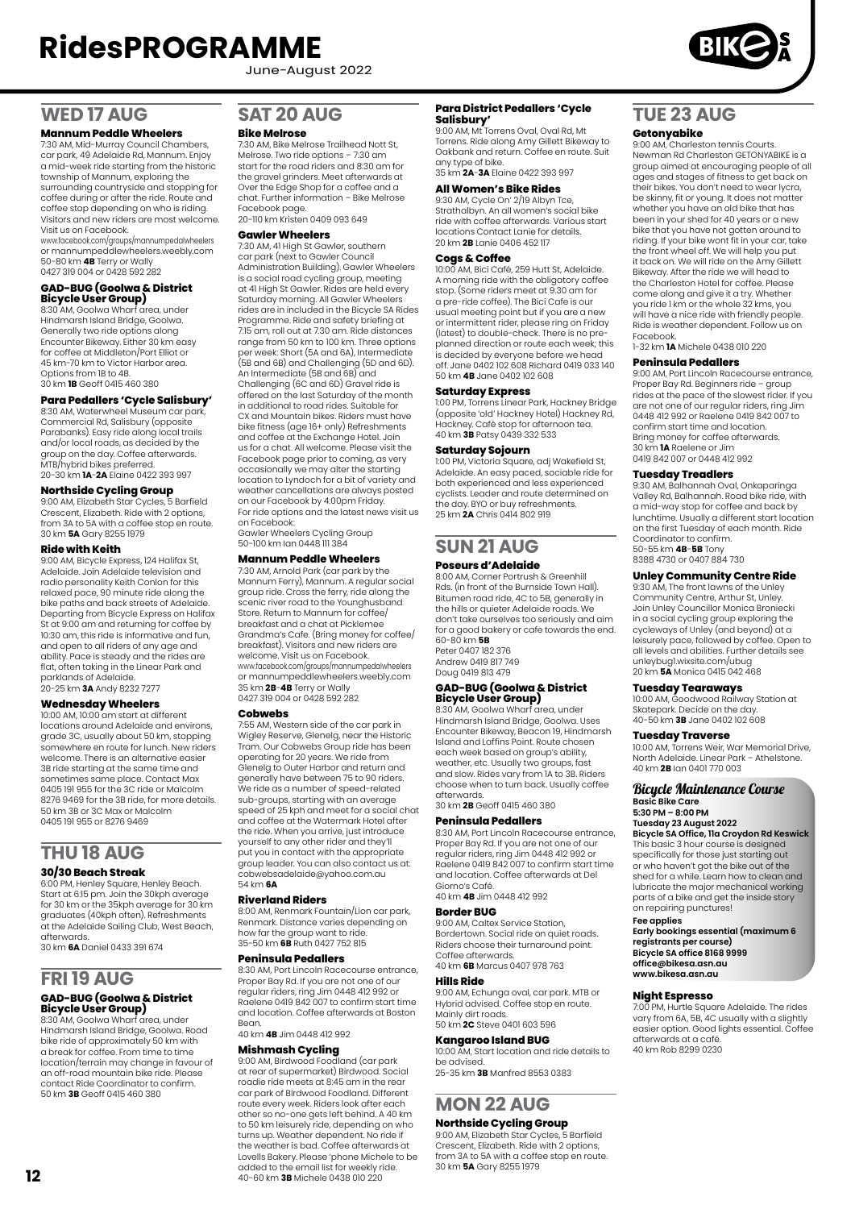## WED 17 AUG

### Mannum Peddle Wheelers

7:30 AM, Mid-Murray Council Chambers, car park, 49 Adelaide Rd, Mannum. Enjoy a mid-week ride starting from the historic township of Mannum, exploring the surrounding countryside and stopping for coffee during or after the ride. Route and coffee stop depending on who is riding. Visitors and new riders are most welcome. Visit us on Facebook.
www.facebook.com/groups/mannumpedalwheelers or mannumpeddlewheelers.weebly.com
50-80 km **4B** Terry or Wally
0427 319 004 or 0428 592 282

### GAD-BUG (Goolwa & District Bicycle User Group)

8:30 AM, Goolwa Wharf area, under Hindmarsh Island Bridge, Goolwa. Generally two ride options along Encounter Bikeway. Either 30 km easy for coffee at Middleton/Port Elliot or 45 km-70 km to Victor Harbor area. Options from 1B to 4B.
30 km **1B** Geoff 0415 460 380

### Para Pedallers 'Cycle Salisbury'

8:30 AM, Waterwheel Museum car park, Commercial Rd, Salisbury (opposite Parabanks). Easy ride along local trails and/or local roads, as decided by the group on the day. Coffee afterwards. MTB/hybrid bikes preferred.
20-30 km **1A**-**2A** Elaine 0422 393 997

### Northside Cycling Group

9:00 AM, Elizabeth Star Cycles, 5 Barfield Crescent, Elizabeth. Ride with 2 options, from 3A to 5A with a coffee stop en route.
30 km **5A** Gary 8255 1979

### Ride with Keith

9:00 AM, Bicycle Express, 124 Halifax St, Adelaide. Join Adelaide television and radio personality Keith Conlon for this relaxed pace, 90 minute ride along the bike paths and back streets of Adelaide. Departing from Bicycle Express on Halifax St at 9:00 am and returning for coffee by 10:30 am, this ride is informative and fun, and open to all riders of any age and ability. Pace is steady and the rides are flat, often taking in the Linear Park and parklands of Adelaide.
20-25 km **3A** Andy 8232 7277

### Wednesday Wheelers

10:00 AM, 10:00 am start at different locations around Adelaide and environs, grade 3C, usually about 50 km, stopping somewhere en route for lunch. New riders welcome. There is an alternative easier 3B ride starting at the same time and sometimes same place. Contact Max 0405 191 955 for the 3C ride or Malcolm 8276 9469 for the 3B ride, for more details.
50 km 3B or 3C Max or Malcolm
0405 191 955 or 8276 9469

## THU 18 AUG

### 30/30 Beach Streak

6:00 PM, Henley Square, Henley Beach. Start at 6:15 pm. Join the 30kph average for 30 km or the 35kph average for 30 km graduates (40kph often). Refreshments at the Adelaide Sailing Club, West Beach, afterwards.
30 km **6A** Daniel 0433 391 674

## FRI 19 AUG

### GAD-BUG (Goolwa & District Bicycle User Group)

8:30 AM, Goolwa Wharf area, under Hindmarsh Island Bridge, Goolwa. Road bike ride of approximately 50 km with a break for coffee. From time to time location/terrain may change in favour of an off-road mountain bike ride. Please contact Ride Coordinator to confirm.
50 km **3B** Geoff 0415 460 380

## SAT 20 AUG

### Bike Melrose

7:30 AM, Bike Melrose Trailhead Nott St, Melrose. Two ride options – 7:30 am start for the road riders and 8:30 am for the gravel grinders. Meet afterwards at Over the Edge Shop for a coffee and a chat. Further information – Bike Melrose Facebook page.
20-110 km Kristen 0409 093 649

### Gawler Wheelers

7:30 AM, 41 High St Gawler, southern car park (next to Gawler Council Administration Building). Gawler Wheelers is a social road cycling group, meeting at 41 High St Gawler. Rides are held every Saturday morning. All Gawler Wheelers rides are included in the Bicycle SA Rides Programme. Ride and safety briefing at 7:15 am, roll out at 7.30 am. Ride distances range from 50 km to 100 km. Three options per week: Short (5A and 6A), Intermediate (5B and 6B) and Challenging (5D and 6D). An Intermediate (5B and 6B) and Challenging (6C and 6D) Gravel ride is offered on the last Saturday of the month in addition to road rides. Suitable for CX and Mountain bikes. Riders must have bike fitness (age 16+ only) Refreshments and coffee at the Exchange Hotel. Join us for a chat. All welcome. Please visit the Facebook page prior to coming, as very occasionally we may alter the starting location to Lyndoch for a bit of variety and weather cancellations are always posted on our Facebook by 4:00pm Friday.
For ride options and the latest news visit us on Facebook:
Gawler Wheelers Cycling Group
50-100 km Ian 0448 111 384

### Mannum Peddle Wheelers

7:30 AM, Arnold Park (car park by the Mannum Ferry), Mannum. A regular social group ride. Cross the ferry, ride along the scenic river road to the Younghusband Store. Return to Mannum for coffee/breakfast and a chat at Picklemee Grandma's Cafe. (Bring money for coffee/breakfast). Visitors and new riders are welcome. Visit us on Facebook.
www.facebook.com/groups/mannumpedalwheelers or mannumpeddlewheelers.weebly.com
35 km **2B**-**4B** Terry or Wally
0427 319 004 or 0428 592 282

### Cobwebs

7:55 AM, Western side of the car park in Wigley Reserve, Glenelg, near the Historic Tram. Our Cobwebs Group ride has been operating for 20 years. We ride from Glenelg to Outer Harbor and return and generally have between 75 to 90 riders. We ride as a number of speed-related sub-groups, starting with an average speed of 25 kph and meet for a social chat and coffee at the Watermark Hotel after the ride. When you arrive, just introduce yourself to any other rider and they'll put you in contact with the appropriate group leader. You can also contact us at: cobwebsadelaide@yahoo.com.au
54 km **6A**

### Riverland Riders

8:00 AM, Renmark Fountain/Lion car park, Renmark. Distance varies depending on how far the group want to ride.
35-50 km **6B** Ruth 0427 752 815

### Peninsula Pedallers

8:30 AM, Port Lincoln Racecourse entrance, Proper Bay Rd. If you are not one of our regular riders, ring Jim 0448 412 992 or Raelene 0419 842 007 to confirm start time and location. Coffee afterwards at Boston Bean.
40 km **4B** Jim 0448 412 992

### Mishmash Cycling

9:00 AM, Birdwood Foodland (car park at rear of supermarket) Birdwood. Social roadie ride meets at 8:45 am in the rear car park of Birdwood Foodland. Different route every week. Riders look after each other so no-one gets left behind. A 40 km to 50 km leisurely ride, depending on who turns up. Weather dependent. No ride if the weather is bad. Coffee afterwards at Lovells Bakery. Please 'phone Michele to be added to the email list for weekly ride.
40-60 km **3B** Michele 0438 010 220

### Para District Pedallers 'Cycle Salisbury'

9:00 AM, Mt Torrens Oval, Oval Rd, Mt Torrens. Ride along Amy Gillett Bikeway to Oakbank and return. Coffee en route. Suit any type of bike.
35 km **2A**-**3A** Elaine 0422 393 997

### All Women's Bike Rides

9:30 AM, Cycle On' 2/19 Albyn Tce, Strathalbyn. An all women's social bike ride with coffee afterwards. Various start locations Contact Lanie for details.
20 km **2B** Lanie 0406 452 117

### Cogs & Coffee

10:00 AM, Bici Café, 259 Hutt St, Adelaide. A morning ride with the obligatory coffee stop. (Some riders meet at 9.30 am for a pre-ride coffee). The Bici Cafe is our usual meeting point but if you are a new or intermittent rider, please ring on Friday (latest) to double-check. There is no pre-planned direction or route each week; this is decided by everyone before we head off. Jane 0402 102 608 Richard 0419 033 140
50 km **4B** Jane 0402 102 608

### Saturday Express

1:00 PM, Torrens Linear Park, Hackney Bridge (opposite 'old' Hackney Hotel) Hackney Rd, Hackney. Café stop for afternoon tea.
40 km **3B** Patsy 0439 332 533

### Saturday Sojourn

1:00 PM, Victoria Square, adj Wakefield St, Adelaide. An easy paced, sociable ride for both experienced and less experienced cyclists. Leader and route determined on the day. BYO or buy refreshments.
25 km **2A** Chris 0414 802 919

## SUN 21 AUG

### Poseurs d'Adelaide

8:00 AM, Corner Portrush & Greenhill Rds. (in front of the Burnside Town Hall). Bitumen road ride, 4C to 5B, generally in the hills or quieter Adelaide roads. We don't take ourselves too seriously and aim for a good bakery or cafe towards the end.
60-80 km **5B**
Peter 0407 182 376
Andrew 0419 817 749
Doug 0419 813 479

### GAD-BUG (Goolwa & District Bicycle User Group)

8:30 AM, Goolwa Wharf area, under Hindmarsh Island Bridge, Goolwa. Uses Encounter Bikeway, Beacon 19, Hindmarsh Island and Laffins Point. Route chosen each week based on group's ability, weather, etc. Usually two groups, fast and slow. Rides vary from 1A to 3B. Riders choose when to turn back. Usually coffee afterwards.
30 km **2B** Geoff 0415 460 380

### Peninsula Pedallers

8:30 AM, Port Lincoln Racecourse entrance, Proper Bay Rd. If you are not one of our regular riders, ring Jim 0448 412 992 or Raelene 0419 842 007 to confirm start time and location. Coffee afterwards at Del Giorno's Café.
40 km **4B** Jim 0448 412 992

### Border BUG

9:00 AM, Caltex Service Station, Bordertown. Social ride on quiet roads. Riders choose their turnaround point. Coffee afterwards.
40 km **6B** Marcus 0407 978 763

### Hills Ride

9:00 AM, Echunga oval, car park. MTB or Hybrid advised. Coffee stop en route. Mainly dirt roads.
50 km **2C** Steve 0401 603 596

### Kangaroo Island BUG

10:00 AM, Start location and ride details to be advised.
25-35 km **3B** Manfred 8553 0383

## MON 22 AUG

### Northside Cycling Group

9:00 AM, Elizabeth Star Cycles, 5 Barfield Crescent, Elizabeth. Ride with 2 options, from 3A to 5A with a coffee stop en route.
30 km **5A** Gary 8255 1979

## TUE 23 AUG

### Getonyabike

9:00 AM, Charleston tennis Courts. Newman Rd Charleston GETONYABIKE is a group aimed at encouraging people of all ages and stages of fitness to get back on their bikes. You don't need to wear lycra, be skinny, fit or young. It does not matter whether you have an old bike that has been in your shed for 40 years or a new bike that you have not gotten around to riding. If your bike wont fit in your car, take the front wheel off. We will help you put it back on. We will ride on the Amy Gillett Bikeway. After the ride we will head to the Charleston Hotel for coffee. Please come along and give it a try. Whether you ride 1 km or the whole 32 kms, you will have a nice ride with friendly people. Ride is weather dependent. Follow us on Facebook.
1-32 km **1A** Michele 0438 010 220

### Peninsula Pedallers

9:00 AM, Port Lincoln Racecourse entrance, Proper Bay Rd. Beginners ride – group rides at the pace of the slowest rider. If you are not one of our regular riders, ring Jim 0448 412 992 or Raelene 0419 842 007 to confirm start time and location.
Bring money for coffee afterwards.
30 km **1A** Raelene or Jim
0419 842 007 or 0448 412 992

### Tuesday Treadlers

9:30 AM, Balhannah Oval, Onkaparinga Valley Rd, Balhannah. Road bike ride, with a mid-way stop for coffee and back by lunchtime. Usually a different start location on the first Tuesday of each month. Ride Coordinator to confirm.
50-55 km **4B**-**5B** Tony
8388 4730 or 0407 884 730

### Unley Community Centre Ride

9:30 AM, The front lawns of the Unley Community Centre, Arthur St, Unley. Join Unley Councillor Monica Broniecki in a social cycling group exploring the cycleways of Unley (and beyond) at a leisurely pace, followed by coffee. Open to all levels and abilities. Further details see unleybug1.wixsite.com/ubug
20 km **5A** Monica 0415 042 468

### Tuesday Tearaways

10:00 AM, Goodwood Railway Station at Skatepark. Decide on the day.
40-50 km **3B** Jane 0402 102 608

### Tuesday Traverse

10:00 AM, Torrens Weir, War Memorial Drive, North Adelaide. Linear Park – Athelstone.
40 km **2B** Ian 0401 770 003

### Bicycle Maintenance Course

**Basic Bike Care**
**5:30 PM – 8:00 PM**
**Tuesday 23 August 2022**
**Bicycle SA Office, 11a Croydon Rd Keswick**
This basic 3 hour course is designed specifically for those just starting out or who haven't got the bike out of the shed for a while. Learn how to clean and lubricate the major mechanical working parts of a bike and get the inside story on repairing punctures!
**Fee applies**
**Early bookings essential (maximum 6 registrants per course)**
**Bicycle SA office 8168 9999**
**office@bikesa.asn.au**
**www.bikesa.asn.au**

### Night Espresso

7:00 PM, Hurtle Square Adelaide. The rides vary from 6A, 5B, 4C usually with a slightly easier option. Good lights essential. Coffee afterwards at a café.
40 km Rob 8299 0230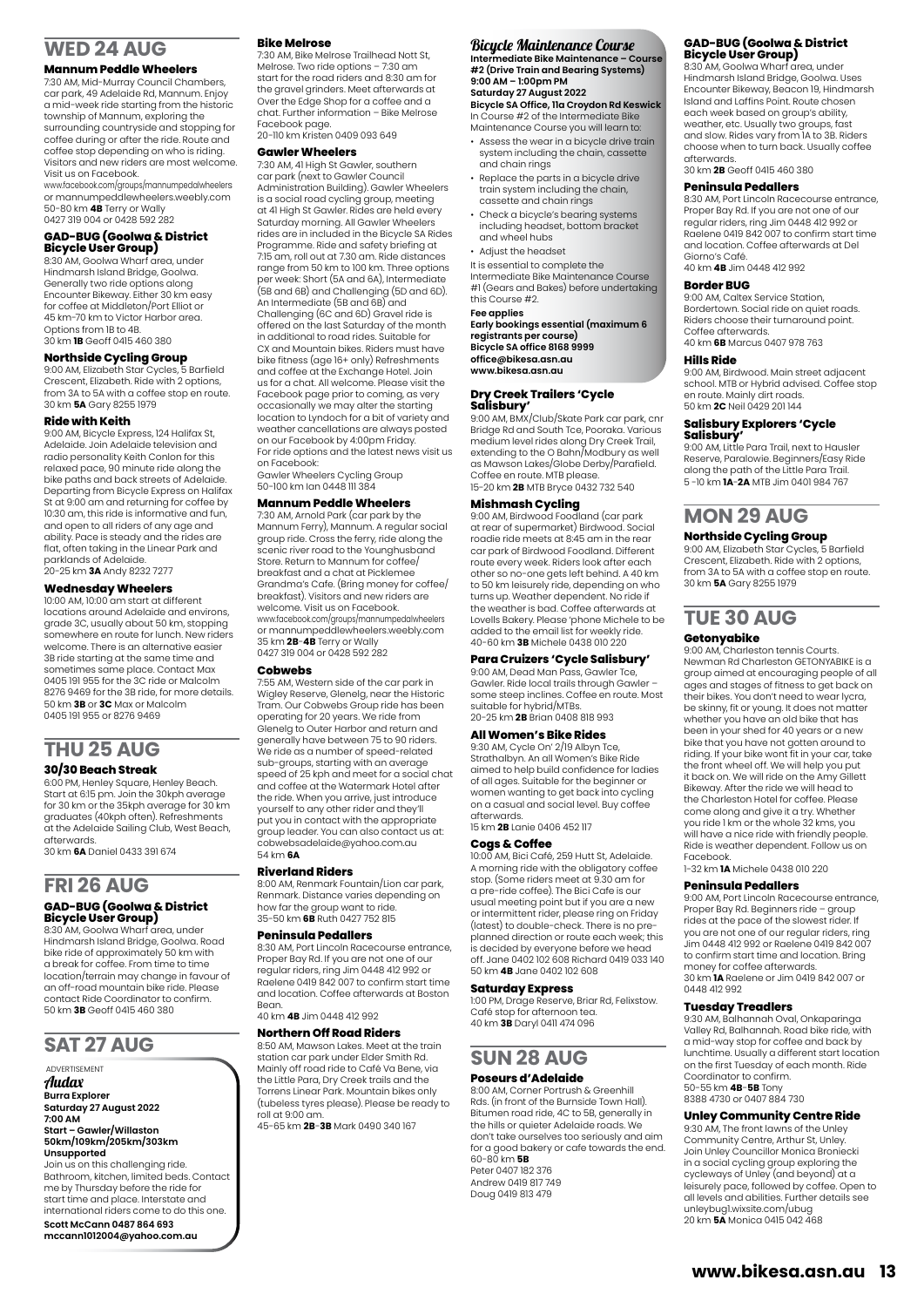## WED 24 AUG

### Mannum Peddle Wheelers

7:30 AM, Mid-Murray Council Chambers, car park, 49 Adelaide Rd, Mannum. Enjoy a mid-week ride starting from the historic township of Mannum, exploring the surrounding countryside and stopping for coffee during or after the ride. Route and coffee stop depending on who is riding. Visitors and new riders are most welcome. Visit us on Facebook.
www.facebook.com/groups/mannumpedalwheelers or mannumpeddlewheelers.weebly.com
50-80 km **4B** Terry or Wally 0427 319 004 or 0428 592 282

### GAD-BUG (Goolwa & District Bicycle User Group)

8:30 AM, Goolwa Wharf area, under Hindmarsh Island Bridge, Goolwa. Generally two ride options along Encounter Bikeway. Either 30 km easy for coffee at Middleton/Port Elliot or 45 km-70 km to Victor Harbor area. Options from 1B to 4B.
30 km **1B** Geoff 0415 460 380

### Northside Cycling Group

9:00 AM, Elizabeth Star Cycles, 5 Barfield Crescent, Elizabeth. Ride with 2 options, from 3A to 5A with a coffee stop en route.
30 km **5A** Gary 8255 1979

### Ride with Keith

9:00 AM, Bicycle Express, 124 Halifax St, Adelaide. Join Adelaide television and radio personality Keith Conlon for this relaxed pace, 90 minute ride along the bike paths and back streets of Adelaide. Departing from Bicycle Express on Halifax St at 9:00 am and returning for coffee by 10:30 am, this ride is informative and fun, and open to all riders of any age and ability. Pace is steady and the rides are flat, often taking in the Linear Park and parklands of Adelaide.
20-25 km **3A** Andy 8232 7277

### Wednesday Wheelers

10:00 AM, 10:00 am start at different locations around Adelaide and environs, grade 3C, usually about 50 km, stopping somewhere en route for lunch. New riders welcome. There is an alternative easier 3B ride starting at the same time and sometimes same place. Contact Max 0405 191 955 for the 3C ride or Malcolm 8276 9469 for the 3B ride, for more details.
50 km **3B** or **3C** Max or Malcolm 0405 191 955 or 8276 9469

## THU 25 AUG

### 30/30 Beach Streak

6:00 PM, Henley Square, Henley Beach. Start at 6:15 pm. Join the 30kph average for 30 km or the 35kph average for 30 km graduates (40kph often). Refreshments at the Adelaide Sailing Club, West Beach, afterwards.
30 km **6A** Daniel 0433 391 674

## FRI 26 AUG

### GAD-BUG (Goolwa & District Bicycle User Group)

8:30 AM, Goolwa Wharf area, under Hindmarsh Island Bridge, Goolwa. Road bike ride of approximately 50 km with a break for coffee. From time to time location/terrain may change in favour of an off-road mountain bike ride. Please contact Ride Coordinator to confirm.
50 km **3B** Geoff 0415 460 380

## SAT 27 AUG

ADVERTISEMENT

*Audax*

**Burra Explorer**
**Saturday 27 August 2022**
**7:00 AM**
**Start – Gawler/Willaston**
**50km/109km/205km/303km**
**Unsupported**

Join us on this challenging ride. Bathroom, kitchen, limited beds. Contact me by Thursday before the ride for start time and place. Interstate and international riders come to do this one.

**Scott McCann 0487 864 693**
**mccann1012004@yahoo.com.au**

### Bike Melrose

7:30 AM, Bike Melrose Trailhead Nott St, Melrose. Two ride options – 7:30 am start for the road riders and 8:30 am for the gravel grinders. Meet afterwards at Over the Edge Shop for a coffee and a chat. Further information – Bike Melrose Facebook page.
20-110 km Kristen 0409 093 649

### Gawler Wheelers

7:30 AM, 41 High St Gawler, southern car park (next to Gawler Council Administration Building). Gawler Wheelers is a social road cycling group, meeting at 41 High St Gawler. Rides are held every Saturday morning. All Gawler Wheelers rides are included in the Bicycle SA Rides Programme. Ride and safety briefing at 7:15 am, roll out at 7:30 am. Ride distances range from 50 km to 100 km. Three options per week: Short (5A and 6A), Intermediate (5B and 6B) and Challenging (5D and 6D). An Intermediate (5B and 6B) and Challenging (6C and 6D) Gravel ride is offered on the last Saturday of the month in additional to road rides. Suitable for CX and Mountain bikes. Riders must have bike fitness (age 16+ only) Refreshments and coffee at the Exchange Hotel. Join us for a chat. All welcome. Please visit the Facebook page prior to coming, as very occasionally we may alter the starting location to Lyndoch for a bit of variety and weather cancellations are always posted on our Facebook by 4:00pm Friday. For ride options and the latest news visit us on Facebook:
Gawler Wheelers Cycling Group
50-100 km Ian 0448 111 384

### Mannum Peddle Wheelers

7:30 AM, Arnold Park (car park by the Mannum Ferry), Mannum. A regular social group ride. Cross the ferry, ride along the scenic river road to the Younghusband Store. Return to Mannum for coffee/breakfast and a chat at Picklemee Grandma's Cafe. (Bring money for coffee/breakfast). Visitors and new riders are welcome. Visit us on Facebook.
www.facebook.com/groups/mannumpedalwheelers or mannumpeddlewheelers.weebly.com
35 km **2B**-**4B** Terry or Wally 0427 319 004 or 0428 592 282

### Cobwebs

7:55 AM, Western side of the car park in Wigley Reserve, Glenelg, near the Historic Tram. Our Cobwebs Group ride has been operating for 20 years. We ride from Glenelg to Outer Harbor and return and generally have between 75 to 90 riders. We ride as a number of speed-related sub-groups, starting with an average speed of 25 kph and meet for a social chat and coffee at the Watermark Hotel after the ride. When you arrive, just introduce yourself to any other rider and they'll put you in contact with the appropriate group leader. You can also contact us at: cobwebsadelaide@yahoo.com.au
54 km **6A**

### Riverland Riders

8:00 AM, Renmark Fountain/Lion car park, Renmark. Distance varies depending on how far the group want to ride.
35-50 km **6B** Ruth 0427 752 815

### Peninsula Pedallers

8:30 AM, Port Lincoln Racecourse entrance, Proper Bay Rd. If you are not one of our regular riders, ring Jim 0448 412 992 or Raelene 0419 842 007 to confirm start time and location. Coffee afterwards at Boston Bean.
40 km **4B** Jim 0448 412 992

### Northern Off Road Riders

8:50 AM, Mawson Lakes. Meet at the train station car park under Elder Smith Rd. Mainly off road ride to Café Va Bene, via the Little Para, Dry Creek trails and the Torrens Linear Park. Mountain bikes only (tubeless tyres please). Please be ready to roll at 9:00 am.
45-65 km **2B**-**3B** Mark 0490 340 167

### *Bicycle Maintenance Course*

**Intermediate Bike Maintenance – Course #2 (Drive Train and Bearing Systems)**
**9:00 AM – 1:00pm PM**
**Saturday 27 August 2022**
**Bicycle SA Office, 11a Croydon Rd Keswick**

In Course #2 of the Intermediate Bike Maintenance Course you will learn to:

- Assess the wear in a bicycle drive train system including the chain, cassette and chain rings
- Replace the parts in a bicycle drive train system including the chain, cassette and chain rings
- Check a bicycle's bearing systems including headset, bottom bracket and wheel hubs
- Adjust the headset

It is essential to complete the Intermediate Bike Maintenance Course #1 (Gears and Bakes) before undertaking this Course #2.

**Fee applies**
**Early bookings essential (maximum 6 registrants per course)**
**Bicycle SA office 8168 9999**
**office@bikesa.asn.au**
**www.bikesa.asn.au**

### Dry Creek Trailers 'Cycle Salisbury'

9:00 AM, BMX/Club/Skate Park car park, cnr Bridge Rd and South Tce, Pooraka. Various medium level rides along Dry Creek Trail, extending to the O Bahn/Modbury as well as Mawson Lakes/Globe Derby/Parafield. Coffee en route. MTB please.
15-20 km **2B** MTB Bryce 0432 732 540

### Mishmash Cycling

9:00 AM, Birdwood Foodland (car park at rear of supermarket) Birdwood. Social roadie ride meets at 8:45 am in the rear car park of Birdwood Foodland. Different route every week. Riders look after each other so no-one gets left behind. A 40 km to 50 km leisurely ride, depending on who turns up. Weather dependent. No ride if the weather is bad. Coffee afterwards at Lovells Bakery. Please 'phone Michele to be added to the email list for weekly ride.
40-60 km **3B** Michele 0438 010 220

### Para Cruizers 'Cycle Salisbury'

9:00 AM, Dead Man Pass, Gawler Tce, Gawler. Ride local trails through Gawler – some steep inclines. Coffee en route. Most suitable for hybrid/MTBs.
20-25 km **2B** Brian 0408 818 993

### All Women's Bike Rides

9:30 AM, Cycle On' 2/19 Albyn Tce, Strathalbyn. An all Women's Bike Ride aimed to help build confidence for ladies of all ages. Suitable for the beginner or women wanting to get back into cycling on a casual and social level. Buy coffee afterwards.
15 km **2B** Lanie 0406 452 117

### Cogs & Coffee

10:00 AM, Bici Café, 259 Hutt St, Adelaide. A morning ride with the obligatory coffee stop. (Some riders meet at 9.30 am for a pre-ride coffee). The Bici Cafe is our usual meeting point but if you are a new or intermittent rider, please ring on Friday (latest) to double-check. There is no pre-planned direction or route each week; this is decided by everyone before we head off. Jane 0402 102 608 Richard 0419 033 140
50 km **4B** Jane 0402 102 608

### Saturday Express

1:00 PM, Drage Reserve, Briar Rd, Felixstow. Café stop for afternoon tea.
40 km **3B** Daryl 0411 474 096

## SUN 28 AUG

### Poseurs d'Adelaide

8:00 AM, Corner Portrush & Greenhill Rds. (in front of the Burnside Town Hall). Bitumen road ride, 4C to 5B, generally in the hills or quieter Adelaide roads. We don't take ourselves too seriously and aim for a good bakery or cafe towards the end.
60-80 km **5B**
Peter 0407 182 376
Andrew 0419 817 749
Doug 0419 813 479

### GAD-BUG (Goolwa & District Bicycle User Group)

8:30 AM, Goolwa Wharf area, under Hindmarsh Island Bridge, Goolwa. Uses Encounter Bikeway, Beacon 19, Hindmarsh Island and Laffins Point. Route chosen each week based on group's ability, weather, etc. Usually two groups, fast and slow. Rides vary from 1A to 3B. Riders choose when to turn back. Usually coffee afterwards.
30 km **2B** Geoff 0415 460 380

### Peninsula Pedallers

8:30 AM, Port Lincoln Racecourse entrance, Proper Bay Rd. If you are not one of our regular riders, ring Jim 0448 412 992 or Raelene 0419 842 007 to confirm start time and location. Coffee afterwards at Del Giorno's Café.
40 km **4B** Jim 0448 412 992

### Border BUG

9:00 AM, Caltex Service Station, Bordertown. Social ride on quiet roads. Riders choose their turnaround point. Coffee afterwards.
40 km **6B** Marcus 0407 978 763

### Hills Ride

9:00 AM, Birdwood. Main street adjacent school. MTB or Hybrid advised. Coffee stop en route. Mainly dirt roads.
50 km **2C** Neil 0429 201 144

### Salisbury Explorers 'Cycle Salisbury'

9:00 AM, Little Para Trail, next to Hausler Reserve, Paralowie. Beginners/Easy Ride along the path of the Little Para Trail.
5 -10 km **1A**-**2A** MTB Jim 0401 984 767

## MON 29 AUG

### Northside Cycling Group

9:00 AM, Elizabeth Star Cycles, 5 Barfield Crescent, Elizabeth. Ride with 2 options, from 3A to 5A with a coffee stop en route.
30 km **5A** Gary 8255 1979

## TUE 30 AUG

### Getonyabike

9:00 AM, Charleston tennis Courts. Newman Rd Charleston GETONYABIKE is a group aimed at encouraging people of all ages and stages of fitness to get back on their bikes. You don't need to wear lycra, be skinny, fit or young. It does not matter whether you have an old bike that has been in your shed for 40 years or a new bike that you have not gotten around to riding. If your bike wont fit in your car, take the front wheel off. We will help you put it back on. We will ride on the Amy Gillett Bikeway. After the ride we will head to the Charleston Hotel for coffee. Please come along and give it a try. Whether you ride 1 km or the whole 32 kms, you will have a nice ride with friendly people. Ride is weather dependent. Follow us on Facebook.
1-32 km **1A** Michele 0438 010 220

### Peninsula Pedallers

9:00 AM, Port Lincoln Racecourse entrance, Proper Bay Rd. Beginners ride – group rides at the pace of the slowest rider. If you are not one of our regular riders, ring Jim 0448 412 992 or Raelene 0419 842 007 to confirm start time and location. Bring money for coffee afterwards.
30 km **1A** Raelene or Jim 0419 842 007 or 0448 412 992

### Tuesday Treadlers

9:30 AM, Balhannah Oval, Onkaparinga Valley Rd, Balhannah. Road bike ride, with a mid-way stop for coffee and back by lunchtime. Usually a different start location on the first Tuesday of each month. Ride Coordinator to confirm.
50-55 km **4B**-**5B** Tony 8388 4730 or 0407 884 730

### Unley Community Centre Ride

9:30 AM, The front lawns of the Unley Community Centre, Arthur St, Unley. Join Unley Councillor Monica Broniecki in a social cycling group exploring the cycleways of Unley (and beyond) at a leisurely pace, followed by coffee. Open to all levels and abilities. Further details see unleybug1.wixsite.com/ubug
20 km **5A** Monica 0415 042 468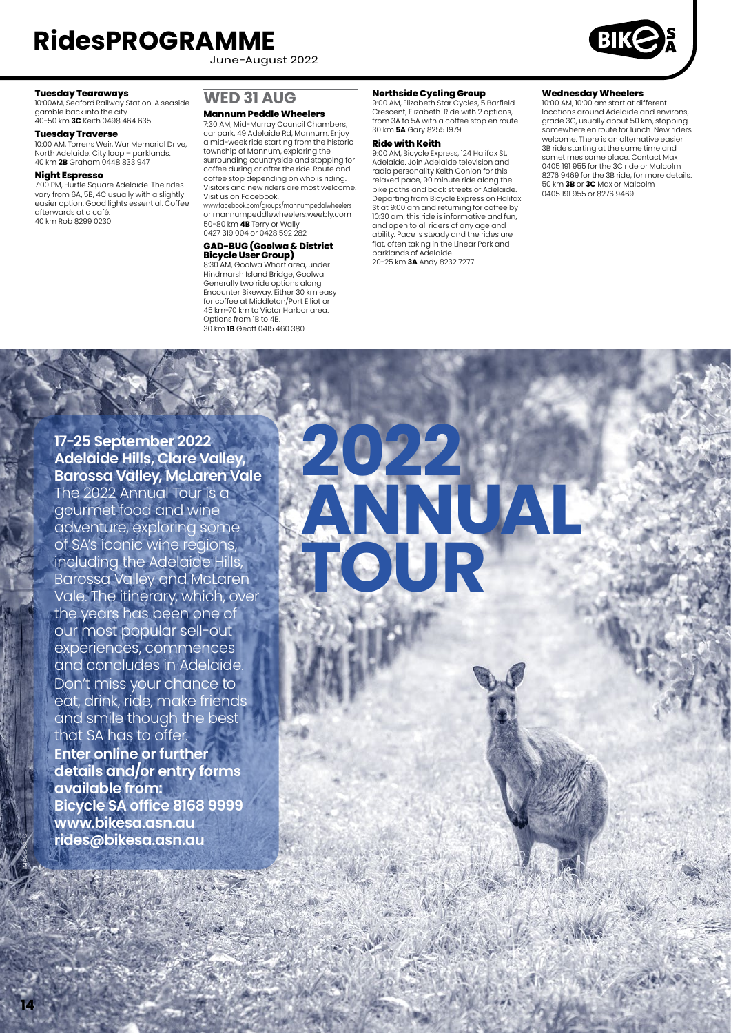# RidesPROGRAMME

June-August 2022

### Tuesday Tearaways

10:00AM, Seaford Railway Station. A seaside gamble back into the city
40-50 km **3C** Keith 0498 464 635

### Tuesday Traverse

10:00 AM, Torrens Weir, War Memorial Drive, North Adelaide. City loop – parklands.
40 km **2B** Graham 0448 833 947

### Night Espresso

7:00 PM, Hurtle Square Adelaide. The rides vary from 6A, 5B, 4C usually with a slightly easier option. Good lights essential. Coffee afterwards at a café.
40 km Rob 8299 0230

## WED 31 AUG

### Mannum Peddle Wheelers

7:30 AM, Mid-Murray Council Chambers, car park, 49 Adelaide Rd, Mannum. Enjoy a mid-week ride starting from the historic township of Mannum, exploring the surrounding countryside and stopping for coffee during or after the ride. Route and coffee stop depending on who is riding. Visitors and new riders are most welcome. Visit us on Facebook.
www.facebook.com/groups/mannumpedalwheelers or mannumpeddlewheelers.weebly.com
50-80 km **4B** Terry or Wally
0427 319 004 or 0428 592 282

### GAD-BUG (Goolwa & District Bicycle User Group)

8:30 AM, Goolwa Wharf area, under Hindmarsh Island Bridge, Goolwa. Generally two ride options along Encounter Bikeway. Either 30 km easy for coffee at Middleton/Port Elliot or 45 km-70 km to Victor Harbor area. Options from 1B to 4B.
30 km **1B** Geoff 0415 460 380

### Northside Cycling Group

9:00 AM, Elizabeth Star Cycles, 5 Barfield Crescent, Elizabeth. Ride with 2 options, from 3A to 5A with a coffee stop en route.
30 km **5A** Gary 8255 1979

### Ride with Keith

9:00 AM, Bicycle Express, 124 Halifax St, Adelaide. Join Adelaide television and radio personality Keith Conlon for this relaxed pace, 90 minute ride along the bike paths and back streets of Adelaide. Departing from Bicycle Express on Halifax St at 9:00 am and returning for coffee by 10:30 am, this ride is informative and fun, and open to all riders of any age and ability. Pace is steady and the rides are flat, often taking in the Linear Park and parklands of Adelaide.
20-25 km **3A** Andy 8232 7277

### Wednesday Wheelers

10:00 AM, 10:00 am start at different locations around Adelaide and environs, grade 3C, usually about 50 km, stopping somewhere en route for lunch. New riders welcome. There is an alternative easier 3B ride starting at the same time and sometimes same place. Contact Max 0405 191 955 for the 3C ride or Malcolm 8276 9469 for the 3B ride, for more details.
50 km **3B** or **3C** Max or Malcolm
0405 191 955 or 8276 9469

# 2022 ANNUAL TOUR

**17-25 September 2022**
**Adelaide Hills, Clare Valley, Barossa Valley, McLaren Vale**

The 2022 Annual Tour is a gourmet food and wine adventure, exploring some of SA's iconic wine regions, including the Adelaide Hills, Barossa Valley and McLaren Vale. The itinerary, which, over the years has been one of our most popular sell-out experiences, commences and concludes in Adelaide. Don't miss your chance to eat, drink, ride, make friends and smile though the best that SA has to offer.

**Enter online or further details and/or entry forms available from:**
**Bicycle SA office 8168 9999**
**www.bikesa.asn.au**
**rides@bikesa.asn.au**